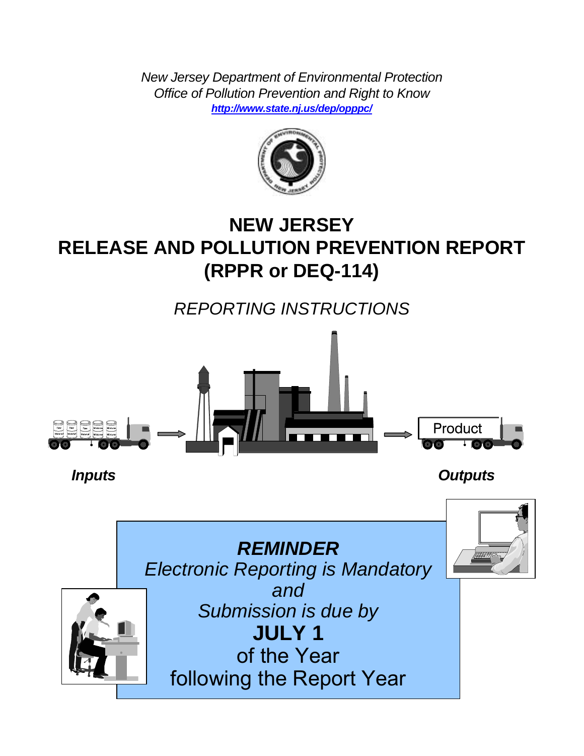*New Jersey Department of Environmental Protection*
*Office of Pollution Prevention and Right to Know*
***http://www.state.nj.us/dep/opppc/***

# NEW JERSEY RELEASE AND POLLUTION PREVENTION REPORT (RPPR or DEQ-114)

## *REPORTING INSTRUCTIONS*

Product

***Inputs*** ***Outputs***

***REMINDER***
*Electronic Reporting is Mandatory*
*and*
*Submission is due by*
***JULY 1***
of the Year
following the Report Year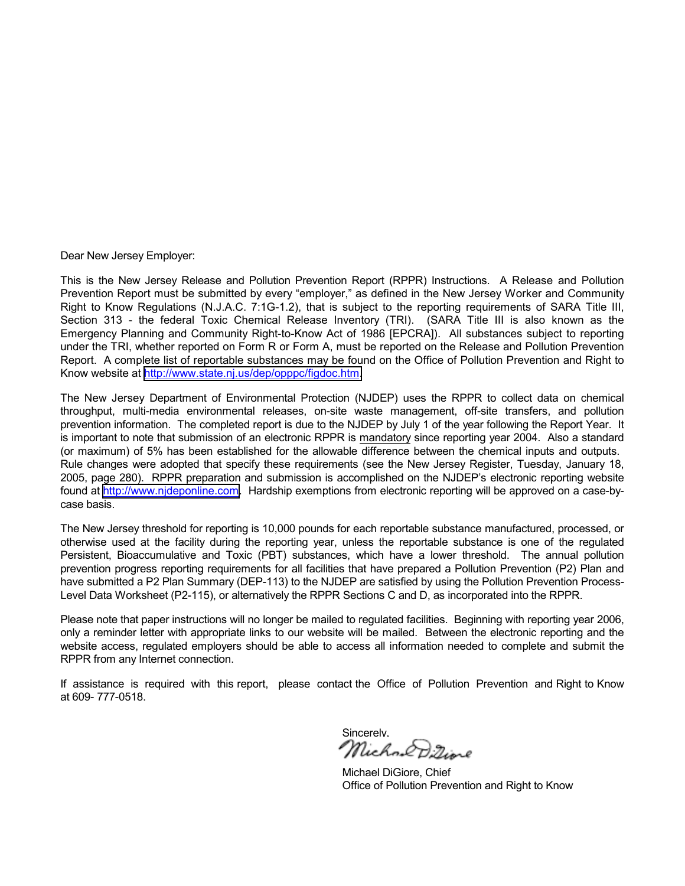Dear New Jersey Employer:

This is the New Jersey Release and Pollution Prevention Report (RPPR) Instructions. A Release and Pollution Prevention Report must be submitted by every “employer,” as defined in the New Jersey Worker and Community Right to Know Regulations (N.J.A.C. 7:1G-1.2), that is subject to the reporting requirements of SARA Title III, Section 313 - the federal Toxic Chemical Release Inventory (TRI). (SARA Title III is also known as the Emergency Planning and Community Right-to-Know Act of 1986 [EPCRA]). All substances subject to reporting under the TRI, whether reported on Form R or Form A, must be reported on the Release and Pollution Prevention Report. A complete list of reportable substances may be found on the Office of Pollution Prevention and Right to Know website at http://www.state.nj.us/dep/opppc/figdoc.htm.

The New Jersey Department of Environmental Protection (NJDEP) uses the RPPR to collect data on chemical throughput, multi-media environmental releases, on-site waste management, off-site transfers, and pollution prevention information. The completed report is due to the NJDEP by July 1 of the year following the Report Year. It is important to note that submission of an electronic RPPR is mandatory since reporting year 2004. Also a standard (or maximum) of 5% has been established for the allowable difference between the chemical inputs and outputs. Rule changes were adopted that specify these requirements (see the New Jersey Register, Tuesday, January 18, 2005, page 280). RPPR preparation and submission is accomplished on the NJDEP's electronic reporting website found at http://www.njdeponline.com. Hardship exemptions from electronic reporting will be approved on a case-by-case basis.

The New Jersey threshold for reporting is 10,000 pounds for each reportable substance manufactured, processed, or otherwise used at the facility during the reporting year, unless the reportable substance is one of the regulated Persistent, Bioaccumulative and Toxic (PBT) substances, which have a lower threshold. The annual pollution prevention progress reporting requirements for all facilities that have prepared a Pollution Prevention (P2) Plan and have submitted a P2 Plan Summary (DEP-113) to the NJDEP are satisfied by using the Pollution Prevention Process-Level Data Worksheet (P2-115), or alternatively the RPPR Sections C and D, as incorporated into the RPPR.

Please note that paper instructions will no longer be mailed to regulated facilities. Beginning with reporting year 2006, only a reminder letter with appropriate links to our website will be mailed. Between the electronic reporting and the website access, regulated employers should be able to access all information needed to complete and submit the RPPR from any Internet connection.

If assistance is required with this report, please contact the Office of Pollution Prevention and Right to Know at 609- 777-0518.

Sincerely,

Michael DiGiore

Michael DiGiore, Chief
Office of Pollution Prevention and Right to Know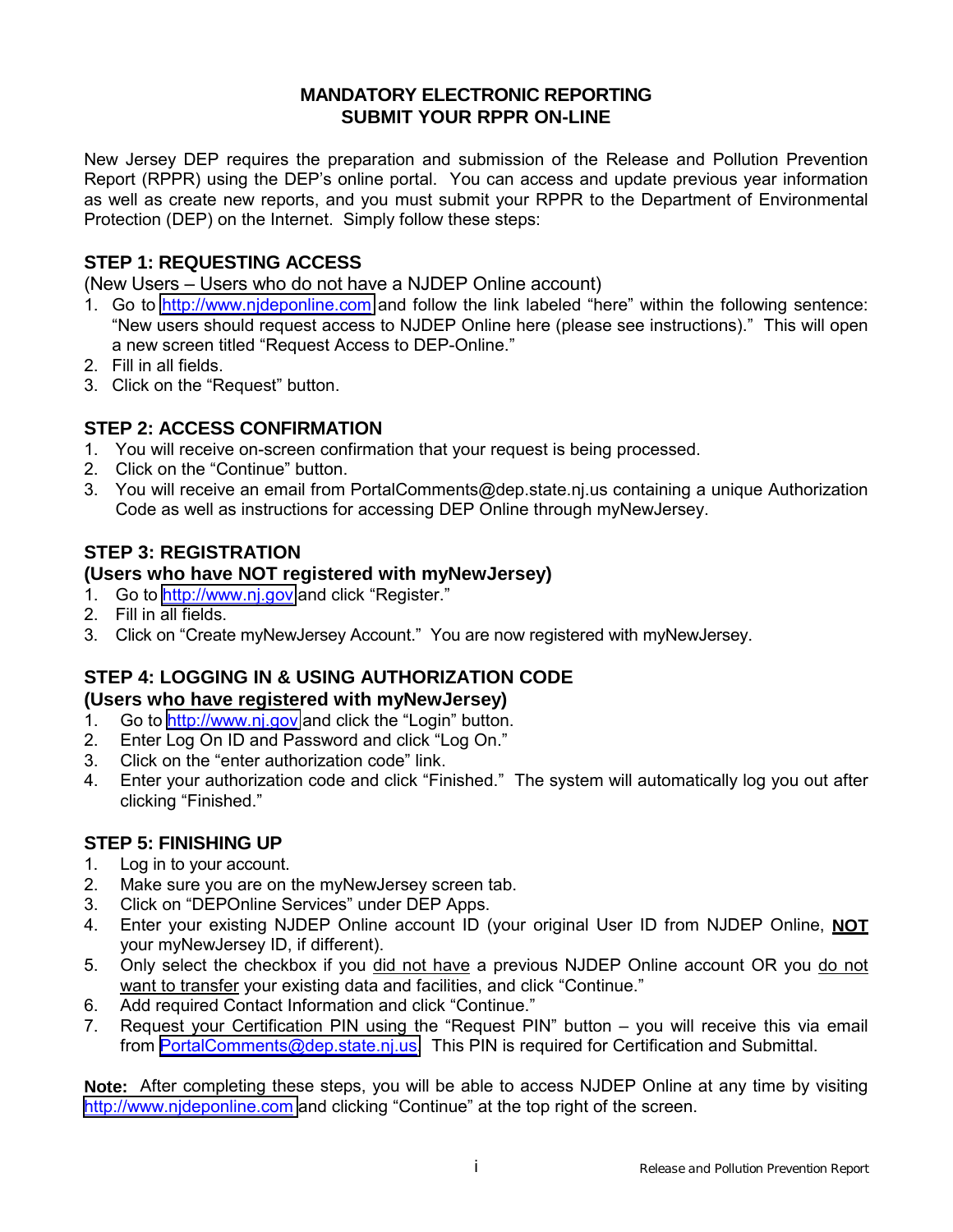# MANDATORY ELECTRONIC REPORTING
# SUBMIT YOUR RPPR ON-LINE

New Jersey DEP requires the preparation and submission of the Release and Pollution Prevention Report (RPPR) using the DEP's online portal. You can access and update previous year information as well as create new reports, and you must submit your RPPR to the Department of Environmental Protection (DEP) on the Internet. Simply follow these steps:

## STEP 1: REQUESTING ACCESS

(New Users – Users who do not have a NJDEP Online account)

1. Go to http://www.njdeponline.com and follow the link labeled "here" within the following sentence: "New users should request access to NJDEP Online here (please see instructions)." This will open a new screen titled "Request Access to DEP-Online."
2. Fill in all fields.
3. Click on the "Request" button.

## STEP 2: ACCESS CONFIRMATION

1. You will receive on-screen confirmation that your request is being processed.
2. Click on the "Continue" button.
3. You will receive an email from PortalComments@dep.state.nj.us containing a unique Authorization Code as well as instructions for accessing DEP Online through myNewJersey.

## STEP 3: REGISTRATION

**(Users who have NOT registered with myNewJersey)**

1. Go to http://www.nj.gov and click "Register."
2. Fill in all fields.
3. Click on "Create myNewJersey Account." You are now registered with myNewJersey.

## STEP 4: LOGGING IN & USING AUTHORIZATION CODE

**(Users who have registered with myNewJersey)**

1. Go to http://www.nj.gov and click the "Login" button.
2. Enter Log On ID and Password and click "Log On."
3. Click on the "enter authorization code" link.
4. Enter your authorization code and click "Finished." The system will automatically log you out after clicking "Finished."

## STEP 5: FINISHING UP

1. Log in to your account.
2. Make sure you are on the myNewJersey screen tab.
3. Click on "DEPOnline Services" under DEP Apps.
4. Enter your existing NJDEP Online account ID (your original User ID from NJDEP Online, **NOT** your myNewJersey ID, if different).
5. Only select the checkbox if you did not have a previous NJDEP Online account OR you do not want to transfer your existing data and facilities, and click "Continue."
6. Add required Contact Information and click "Continue."
7. Request your Certification PIN using the "Request PIN" button – you will receive this via email from PortalComments@dep.state.nj.us. This PIN is required for Certification and Submittal.

**Note:** After completing these steps, you will be able to access NJDEP Online at any time by visiting http://www.njdeponline.com and clicking "Continue" at the top right of the screen.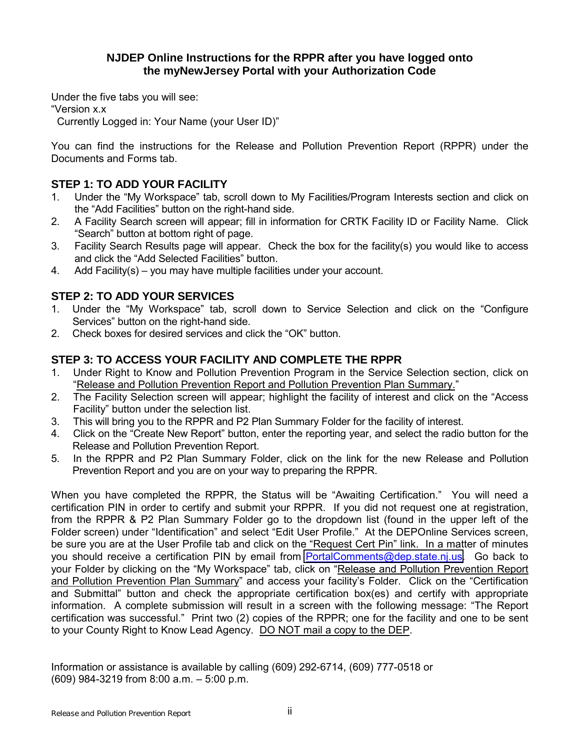**NJDEP Online Instructions for the RPPR after you have logged onto the myNewJersey Portal with your Authorization Code**

Under the five tabs you will see:
"Version x.x
Currently Logged in: Your Name (your User ID)"

You can find the instructions for the Release and Pollution Prevention Report (RPPR) under the Documents and Forms tab.

### STEP 1: TO ADD YOUR FACILITY

1. Under the "My Workspace" tab, scroll down to My Facilities/Program Interests section and click on the "Add Facilities" button on the right-hand side.
2. A Facility Search screen will appear; fill in information for CRTK Facility ID or Facility Name. Click "Search" button at bottom right of page.
3. Facility Search Results page will appear. Check the box for the facility(s) you would like to access and click the "Add Selected Facilities" button.
4. Add Facility(s) – you may have multiple facilities under your account.

### STEP 2: TO ADD YOUR SERVICES

1. Under the "My Workspace" tab, scroll down to Service Selection and click on the "Configure Services" button on the right-hand side.
2. Check boxes for desired services and click the "OK" button.

### STEP 3: TO ACCESS YOUR FACILITY AND COMPLETE THE RPPR

1. Under Right to Know and Pollution Prevention Program in the Service Selection section, click on "Release and Pollution Prevention Report and Pollution Prevention Plan Summary."
2. The Facility Selection screen will appear; highlight the facility of interest and click on the "Access Facility" button under the selection list.
3. This will bring you to the RPPR and P2 Plan Summary Folder for the facility of interest.
4. Click on the "Create New Report" button, enter the reporting year, and select the radio button for the Release and Pollution Prevention Report.
5. In the RPPR and P2 Plan Summary Folder, click on the link for the new Release and Pollution Prevention Report and you are on your way to preparing the RPPR.

When you have completed the RPPR, the Status will be "Awaiting Certification." You will need a certification PIN in order to certify and submit your RPPR. If you did not request one at registration, from the RPPR & P2 Plan Summary Folder go to the dropdown list (found in the upper left of the Folder screen) under "Identification" and select "Edit User Profile." At the DEPOnline Services screen, be sure you are at the User Profile tab and click on the "Request Cert Pin" link. In a matter of minutes you should receive a certification PIN by email from PortalComments@dep.state.nj.us. Go back to your Folder by clicking on the "My Workspace" tab, click on "Release and Pollution Prevention Report and Pollution Prevention Plan Summary" and access your facility's Folder. Click on the "Certification and Submittal" button and check the appropriate certification box(es) and certify with appropriate information. A complete submission will result in a screen with the following message: "The Report certification was successful." Print two (2) copies of the RPPR; one for the facility and one to be sent to your County Right to Know Lead Agency. DO NOT mail a copy to the DEP.

Information or assistance is available by calling (609) 292-6714, (609) 777-0518 or (609) 984-3219 from 8:00 a.m. – 5:00 p.m.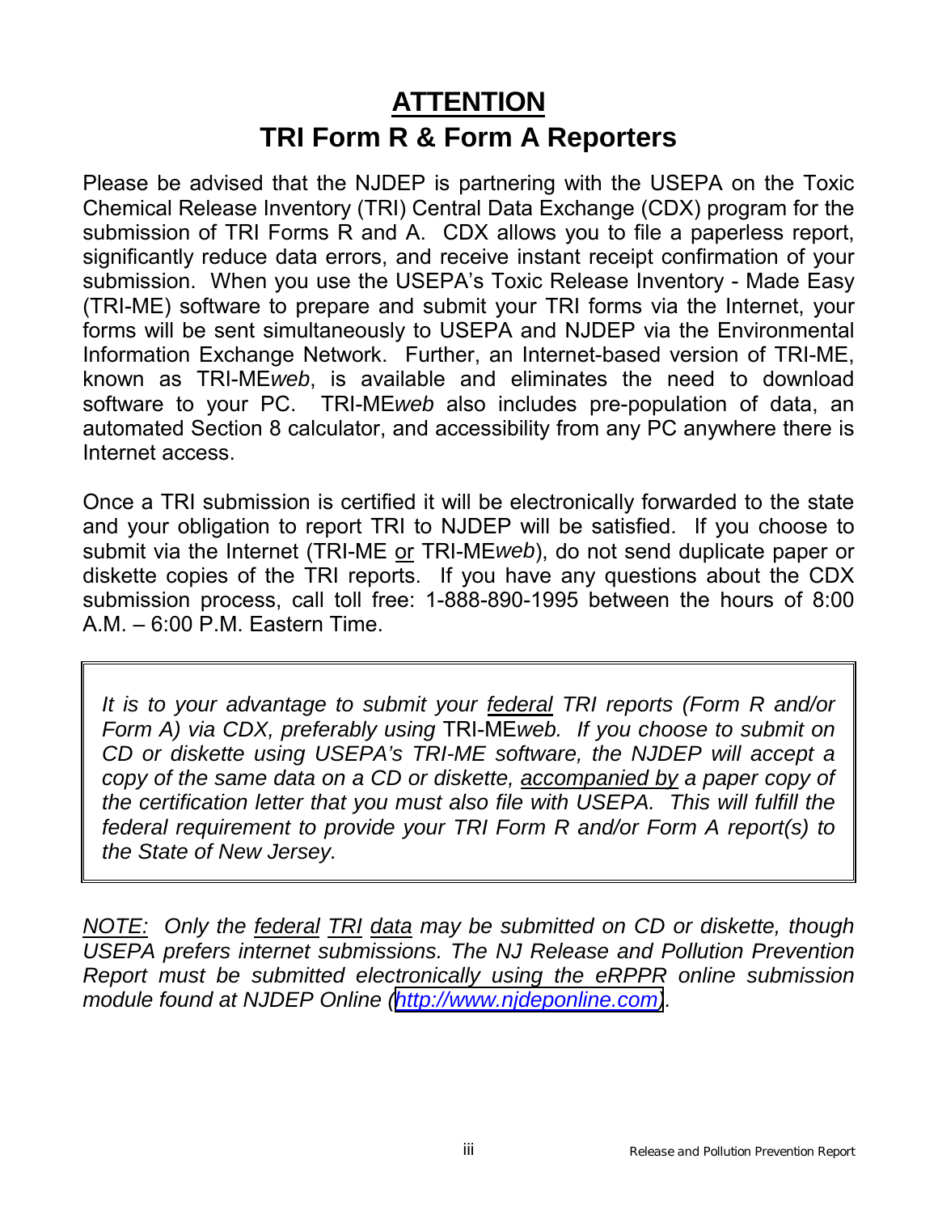# ATTENTION

## TRI Form R & Form A Reporters

Please be advised that the NJDEP is partnering with the USEPA on the Toxic Chemical Release Inventory (TRI) Central Data Exchange (CDX) program for the submission of TRI Forms R and A. CDX allows you to file a paperless report, significantly reduce data errors, and receive instant receipt confirmation of your submission. When you use the USEPA's Toxic Release Inventory - Made Easy (TRI-ME) software to prepare and submit your TRI forms via the Internet, your forms will be sent simultaneously to USEPA and NJDEP via the Environmental Information Exchange Network. Further, an Internet-based version of TRI-ME, known as TRI-ME*web*, is available and eliminates the need to download software to your PC. TRI-ME*web* also includes pre-population of data, an automated Section 8 calculator, and accessibility from any PC anywhere there is Internet access.

Once a TRI submission is certified it will be electronically forwarded to the state and your obligation to report TRI to NJDEP will be satisfied. If you choose to submit via the Internet (TRI-ME <u>or</u> TRI-ME*web*), do not send duplicate paper or diskette copies of the TRI reports. If you have any questions about the CDX submission process, call toll free: 1-888-890-1995 between the hours of 8:00 A.M. – 6:00 P.M. Eastern Time.

*It is to your advantage to submit your <u>federal</u> TRI reports (Form R and/or Form A) via CDX, preferably using* TRI-ME*web. If you choose to submit on CD or diskette using USEPA's TRI-ME software, the NJDEP will accept a copy of the same data on a CD or diskette, <u>accompanied by</u> a paper copy of the certification letter that you must also file with USEPA. This will fulfill the federal requirement to provide your TRI Form R and/or Form A report(s) to the State of New Jersey.*

*<u>NOTE:</u> Only the <u>federal</u> <u>TRI</u> <u>data</u> may be submitted on CD or diskette, though USEPA prefers internet submissions. The NJ Release and Pollution Prevention Report must be submitted electronically using the eRPPR online submission module found at NJDEP Online (http://www.njdeponline.com).*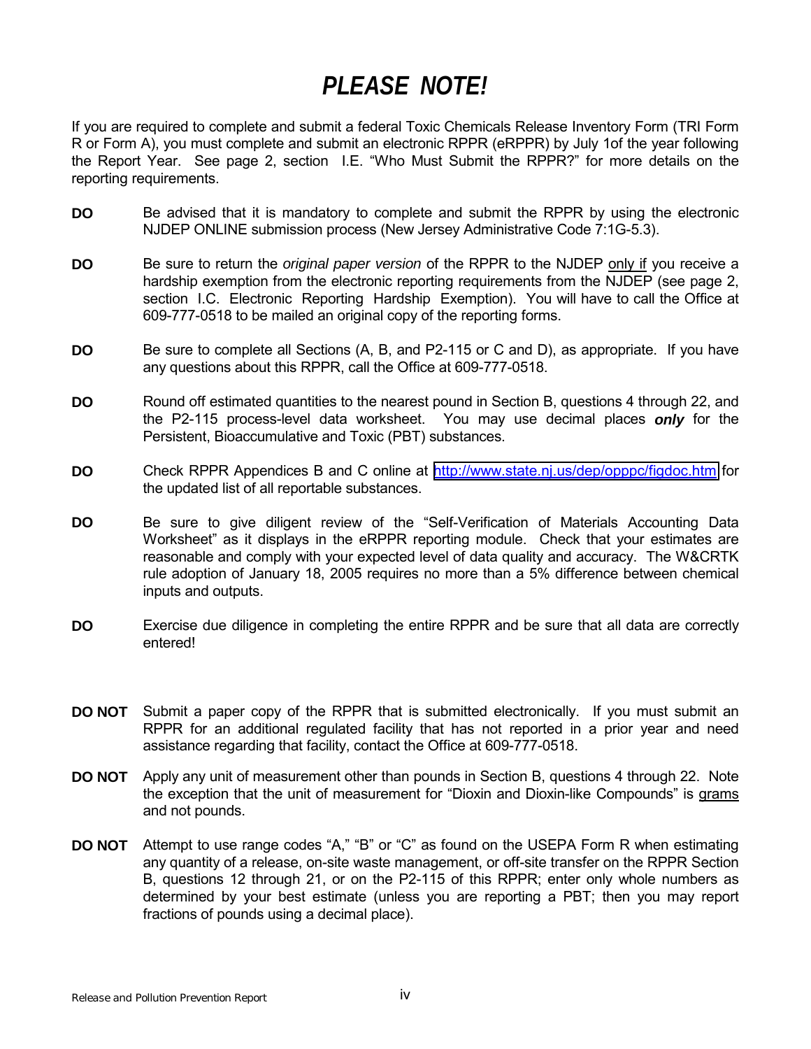# *PLEASE NOTE!*

If you are required to complete and submit a federal Toxic Chemicals Release Inventory Form (TRI Form R or Form A), you must complete and submit an electronic RPPR (eRPPR) by July 1of the year following the Report Year. See page 2, section I.E. "Who Must Submit the RPPR?" for more details on the reporting requirements.

**DO** Be advised that it is mandatory to complete and submit the RPPR by using the electronic NJDEP ONLINE submission process (New Jersey Administrative Code 7:1G-5.3).

**DO** Be sure to return the *original paper version* of the RPPR to the NJDEP only if you receive a hardship exemption from the electronic reporting requirements from the NJDEP (see page 2, section I.C. Electronic Reporting Hardship Exemption). You will have to call the Office at 609-777-0518 to be mailed an original copy of the reporting forms.

**DO** Be sure to complete all Sections (A, B, and P2-115 or C and D), as appropriate. If you have any questions about this RPPR, call the Office at 609-777-0518.

**DO** Round off estimated quantities to the nearest pound in Section B, questions 4 through 22, and the P2-115 process-level data worksheet. You may use decimal places ***only*** for the Persistent, Bioaccumulative and Toxic (PBT) substances.

**DO** Check RPPR Appendices B and C online at http://www.state.nj.us/dep/opppc/figdoc.htm for the updated list of all reportable substances.

**DO** Be sure to give diligent review of the "Self-Verification of Materials Accounting Data Worksheet" as it displays in the eRPPR reporting module. Check that your estimates are reasonable and comply with your expected level of data quality and accuracy. The W&CRTK rule adoption of January 18, 2005 requires no more than a 5% difference between chemical inputs and outputs.

**DO** Exercise due diligence in completing the entire RPPR and be sure that all data are correctly entered!

**DO NOT** Submit a paper copy of the RPPR that is submitted electronically. If you must submit an RPPR for an additional regulated facility that has not reported in a prior year and need assistance regarding that facility, contact the Office at 609-777-0518.

**DO NOT** Apply any unit of measurement other than pounds in Section B, questions 4 through 22. Note the exception that the unit of measurement for "Dioxin and Dioxin-like Compounds" is grams and not pounds.

**DO NOT** Attempt to use range codes "A," "B" or "C" as found on the USEPA Form R when estimating any quantity of a release, on-site waste management, or off-site transfer on the RPPR Section B, questions 12 through 21, or on the P2-115 of this RPPR; enter only whole numbers as determined by your best estimate (unless you are reporting a PBT; then you may report fractions of pounds using a decimal place).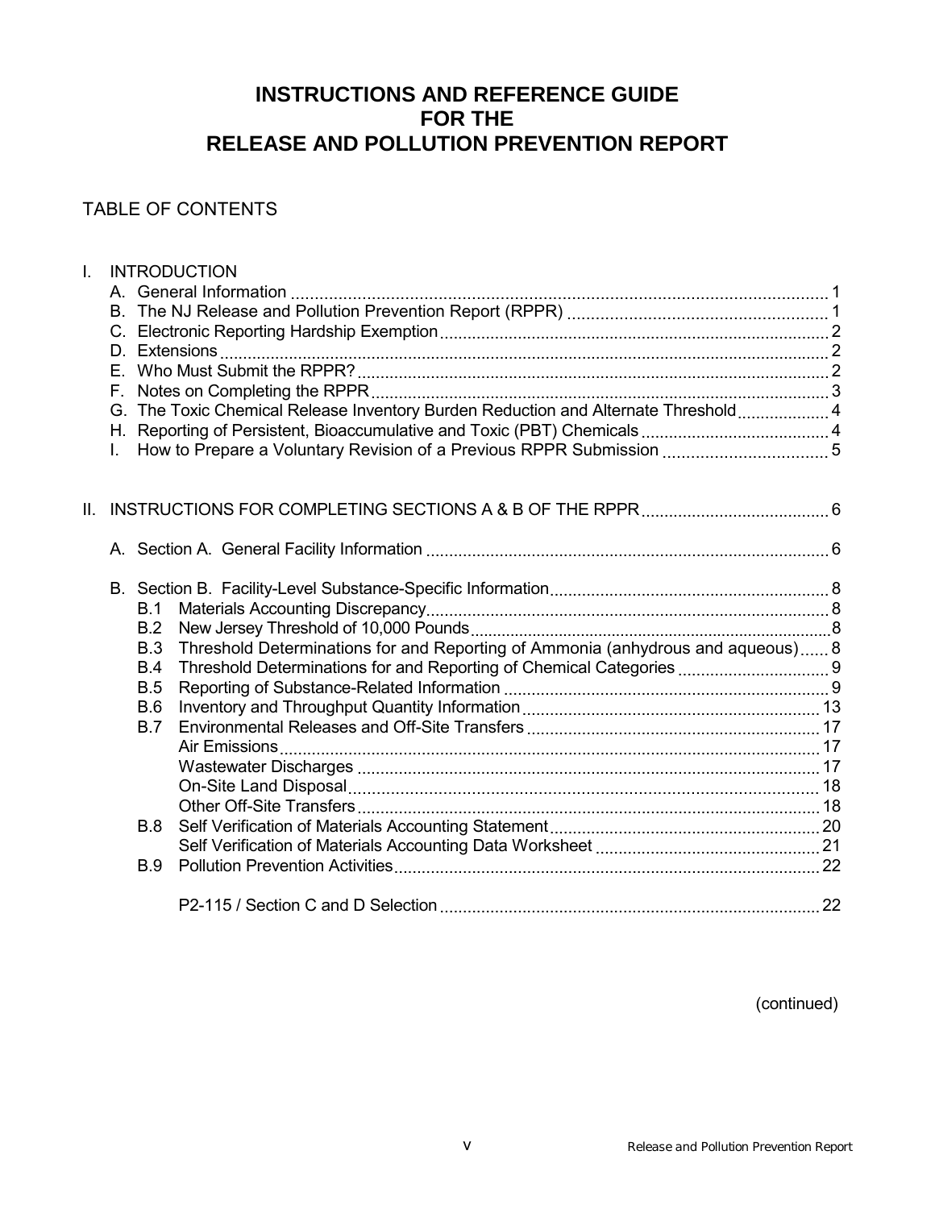# INSTRUCTIONS AND REFERENCE GUIDE FOR THE RELEASE AND POLLUTION PREVENTION REPORT

## TABLE OF CONTENTS

I. INTRODUCTION
- A. General Information ........ 1
- B. The NJ Release and Pollution Prevention Report (RPPR) ........ 1
- C. Electronic Reporting Hardship Exemption ........ 2
- D. Extensions ........ 2
- E. Who Must Submit the RPPR? ........ 2
- F. Notes on Completing the RPPR ........ 3
- G. The Toxic Chemical Release Inventory Burden Reduction and Alternate Threshold ........ 4
- H. Reporting of Persistent, Bioaccumulative and Toxic (PBT) Chemicals ........ 4
- I. How to Prepare a Voluntary Revision of a Previous RPPR Submission ........ 5

II. INSTRUCTIONS FOR COMPLETING SECTIONS A & B OF THE RPPR ........ 6

- A. Section A. General Facility Information ........ 6
- B. Section B. Facility-Level Substance-Specific Information ........ 8
  - B.1 Materials Accounting Discrepancy ........ 8
  - B.2 New Jersey Threshold of 10,000 Pounds ........ 8
  - B.3 Threshold Determinations for and Reporting of Ammonia (anhydrous and aqueous) ........ 8
  - B.4 Threshold Determinations for and Reporting of Chemical Categories ........ 9
  - B.5 Reporting of Substance-Related Information ........ 9
  - B.6 Inventory and Throughput Quantity Information ........ 13
  - B.7 Environmental Releases and Off-Site Transfers ........ 17
    - Air Emissions ........ 17
    - Wastewater Discharges ........ 17
    - On-Site Land Disposal ........ 18
    - Other Off-Site Transfers ........ 18
  - B.8 Self Verification of Materials Accounting Statement ........ 20
    - Self Verification of Materials Accounting Data Worksheet ........ 21
  - B.9 Pollution Prevention Activities ........ 22
    - P2-115 / Section C and D Selection ........ 22

(continued)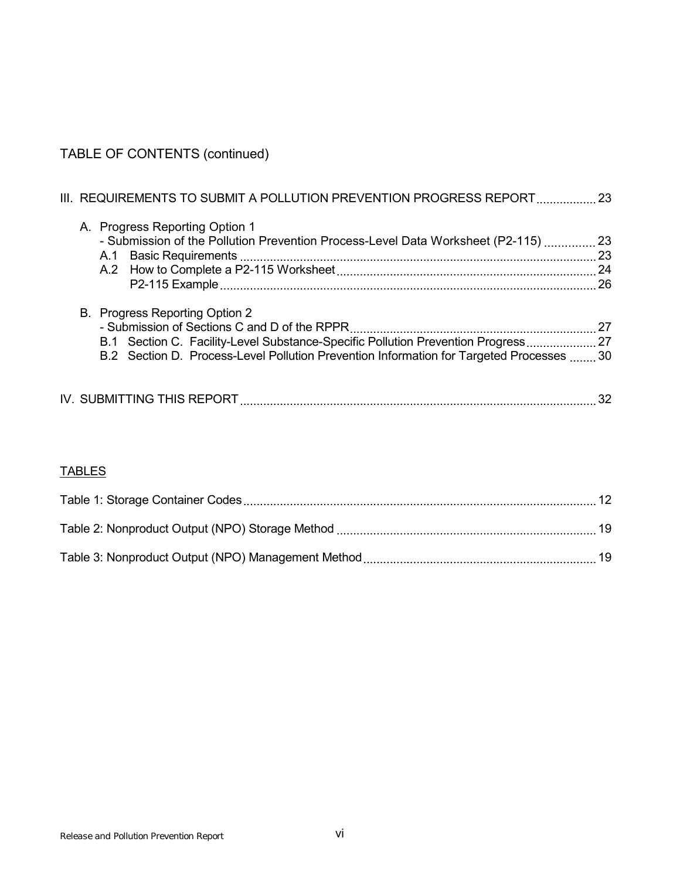TABLE OF CONTENTS (continued)

III. REQUIREMENTS TO SUBMIT A POLLUTION PREVENTION PROGRESS REPORT .................. 23

A. Progress Reporting Option 1
- Submission of the Pollution Prevention Process-Level Data Worksheet (P2-115) .............. 23
A.1 Basic Requirements .......... 23
A.2 How to Complete a P2-115 Worksheet .......... 24
P2-115 Example .......... 26

B. Progress Reporting Option 2
- Submission of Sections C and D of the RPPR .......... 27
B.1 Section C. Facility-Level Substance-Specific Pollution Prevention Progress .......... 27
B.2 Section D. Process-Level Pollution Prevention Information for Targeted Processes .......... 30

IV. SUBMITTING THIS REPORT .......... 32

TABLES

Table 1: Storage Container Codes .......... 12

Table 2: Nonproduct Output (NPO) Storage Method .......... 19

Table 3: Nonproduct Output (NPO) Management Method .......... 19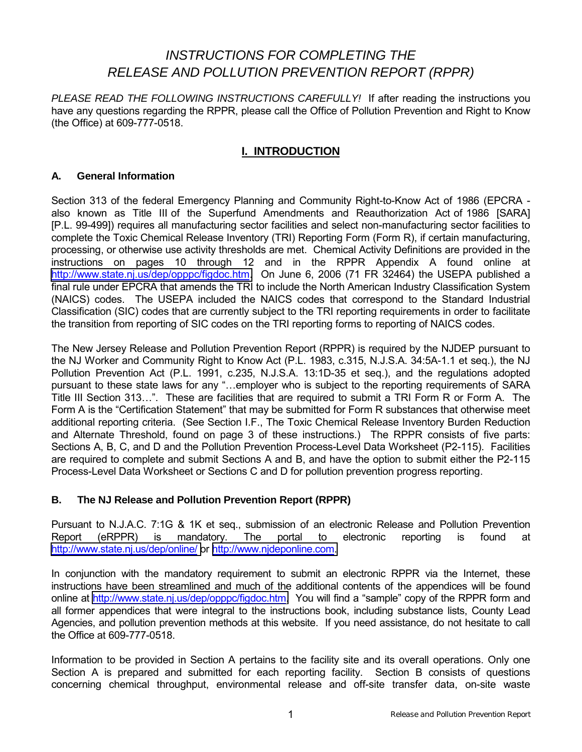# *INSTRUCTIONS FOR COMPLETING THE RELEASE AND POLLUTION PREVENTION REPORT (RPPR)*

*PLEASE READ THE FOLLOWING INSTRUCTIONS CAREFULLY!* If after reading the instructions you have any questions regarding the RPPR, please call the Office of Pollution Prevention and Right to Know (the Office) at 609-777-0518.

## I. INTRODUCTION

### A. General Information

Section 313 of the federal Emergency Planning and Community Right-to-Know Act of 1986 (EPCRA - also known as Title III of the Superfund Amendments and Reauthorization Act of 1986 [SARA] [P.L. 99-499]) requires all manufacturing sector facilities and select non-manufacturing sector facilities to complete the Toxic Chemical Release Inventory (TRI) Reporting Form (Form R), if certain manufacturing, processing, or otherwise use activity thresholds are met. Chemical Activity Definitions are provided in the instructions on pages 10 through 12 and in the RPPR Appendix A found online at http://www.state.nj.us/dep/opppc/figdoc.htm. On June 6, 2006 (71 FR 32464) the USEPA published a final rule under EPCRA that amends the TRI to include the North American Industry Classification System (NAICS) codes. The USEPA included the NAICS codes that correspond to the Standard Industrial Classification (SIC) codes that are currently subject to the TRI reporting requirements in order to facilitate the transition from reporting of SIC codes on the TRI reporting forms to reporting of NAICS codes.

The New Jersey Release and Pollution Prevention Report (RPPR) is required by the NJDEP pursuant to the NJ Worker and Community Right to Know Act (P.L. 1983, c.315, N.J.S.A. 34:5A-1.1 et seq.), the NJ Pollution Prevention Act (P.L. 1991, c.235, N.J.S.A. 13:1D-35 et seq.), and the regulations adopted pursuant to these state laws for any "…employer who is subject to the reporting requirements of SARA Title III Section 313…". These are facilities that are required to submit a TRI Form R or Form A. The Form A is the "Certification Statement" that may be submitted for Form R substances that otherwise meet additional reporting criteria. (See Section I.F., The Toxic Chemical Release Inventory Burden Reduction and Alternate Threshold, found on page 3 of these instructions.) The RPPR consists of five parts: Sections A, B, C, and D and the Pollution Prevention Process-Level Data Worksheet (P2-115). Facilities are required to complete and submit Sections A and B, and have the option to submit either the P2-115 Process-Level Data Worksheet or Sections C and D for pollution prevention progress reporting.

### B. The NJ Release and Pollution Prevention Report (RPPR)

Pursuant to N.J.A.C. 7:1G & 1K et seq., submission of an electronic Release and Pollution Prevention Report (eRPPR) is mandatory. The portal to electronic reporting is found at http://www.state.nj.us/dep/online/ or http://www.njdeponline.com.

In conjunction with the mandatory requirement to submit an electronic RPPR via the Internet, these instructions have been streamlined and much of the additional contents of the appendices will be found online at http://www.state.nj.us/dep/opppc/figdoc.htm. You will find a "sample" copy of the RPPR form and all former appendices that were integral to the instructions book, including substance lists, County Lead Agencies, and pollution prevention methods at this website. If you need assistance, do not hesitate to call the Office at 609-777-0518.

Information to be provided in Section A pertains to the facility site and its overall operations. Only one Section A is prepared and submitted for each reporting facility. Section B consists of questions concerning chemical throughput, environmental release and off-site transfer data, on-site waste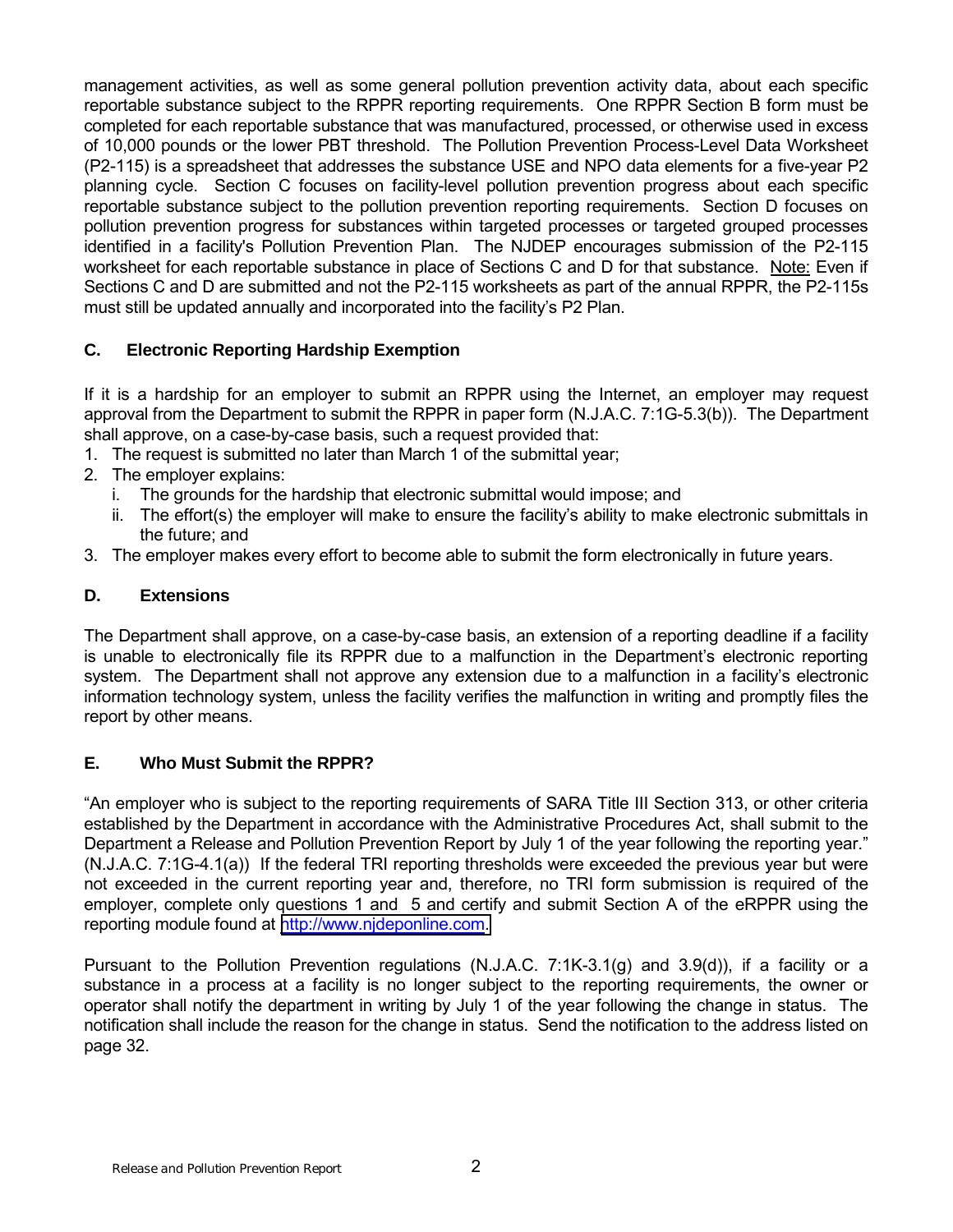management activities, as well as some general pollution prevention activity data, about each specific reportable substance subject to the RPPR reporting requirements. One RPPR Section B form must be completed for each reportable substance that was manufactured, processed, or otherwise used in excess of 10,000 pounds or the lower PBT threshold. The Pollution Prevention Process-Level Data Worksheet (P2-115) is a spreadsheet that addresses the substance USE and NPO data elements for a five-year P2 planning cycle. Section C focuses on facility-level pollution prevention progress about each specific reportable substance subject to the pollution prevention reporting requirements. Section D focuses on pollution prevention progress for substances within targeted processes or targeted grouped processes identified in a facility's Pollution Prevention Plan. The NJDEP encourages submission of the P2-115 worksheet for each reportable substance in place of Sections C and D for that substance. Note: Even if Sections C and D are submitted and not the P2-115 worksheets as part of the annual RPPR, the P2-115s must still be updated annually and incorporated into the facility's P2 Plan.

### C. Electronic Reporting Hardship Exemption

If it is a hardship for an employer to submit an RPPR using the Internet, an employer may request approval from the Department to submit the RPPR in paper form (N.J.A.C. 7:1G-5.3(b)). The Department shall approve, on a case-by-case basis, such a request provided that:

1. The request is submitted no later than March 1 of the submittal year;
2. The employer explains:
   i. The grounds for the hardship that electronic submittal would impose; and
   ii. The effort(s) the employer will make to ensure the facility's ability to make electronic submittals in the future; and
3. The employer makes every effort to become able to submit the form electronically in future years.

### D. Extensions

The Department shall approve, on a case-by-case basis, an extension of a reporting deadline if a facility is unable to electronically file its RPPR due to a malfunction in the Department's electronic reporting system. The Department shall not approve any extension due to a malfunction in a facility's electronic information technology system, unless the facility verifies the malfunction in writing and promptly files the report by other means.

### E. Who Must Submit the RPPR?

"An employer who is subject to the reporting requirements of SARA Title III Section 313, or other criteria established by the Department in accordance with the Administrative Procedures Act, shall submit to the Department a Release and Pollution Prevention Report by July 1 of the year following the reporting year." (N.J.A.C. 7:1G-4.1(a)) If the federal TRI reporting thresholds were exceeded the previous year but were not exceeded in the current reporting year and, therefore, no TRI form submission is required of the employer, complete only questions 1 and 5 and certify and submit Section A of the eRPPR using the reporting module found at http://www.njdeponline.com.

Pursuant to the Pollution Prevention regulations (N.J.A.C. 7:1K-3.1(g) and 3.9(d)), if a facility or a substance in a process at a facility is no longer subject to the reporting requirements, the owner or operator shall notify the department in writing by July 1 of the year following the change in status. The notification shall include the reason for the change in status. Send the notification to the address listed on page 32.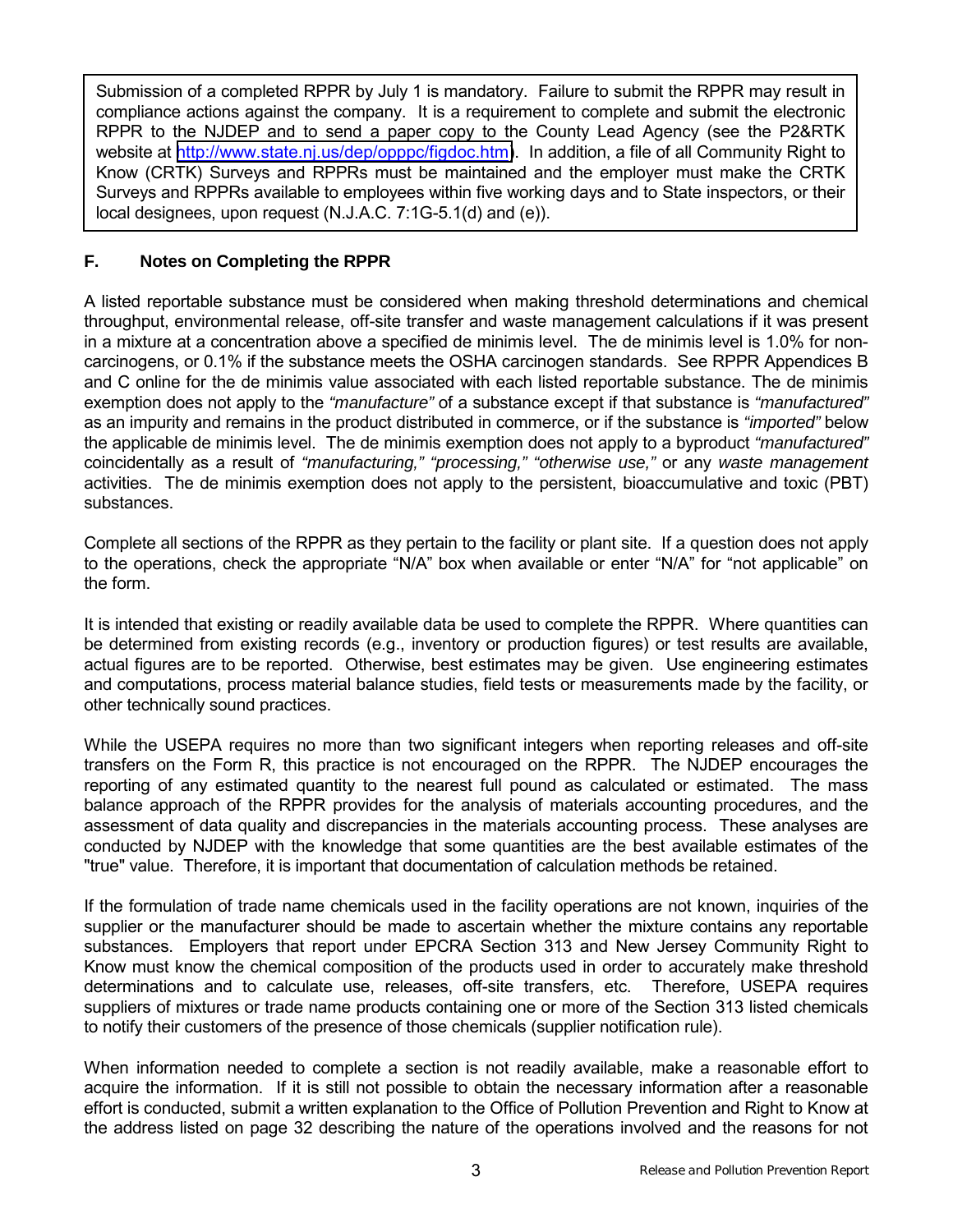Submission of a completed RPPR by July 1 is mandatory. Failure to submit the RPPR may result in compliance actions against the company. It is a requirement to complete and submit the electronic RPPR to the NJDEP and to send a paper copy to the County Lead Agency (see the P2&RTK website at [http://www.state.nj.us/dep/opppc/figdoc.htm](http://www.state.nj.us/dep/opppc/figdoc.htm)). In addition, a file of all Community Right to Know (CRTK) Surveys and RPPRs must be maintained and the employer must make the CRTK Surveys and RPPRs available to employees within five working days and to State inspectors, or their local designees, upon request (N.J.A.C. 7:1G-5.1(d) and (e)).

### F. Notes on Completing the RPPR

A listed reportable substance must be considered when making threshold determinations and chemical throughput, environmental release, off-site transfer and waste management calculations if it was present in a mixture at a concentration above a specified de minimis level. The de minimis level is 1.0% for non-carcinogens, or 0.1% if the substance meets the OSHA carcinogen standards. See RPPR Appendices B and C online for the de minimis value associated with each listed reportable substance. The de minimis exemption does not apply to the *"manufacture"* of a substance except if that substance is *"manufactured"* as an impurity and remains in the product distributed in commerce, or if the substance is *"imported"* below the applicable de minimis level. The de minimis exemption does not apply to a byproduct *"manufactured"* coincidentally as a result of *"manufacturing," "processing," "otherwise use,"* or any *waste management* activities. The de minimis exemption does not apply to the persistent, bioaccumulative and toxic (PBT) substances.

Complete all sections of the RPPR as they pertain to the facility or plant site. If a question does not apply to the operations, check the appropriate "N/A" box when available or enter "N/A" for "not applicable" on the form.

It is intended that existing or readily available data be used to complete the RPPR. Where quantities can be determined from existing records (e.g., inventory or production figures) or test results are available, actual figures are to be reported. Otherwise, best estimates may be given. Use engineering estimates and computations, process material balance studies, field tests or measurements made by the facility, or other technically sound practices.

While the USEPA requires no more than two significant integers when reporting releases and off-site transfers on the Form R, this practice is not encouraged on the RPPR. The NJDEP encourages the reporting of any estimated quantity to the nearest full pound as calculated or estimated. The mass balance approach of the RPPR provides for the analysis of materials accounting procedures, and the assessment of data quality and discrepancies in the materials accounting process. These analyses are conducted by NJDEP with the knowledge that some quantities are the best available estimates of the "true" value. Therefore, it is important that documentation of calculation methods be retained.

If the formulation of trade name chemicals used in the facility operations are not known, inquiries of the supplier or the manufacturer should be made to ascertain whether the mixture contains any reportable substances. Employers that report under EPCRA Section 313 and New Jersey Community Right to Know must know the chemical composition of the products used in order to accurately make threshold determinations and to calculate use, releases, off-site transfers, etc. Therefore, USEPA requires suppliers of mixtures or trade name products containing one or more of the Section 313 listed chemicals to notify their customers of the presence of those chemicals (supplier notification rule).

When information needed to complete a section is not readily available, make a reasonable effort to acquire the information. If it is still not possible to obtain the necessary information after a reasonable effort is conducted, submit a written explanation to the Office of Pollution Prevention and Right to Know at the address listed on page 32 describing the nature of the operations involved and the reasons for not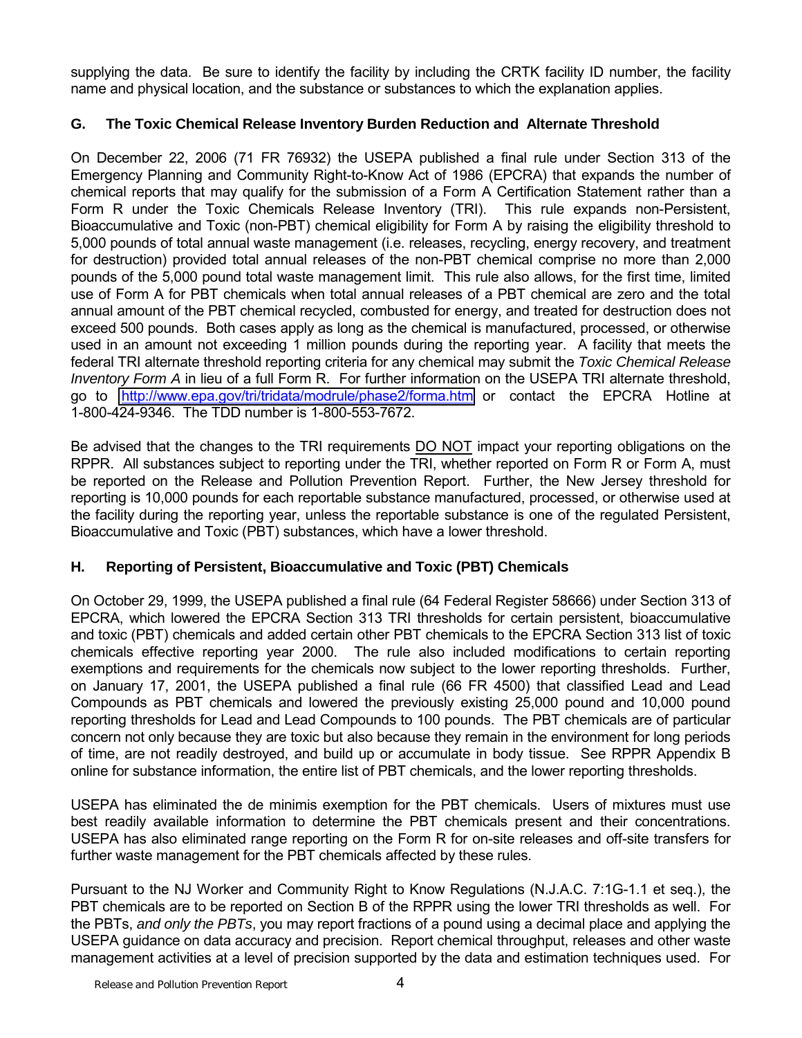supplying the data. Be sure to identify the facility by including the CRTK facility ID number, the facility name and physical location, and the substance or substances to which the explanation applies.

### G. The Toxic Chemical Release Inventory Burden Reduction and Alternate Threshold

On December 22, 2006 (71 FR 76932) the USEPA published a final rule under Section 313 of the Emergency Planning and Community Right-to-Know Act of 1986 (EPCRA) that expands the number of chemical reports that may qualify for the submission of a Form A Certification Statement rather than a Form R under the Toxic Chemicals Release Inventory (TRI). This rule expands non-Persistent, Bioaccumulative and Toxic (non-PBT) chemical eligibility for Form A by raising the eligibility threshold to 5,000 pounds of total annual waste management (i.e. releases, recycling, energy recovery, and treatment for destruction) provided total annual releases of the non-PBT chemical comprise no more than 2,000 pounds of the 5,000 pound total waste management limit. This rule also allows, for the first time, limited use of Form A for PBT chemicals when total annual releases of a PBT chemical are zero and the total annual amount of the PBT chemical recycled, combusted for energy, and treated for destruction does not exceed 500 pounds. Both cases apply as long as the chemical is manufactured, processed, or otherwise used in an amount not exceeding 1 million pounds during the reporting year. A facility that meets the federal TRI alternate threshold reporting criteria for any chemical may submit the *Toxic Chemical Release Inventory Form A* in lieu of a full Form R. For further information on the USEPA TRI alternate threshold, go to http://www.epa.gov/tri/tridata/modrule/phase2/forma.htm or contact the EPCRA Hotline at 1-800-424-9346. The TDD number is 1-800-553-7672.

Be advised that the changes to the TRI requirements DO NOT impact your reporting obligations on the RPPR. All substances subject to reporting under the TRI, whether reported on Form R or Form A, must be reported on the Release and Pollution Prevention Report. Further, the New Jersey threshold for reporting is 10,000 pounds for each reportable substance manufactured, processed, or otherwise used at the facility during the reporting year, unless the reportable substance is one of the regulated Persistent, Bioaccumulative and Toxic (PBT) substances, which have a lower threshold.

### H. Reporting of Persistent, Bioaccumulative and Toxic (PBT) Chemicals

On October 29, 1999, the USEPA published a final rule (64 Federal Register 58666) under Section 313 of EPCRA, which lowered the EPCRA Section 313 TRI thresholds for certain persistent, bioaccumulative and toxic (PBT) chemicals and added certain other PBT chemicals to the EPCRA Section 313 list of toxic chemicals effective reporting year 2000. The rule also included modifications to certain reporting exemptions and requirements for the chemicals now subject to the lower reporting thresholds. Further, on January 17, 2001, the USEPA published a final rule (66 FR 4500) that classified Lead and Lead Compounds as PBT chemicals and lowered the previously existing 25,000 pound and 10,000 pound reporting thresholds for Lead and Lead Compounds to 100 pounds. The PBT chemicals are of particular concern not only because they are toxic but also because they remain in the environment for long periods of time, are not readily destroyed, and build up or accumulate in body tissue. See RPPR Appendix B online for substance information, the entire list of PBT chemicals, and the lower reporting thresholds.

USEPA has eliminated the de minimis exemption for the PBT chemicals. Users of mixtures must use best readily available information to determine the PBT chemicals present and their concentrations. USEPA has also eliminated range reporting on the Form R for on-site releases and off-site transfers for further waste management for the PBT chemicals affected by these rules.

Pursuant to the NJ Worker and Community Right to Know Regulations (N.J.A.C. 7:1G-1.1 et seq.), the PBT chemicals are to be reported on Section B of the RPPR using the lower TRI thresholds as well. For the PBTs, *and only the PBTs*, you may report fractions of a pound using a decimal place and applying the USEPA guidance on data accuracy and precision. Report chemical throughput, releases and other waste management activities at a level of precision supported by the data and estimation techniques used. For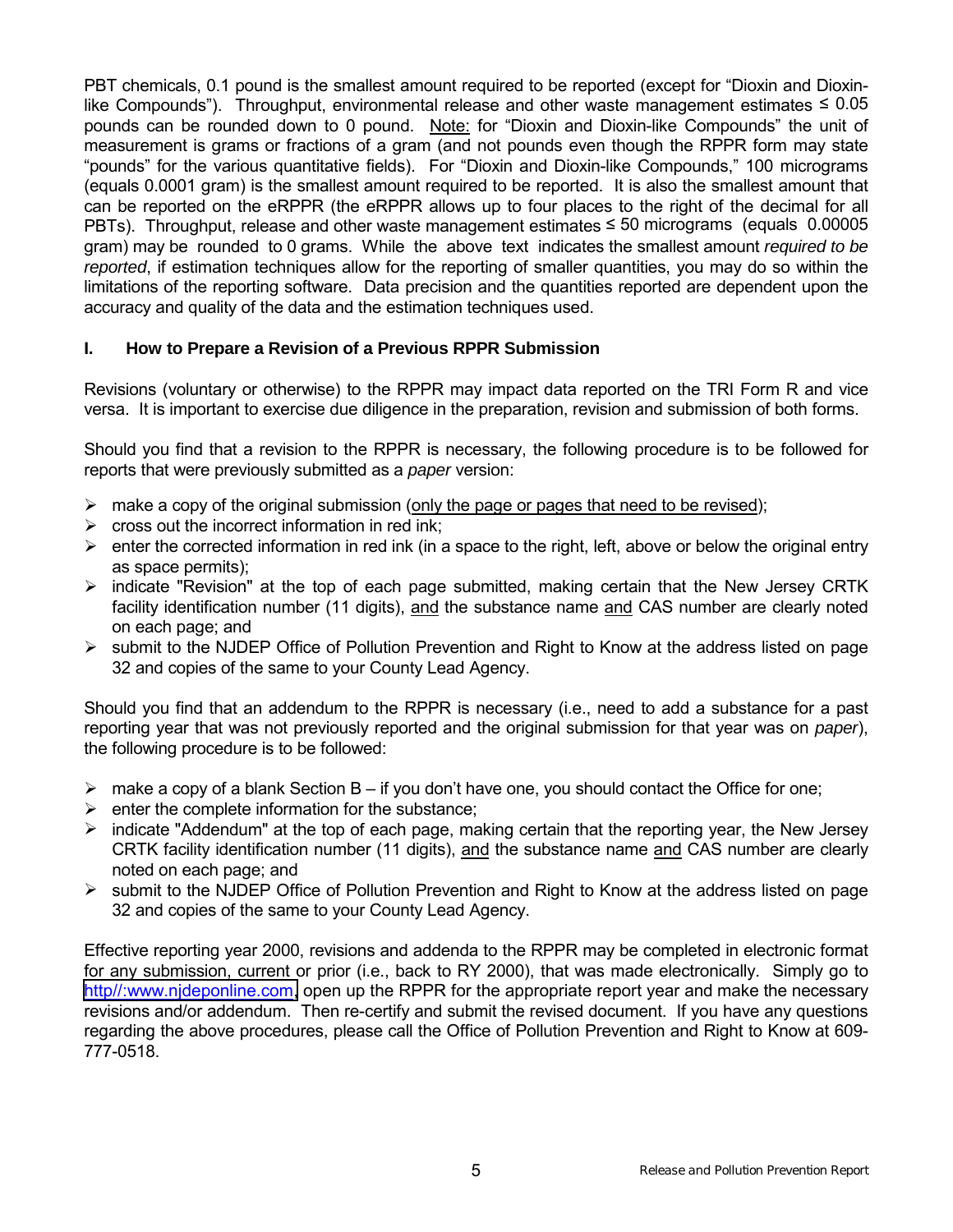PBT chemicals, 0.1 pound is the smallest amount required to be reported (except for "Dioxin and Dioxin-like Compounds"). Throughput, environmental release and other waste management estimates ≤ 0.05 pounds can be rounded down to 0 pound. Note: for "Dioxin and Dioxin-like Compounds" the unit of measurement is grams or fractions of a gram (and not pounds even though the RPPR form may state "pounds" for the various quantitative fields). For "Dioxin and Dioxin-like Compounds," 100 micrograms (equals 0.0001 gram) is the smallest amount required to be reported. It is also the smallest amount that can be reported on the eRPPR (the eRPPR allows up to four places to the right of the decimal for all PBTs). Throughput, release and other waste management estimates ≤ 50 micrograms (equals 0.00005 gram) may be rounded to 0 grams. While the above text indicates the smallest amount *required to be reported*, if estimation techniques allow for the reporting of smaller quantities, you may do so within the limitations of the reporting software. Data precision and the quantities reported are dependent upon the accuracy and quality of the data and the estimation techniques used.

### I. How to Prepare a Revision of a Previous RPPR Submission

Revisions (voluntary or otherwise) to the RPPR may impact data reported on the TRI Form R and vice versa. It is important to exercise due diligence in the preparation, revision and submission of both forms.

Should you find that a revision to the RPPR is necessary, the following procedure is to be followed for reports that were previously submitted as a *paper* version:

- make a copy of the original submission (only the page or pages that need to be revised);
- cross out the incorrect information in red ink;
- enter the corrected information in red ink (in a space to the right, left, above or below the original entry as space permits);
- indicate "Revision" at the top of each page submitted, making certain that the New Jersey CRTK facility identification number (11 digits), and the substance name and CAS number are clearly noted on each page; and
- submit to the NJDEP Office of Pollution Prevention and Right to Know at the address listed on page 32 and copies of the same to your County Lead Agency.

Should you find that an addendum to the RPPR is necessary (i.e., need to add a substance for a past reporting year that was not previously reported and the original submission for that year was on *paper*), the following procedure is to be followed:

- make a copy of a blank Section B – if you don't have one, you should contact the Office for one;
- enter the complete information for the substance;
- indicate "Addendum" at the top of each page, making certain that the reporting year, the New Jersey CRTK facility identification number (11 digits), and the substance name and CAS number are clearly noted on each page; and
- submit to the NJDEP Office of Pollution Prevention and Right to Know at the address listed on page 32 and copies of the same to your County Lead Agency.

Effective reporting year 2000, revisions and addenda to the RPPR may be completed in electronic format for any submission, current or prior (i.e., back to RY 2000), that was made electronically. Simply go to http//:www.njdeponline.com, open up the RPPR for the appropriate report year and make the necessary revisions and/or addendum. Then re-certify and submit the revised document. If you have any questions regarding the above procedures, please call the Office of Pollution Prevention and Right to Know at 609-777-0518.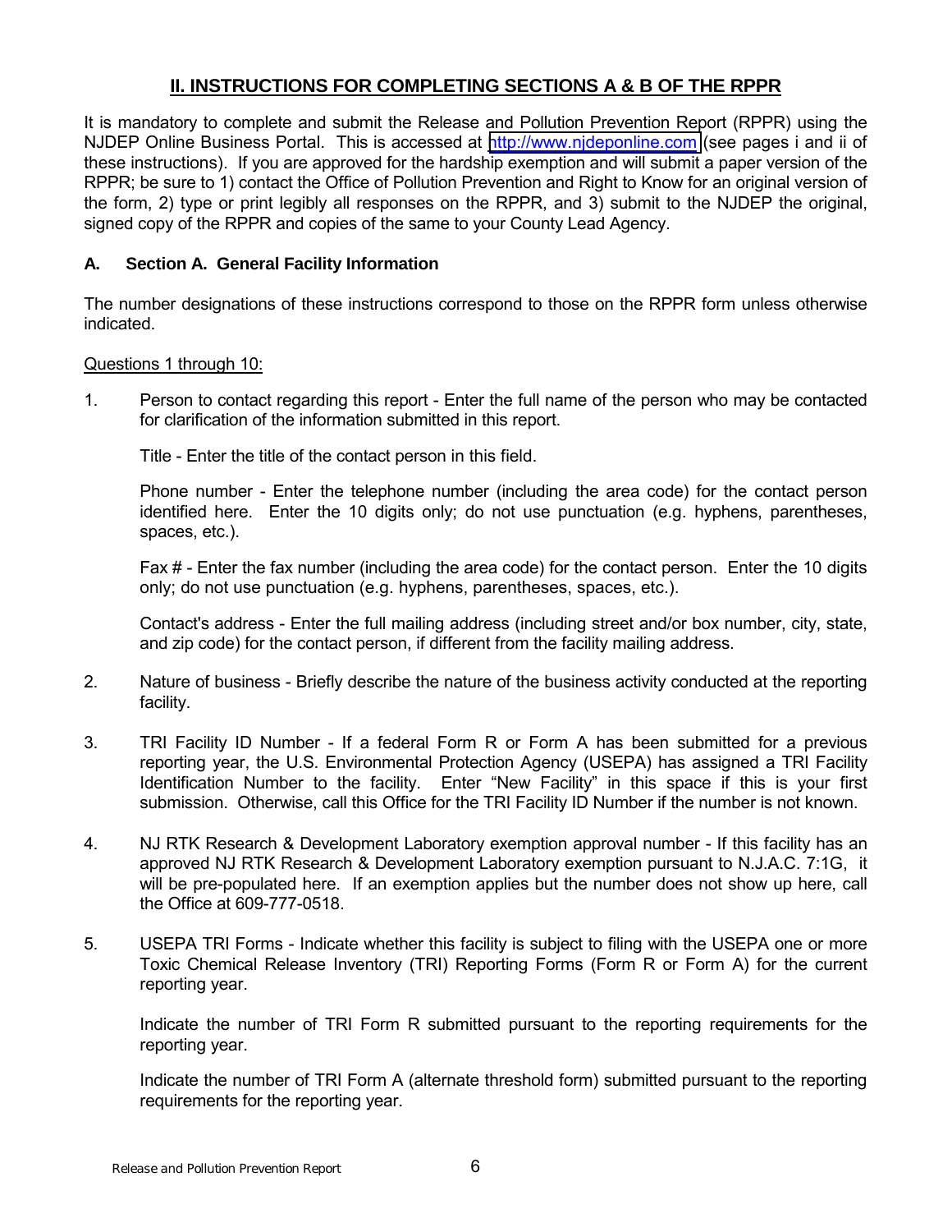## II. INSTRUCTIONS FOR COMPLETING SECTIONS A & B OF THE RPPR

It is mandatory to complete and submit the Release and Pollution Prevention Report (RPPR) using the NJDEP Online Business Portal. This is accessed at http://www.njdeponline.com (see pages i and ii of these instructions). If you are approved for the hardship exemption and will submit a paper version of the RPPR; be sure to 1) contact the Office of Pollution Prevention and Right to Know for an original version of the form, 2) type or print legibly all responses on the RPPR, and 3) submit to the NJDEP the original, signed copy of the RPPR and copies of the same to your County Lead Agency.

### A. Section A. General Facility Information

The number designations of these instructions correspond to those on the RPPR form unless otherwise indicated.

Questions 1 through 10:

1. Person to contact regarding this report - Enter the full name of the person who may be contacted for clarification of the information submitted in this report.

   Title - Enter the title of the contact person in this field.

   Phone number - Enter the telephone number (including the area code) for the contact person identified here. Enter the 10 digits only; do not use punctuation (e.g. hyphens, parentheses, spaces, etc.).

   Fax # - Enter the fax number (including the area code) for the contact person. Enter the 10 digits only; do not use punctuation (e.g. hyphens, parentheses, spaces, etc.).

   Contact's address - Enter the full mailing address (including street and/or box number, city, state, and zip code) for the contact person, if different from the facility mailing address.

2. Nature of business - Briefly describe the nature of the business activity conducted at the reporting facility.

3. TRI Facility ID Number - If a federal Form R or Form A has been submitted for a previous reporting year, the U.S. Environmental Protection Agency (USEPA) has assigned a TRI Facility Identification Number to the facility. Enter "New Facility" in this space if this is your first submission. Otherwise, call this Office for the TRI Facility ID Number if the number is not known.

4. NJ RTK Research & Development Laboratory exemption approval number - If this facility has an approved NJ RTK Research & Development Laboratory exemption pursuant to N.J.A.C. 7:1G, it will be pre-populated here. If an exemption applies but the number does not show up here, call the Office at 609-777-0518.

5. USEPA TRI Forms - Indicate whether this facility is subject to filing with the USEPA one or more Toxic Chemical Release Inventory (TRI) Reporting Forms (Form R or Form A) for the current reporting year.

   Indicate the number of TRI Form R submitted pursuant to the reporting requirements for the reporting year.

   Indicate the number of TRI Form A (alternate threshold form) submitted pursuant to the reporting requirements for the reporting year.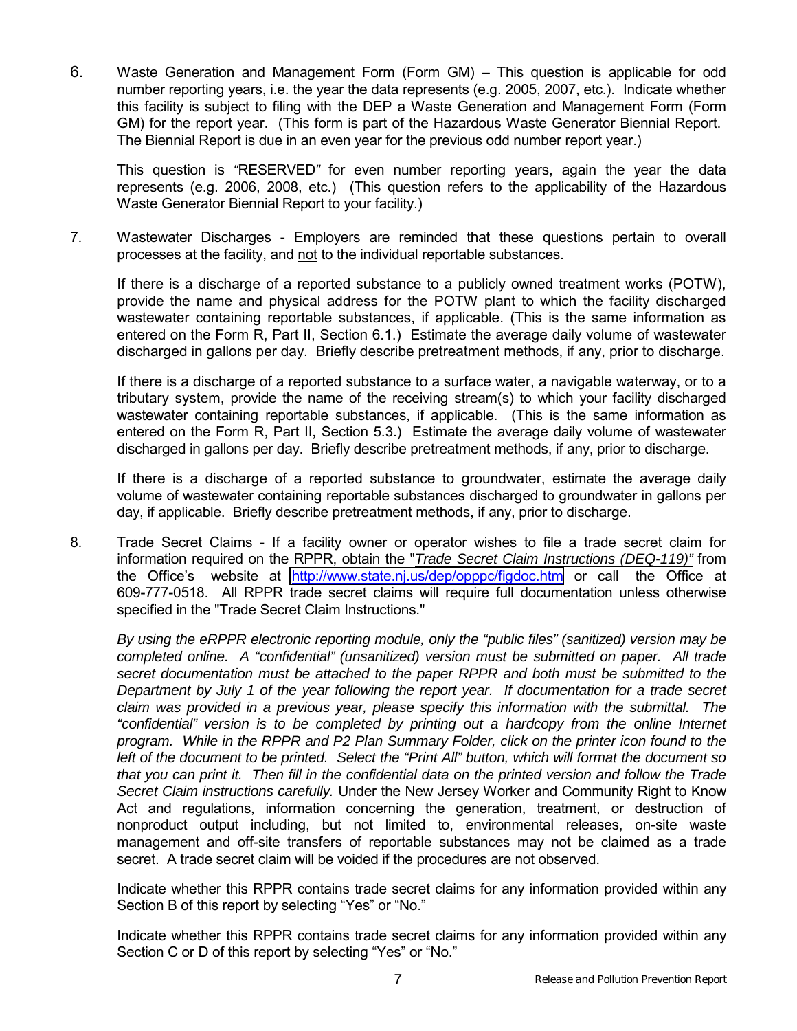6. Waste Generation and Management Form (Form GM) – This question is applicable for odd number reporting years, i.e. the year the data represents (e.g. 2005, 2007, etc.). Indicate whether this facility is subject to filing with the DEP a Waste Generation and Management Form (Form GM) for the report year. (This form is part of the Hazardous Waste Generator Biennial Report. The Biennial Report is due in an even year for the previous odd number report year.)

   This question is *"*RESERVED*"* for even number reporting years, again the year the data represents (e.g. 2006, 2008, etc.) (This question refers to the applicability of the Hazardous Waste Generator Biennial Report to your facility.)

7. Wastewater Discharges - Employers are reminded that these questions pertain to overall processes at the facility, and <u>not</u> to the individual reportable substances.

   If there is a discharge of a reported substance to a publicly owned treatment works (POTW), provide the name and physical address for the POTW plant to which the facility discharged wastewater containing reportable substances, if applicable. (This is the same information as entered on the Form R, Part II, Section 6.1.) Estimate the average daily volume of wastewater discharged in gallons per day. Briefly describe pretreatment methods, if any, prior to discharge.

   If there is a discharge of a reported substance to a surface water, a navigable waterway, or to a tributary system, provide the name of the receiving stream(s) to which your facility discharged wastewater containing reportable substances, if applicable. (This is the same information as entered on the Form R, Part II, Section 5.3.) Estimate the average daily volume of wastewater discharged in gallons per day. Briefly describe pretreatment methods, if any, prior to discharge.

   If there is a discharge of a reported substance to groundwater, estimate the average daily volume of wastewater containing reportable substances discharged to groundwater in gallons per day, if applicable. Briefly describe pretreatment methods, if any, prior to discharge.

8. Trade Secret Claims - If a facility owner or operator wishes to file a trade secret claim for information required on the RPPR, obtain the "*<u>Trade Secret Claim Instructions (DEQ-119)</u>"* from the Office's website at http://www.state.nj.us/dep/opppc/figdoc.htm or call the Office at 609-777-0518. All RPPR trade secret claims will require full documentation unless otherwise specified in the "Trade Secret Claim Instructions."

   *By using the eRPPR electronic reporting module, only the "public files" (sanitized) version may be completed online. A "confidential" (unsanitized) version must be submitted on paper. All trade secret documentation must be attached to the paper RPPR and both must be submitted to the Department by July 1 of the year following the report year. If documentation for a trade secret claim was provided in a previous year, please specify this information with the submittal. The "confidential" version is to be completed by printing out a hardcopy from the online Internet program. While in the RPPR and P2 Plan Summary Folder, click on the printer icon found to the left of the document to be printed. Select the "Print All" button, which will format the document so that you can print it. Then fill in the confidential data on the printed version and follow the Trade Secret Claim instructions carefully.* Under the New Jersey Worker and Community Right to Know Act and regulations, information concerning the generation, treatment, or destruction of nonproduct output including, but not limited to, environmental releases, on-site waste management and off-site transfers of reportable substances may not be claimed as a trade secret. A trade secret claim will be voided if the procedures are not observed.

   Indicate whether this RPPR contains trade secret claims for any information provided within any Section B of this report by selecting "Yes" or "No."

   Indicate whether this RPPR contains trade secret claims for any information provided within any Section C or D of this report by selecting "Yes" or "No."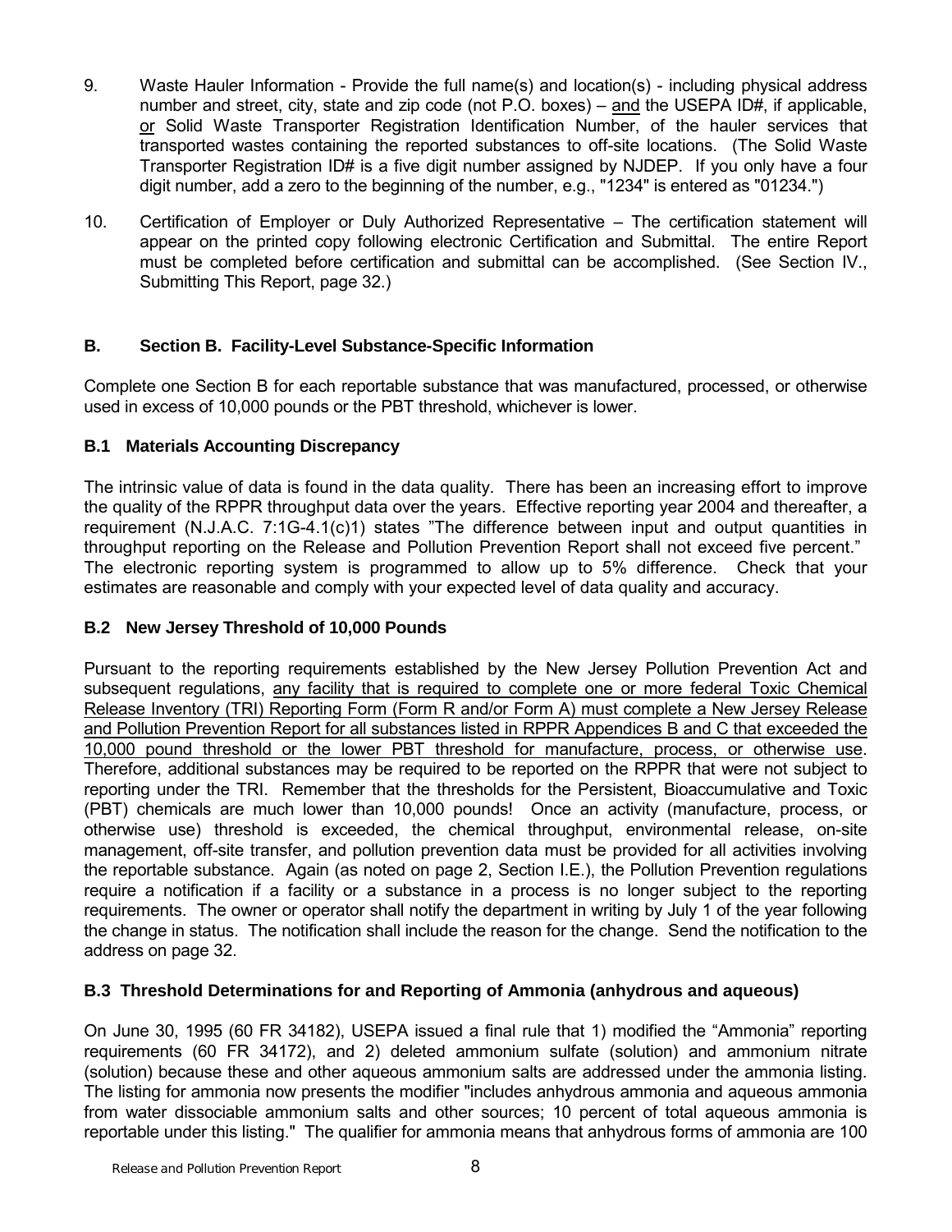9. Waste Hauler Information - Provide the full name(s) and location(s) - including physical address number and street, city, state and zip code (not P.O. boxes) – and the USEPA ID#, if applicable, or Solid Waste Transporter Registration Identification Number, of the hauler services that transported wastes containing the reported substances to off-site locations. (The Solid Waste Transporter Registration ID# is a five digit number assigned by NJDEP. If you only have a four digit number, add a zero to the beginning of the number, e.g., "1234" is entered as "01234.")

10. Certification of Employer or Duly Authorized Representative – The certification statement will appear on the printed copy following electronic Certification and Submittal. The entire Report must be completed before certification and submittal can be accomplished. (See Section IV., Submitting This Report, page 32.)

### B. Section B. Facility-Level Substance-Specific Information

Complete one Section B for each reportable substance that was manufactured, processed, or otherwise used in excess of 10,000 pounds or the PBT threshold, whichever is lower.

#### B.1 Materials Accounting Discrepancy

The intrinsic value of data is found in the data quality. There has been an increasing effort to improve the quality of the RPPR throughput data over the years. Effective reporting year 2004 and thereafter, a requirement (N.J.A.C. 7:1G-4.1(c)1) states "The difference between input and output quantities in throughput reporting on the Release and Pollution Prevention Report shall not exceed five percent." The electronic reporting system is programmed to allow up to 5% difference. Check that your estimates are reasonable and comply with your expected level of data quality and accuracy.

#### B.2 New Jersey Threshold of 10,000 Pounds

Pursuant to the reporting requirements established by the New Jersey Pollution Prevention Act and subsequent regulations, any facility that is required to complete one or more federal Toxic Chemical Release Inventory (TRI) Reporting Form (Form R and/or Form A) must complete a New Jersey Release and Pollution Prevention Report for all substances listed in RPPR Appendices B and C that exceeded the 10,000 pound threshold or the lower PBT threshold for manufacture, process, or otherwise use. Therefore, additional substances may be required to be reported on the RPPR that were not subject to reporting under the TRI. Remember that the thresholds for the Persistent, Bioaccumulative and Toxic (PBT) chemicals are much lower than 10,000 pounds! Once an activity (manufacture, process, or otherwise use) threshold is exceeded, the chemical throughput, environmental release, on-site management, off-site transfer, and pollution prevention data must be provided for all activities involving the reportable substance. Again (as noted on page 2, Section I.E.), the Pollution Prevention regulations require a notification if a facility or a substance in a process is no longer subject to the reporting requirements. The owner or operator shall notify the department in writing by July 1 of the year following the change in status. The notification shall include the reason for the change. Send the notification to the address on page 32.

#### B.3 Threshold Determinations for and Reporting of Ammonia (anhydrous and aqueous)

On June 30, 1995 (60 FR 34182), USEPA issued a final rule that 1) modified the "Ammonia" reporting requirements (60 FR 34172), and 2) deleted ammonium sulfate (solution) and ammonium nitrate (solution) because these and other aqueous ammonium salts are addressed under the ammonia listing. The listing for ammonia now presents the modifier "includes anhydrous ammonia and aqueous ammonia from water dissociable ammonium salts and other sources; 10 percent of total aqueous ammonia is reportable under this listing." The qualifier for ammonia means that anhydrous forms of ammonia are 100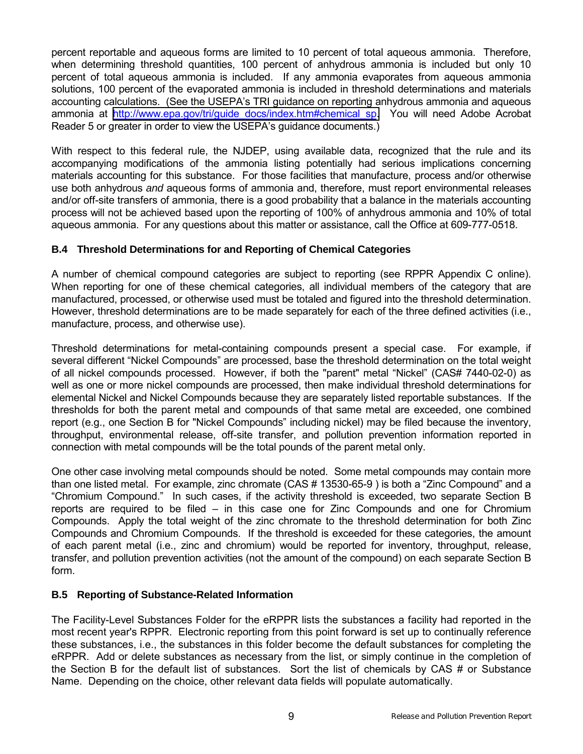percent reportable and aqueous forms are limited to 10 percent of total aqueous ammonia. Therefore, when determining threshold quantities, 100 percent of anhydrous ammonia is included but only 10 percent of total aqueous ammonia is included. If any ammonia evaporates from aqueous ammonia solutions, 100 percent of the evaporated ammonia is included in threshold determinations and materials accounting calculations. (See the USEPA's TRI guidance on reporting anhydrous ammonia and aqueous ammonia at http://www.epa.gov/tri/guide_docs/index.htm#chemical_sp. You will need Adobe Acrobat Reader 5 or greater in order to view the USEPA's guidance documents.)

With respect to this federal rule, the NJDEP, using available data, recognized that the rule and its accompanying modifications of the ammonia listing potentially had serious implications concerning materials accounting for this substance. For those facilities that manufacture, process and/or otherwise use both anhydrous *and* aqueous forms of ammonia and, therefore, must report environmental releases and/or off-site transfers of ammonia, there is a good probability that a balance in the materials accounting process will not be achieved based upon the reporting of 100% of anhydrous ammonia and 10% of total aqueous ammonia. For any questions about this matter or assistance, call the Office at 609-777-0518.

### B.4 Threshold Determinations for and Reporting of Chemical Categories

A number of chemical compound categories are subject to reporting (see RPPR Appendix C online). When reporting for one of these chemical categories, all individual members of the category that are manufactured, processed, or otherwise used must be totaled and figured into the threshold determination. However, threshold determinations are to be made separately for each of the three defined activities (i.e., manufacture, process, and otherwise use).

Threshold determinations for metal-containing compounds present a special case. For example, if several different "Nickel Compounds" are processed, base the threshold determination on the total weight of all nickel compounds processed. However, if both the "parent" metal "Nickel" (CAS# 7440-02-0) as well as one or more nickel compounds are processed, then make individual threshold determinations for elemental Nickel and Nickel Compounds because they are separately listed reportable substances. If the thresholds for both the parent metal and compounds of that same metal are exceeded, one combined report (e.g., one Section B for "Nickel Compounds" including nickel) may be filed because the inventory, throughput, environmental release, off-site transfer, and pollution prevention information reported in connection with metal compounds will be the total pounds of the parent metal only.

One other case involving metal compounds should be noted. Some metal compounds may contain more than one listed metal. For example, zinc chromate (CAS # 13530-65-9 ) is both a "Zinc Compound" and a "Chromium Compound." In such cases, if the activity threshold is exceeded, two separate Section B reports are required to be filed – in this case one for Zinc Compounds and one for Chromium Compounds. Apply the total weight of the zinc chromate to the threshold determination for both Zinc Compounds and Chromium Compounds. If the threshold is exceeded for these categories, the amount of each parent metal (i.e., zinc and chromium) would be reported for inventory, throughput, release, transfer, and pollution prevention activities (not the amount of the compound) on each separate Section B form.

### B.5 Reporting of Substance-Related Information

The Facility-Level Substances Folder for the eRPPR lists the substances a facility had reported in the most recent year's RPPR. Electronic reporting from this point forward is set up to continually reference these substances, i.e., the substances in this folder become the default substances for completing the eRPPR. Add or delete substances as necessary from the list, or simply continue in the completion of the Section B for the default list of substances. Sort the list of chemicals by CAS # or Substance Name. Depending on the choice, other relevant data fields will populate automatically.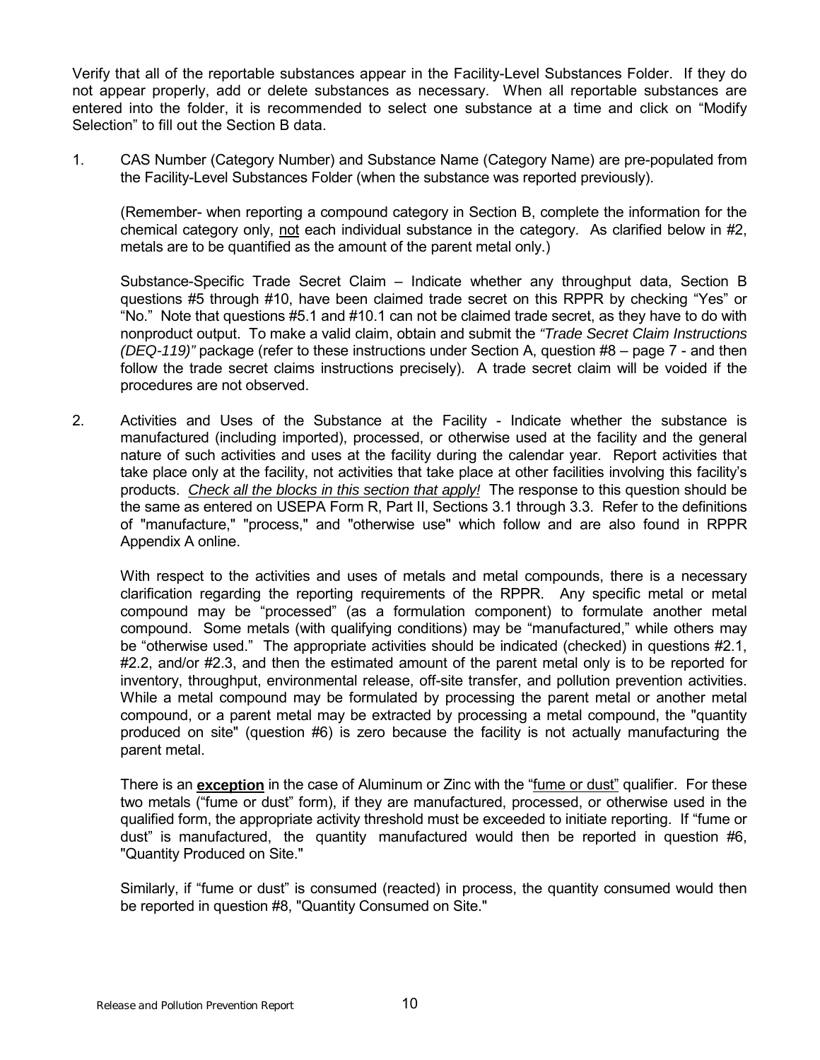Verify that all of the reportable substances appear in the Facility-Level Substances Folder. If they do not appear properly, add or delete substances as necessary. When all reportable substances are entered into the folder, it is recommended to select one substance at a time and click on "Modify Selection" to fill out the Section B data.

1. CAS Number (Category Number) and Substance Name (Category Name) are pre-populated from the Facility-Level Substances Folder (when the substance was reported previously).

   (Remember- when reporting a compound category in Section B, complete the information for the chemical category only, <u>not</u> each individual substance in the category. As clarified below in #2, metals are to be quantified as the amount of the parent metal only.)

   Substance-Specific Trade Secret Claim – Indicate whether any throughput data, Section B questions #5 through #10, have been claimed trade secret on this RPPR by checking "Yes" or "No." Note that questions #5.1 and #10.1 can not be claimed trade secret, as they have to do with nonproduct output. To make a valid claim, obtain and submit the *"Trade Secret Claim Instructions (DEQ-119)"* package (refer to these instructions under Section A, question #8 – page 7 - and then follow the trade secret claims instructions precisely). A trade secret claim will be voided if the procedures are not observed.

2. Activities and Uses of the Substance at the Facility - Indicate whether the substance is manufactured (including imported), processed, or otherwise used at the facility and the general nature of such activities and uses at the facility during the calendar year. Report activities that take place only at the facility, not activities that take place at other facilities involving this facility's products. *<u>Check all the blocks in this section that apply!</u>* The response to this question should be the same as entered on USEPA Form R, Part II, Sections 3.1 through 3.3. Refer to the definitions of "manufacture," "process," and "otherwise use" which follow and are also found in RPPR Appendix A online.

   With respect to the activities and uses of metals and metal compounds, there is a necessary clarification regarding the reporting requirements of the RPPR. Any specific metal or metal compound may be "processed" (as a formulation component) to formulate another metal compound. Some metals (with qualifying conditions) may be "manufactured," while others may be "otherwise used." The appropriate activities should be indicated (checked) in questions #2.1, #2.2, and/or #2.3, and then the estimated amount of the parent metal only is to be reported for inventory, throughput, environmental release, off-site transfer, and pollution prevention activities. While a metal compound may be formulated by processing the parent metal or another metal compound, or a parent metal may be extracted by processing a metal compound, the "quantity produced on site" (question #6) is zero because the facility is not actually manufacturing the parent metal.

   There is an **<u>exception</u>** in the case of Aluminum or Zinc with the "<u>fume or dust</u>" qualifier. For these two metals ("fume or dust" form), if they are manufactured, processed, or otherwise used in the qualified form, the appropriate activity threshold must be exceeded to initiate reporting. If "fume or dust" is manufactured, the quantity manufactured would then be reported in question #6, "Quantity Produced on Site."

   Similarly, if "fume or dust" is consumed (reacted) in process, the quantity consumed would then be reported in question #8, "Quantity Consumed on Site."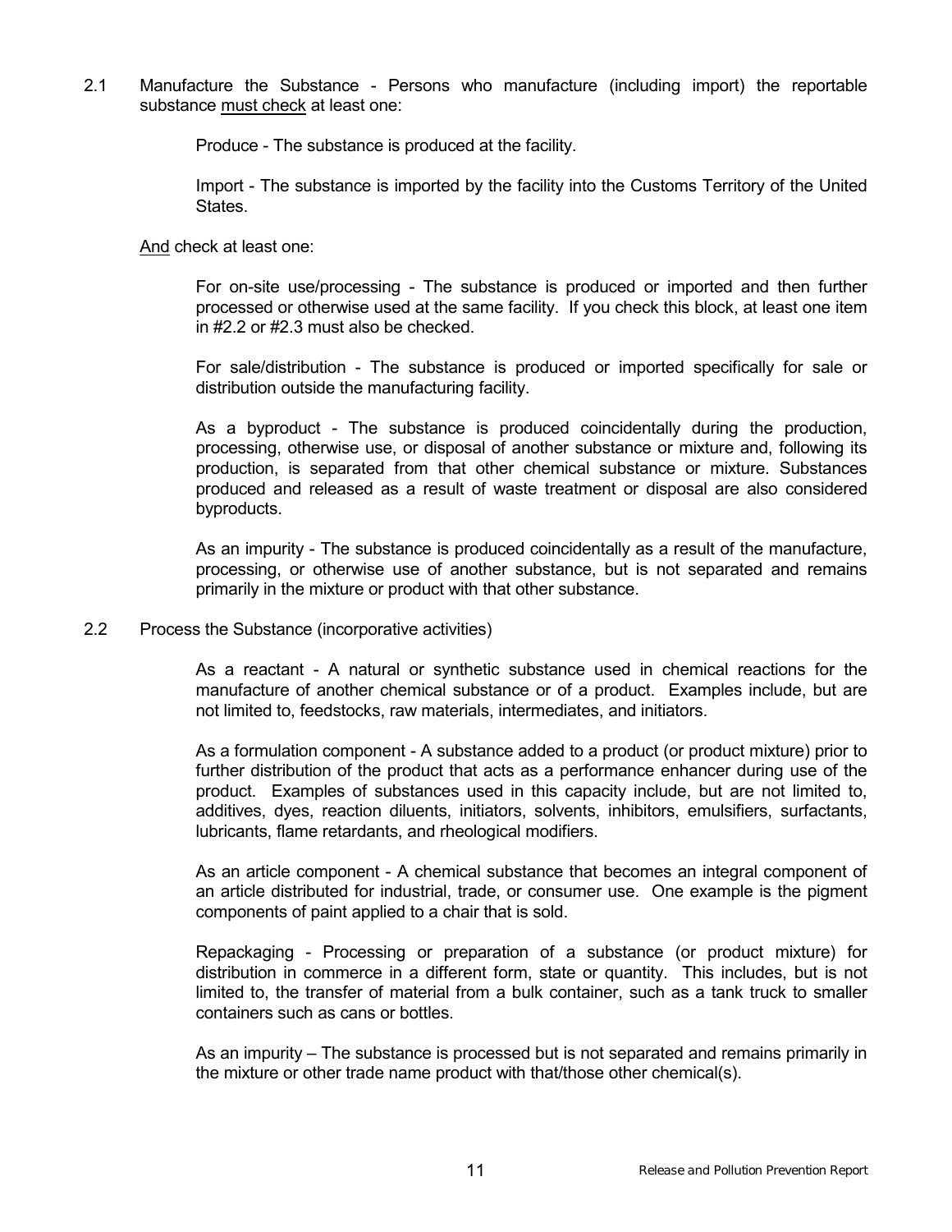2.1 Manufacture the Substance - Persons who manufacture (including import) the reportable substance <u>must check</u> at least one:

Produce - The substance is produced at the facility.

Import - The substance is imported by the facility into the Customs Territory of the United States.

<u>And</u> check at least one:

For on-site use/processing - The substance is produced or imported and then further processed or otherwise used at the same facility. If you check this block, at least one item in #2.2 or #2.3 must also be checked.

For sale/distribution - The substance is produced or imported specifically for sale or distribution outside the manufacturing facility.

As a byproduct - The substance is produced coincidentally during the production, processing, otherwise use, or disposal of another substance or mixture and, following its production, is separated from that other chemical substance or mixture. Substances produced and released as a result of waste treatment or disposal are also considered byproducts.

As an impurity - The substance is produced coincidentally as a result of the manufacture, processing, or otherwise use of another substance, but is not separated and remains primarily in the mixture or product with that other substance.

2.2 Process the Substance (incorporative activities)

As a reactant - A natural or synthetic substance used in chemical reactions for the manufacture of another chemical substance or of a product. Examples include, but are not limited to, feedstocks, raw materials, intermediates, and initiators.

As a formulation component - A substance added to a product (or product mixture) prior to further distribution of the product that acts as a performance enhancer during use of the product. Examples of substances used in this capacity include, but are not limited to, additives, dyes, reaction diluents, initiators, solvents, inhibitors, emulsifiers, surfactants, lubricants, flame retardants, and rheological modifiers.

As an article component - A chemical substance that becomes an integral component of an article distributed for industrial, trade, or consumer use. One example is the pigment components of paint applied to a chair that is sold.

Repackaging - Processing or preparation of a substance (or product mixture) for distribution in commerce in a different form, state or quantity. This includes, but is not limited to, the transfer of material from a bulk container, such as a tank truck to smaller containers such as cans or bottles.

As an impurity – The substance is processed but is not separated and remains primarily in the mixture or other trade name product with that/those other chemical(s).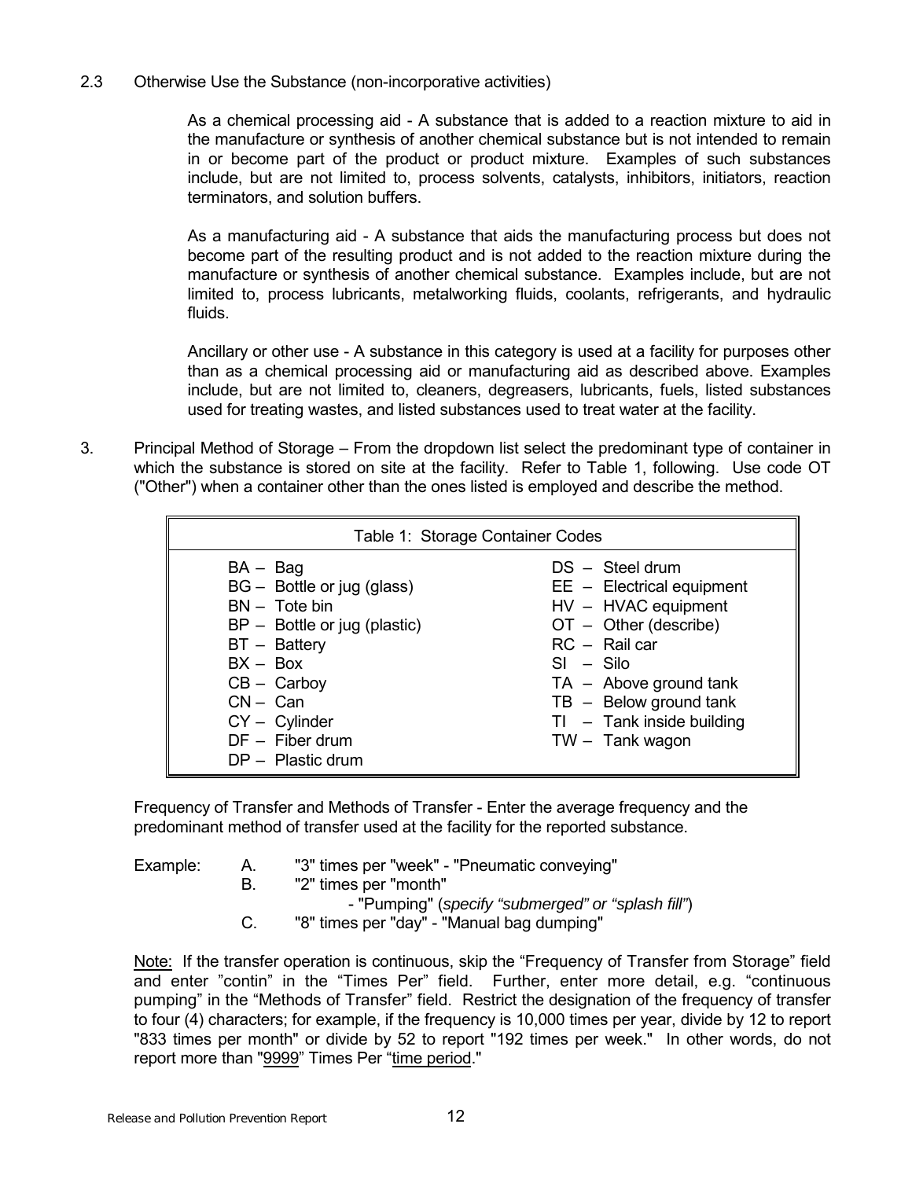2.3 Otherwise Use the Substance (non-incorporative activities)

As a chemical processing aid - A substance that is added to a reaction mixture to aid in the manufacture or synthesis of another chemical substance but is not intended to remain in or become part of the product or product mixture. Examples of such substances include, but are not limited to, process solvents, catalysts, inhibitors, initiators, reaction terminators, and solution buffers.

As a manufacturing aid - A substance that aids the manufacturing process but does not become part of the resulting product and is not added to the reaction mixture during the manufacture or synthesis of another chemical substance. Examples include, but are not limited to, process lubricants, metalworking fluids, coolants, refrigerants, and hydraulic fluids.

Ancillary or other use - A substance in this category is used at a facility for purposes other than as a chemical processing aid or manufacturing aid as described above. Examples include, but are not limited to, cleaners, degreasers, lubricants, fuels, listed substances used for treating wastes, and listed substances used to treat water at the facility.

3. Principal Method of Storage – From the dropdown list select the predominant type of container in which the substance is stored on site at the facility. Refer to Table 1, following. Use code OT ("Other") when a container other than the ones listed is employed and describe the method.

| Table 1: Storage Container Codes | |
|---|---|
| BA – Bag | DS – Steel drum |
| BG – Bottle or jug (glass) | EE – Electrical equipment |
| BN – Tote bin | HV – HVAC equipment |
| BP – Bottle or jug (plastic) | OT – Other (describe) |
| BT – Battery | RC – Rail car |
| BX – Box | SI – Silo |
| CB – Carboy | TA – Above ground tank |
| CN – Can | TB – Below ground tank |
| CY – Cylinder | TI – Tank inside building |
| DF – Fiber drum | TW – Tank wagon |
| DP – Plastic drum | |

Frequency of Transfer and Methods of Transfer - Enter the average frequency and the predominant method of transfer used at the facility for the reported substance.

Example:
- A. "3" times per "week" - "Pneumatic conveying"
- B. "2" times per "month" - "Pumping" (*specify "submerged" or "splash fill"*)
- C. "8" times per "day" - "Manual bag dumping"

Note: If the transfer operation is continuous, skip the "Frequency of Transfer from Storage" field and enter "contin" in the "Times Per" field. Further, enter more detail, e.g. "continuous pumping" in the "Methods of Transfer" field. Restrict the designation of the frequency of transfer to four (4) characters; for example, if the frequency is 10,000 times per year, divide by 12 to report "833 times per month" or divide by 52 to report "192 times per week." In other words, do not report more than "9999" Times Per "time period."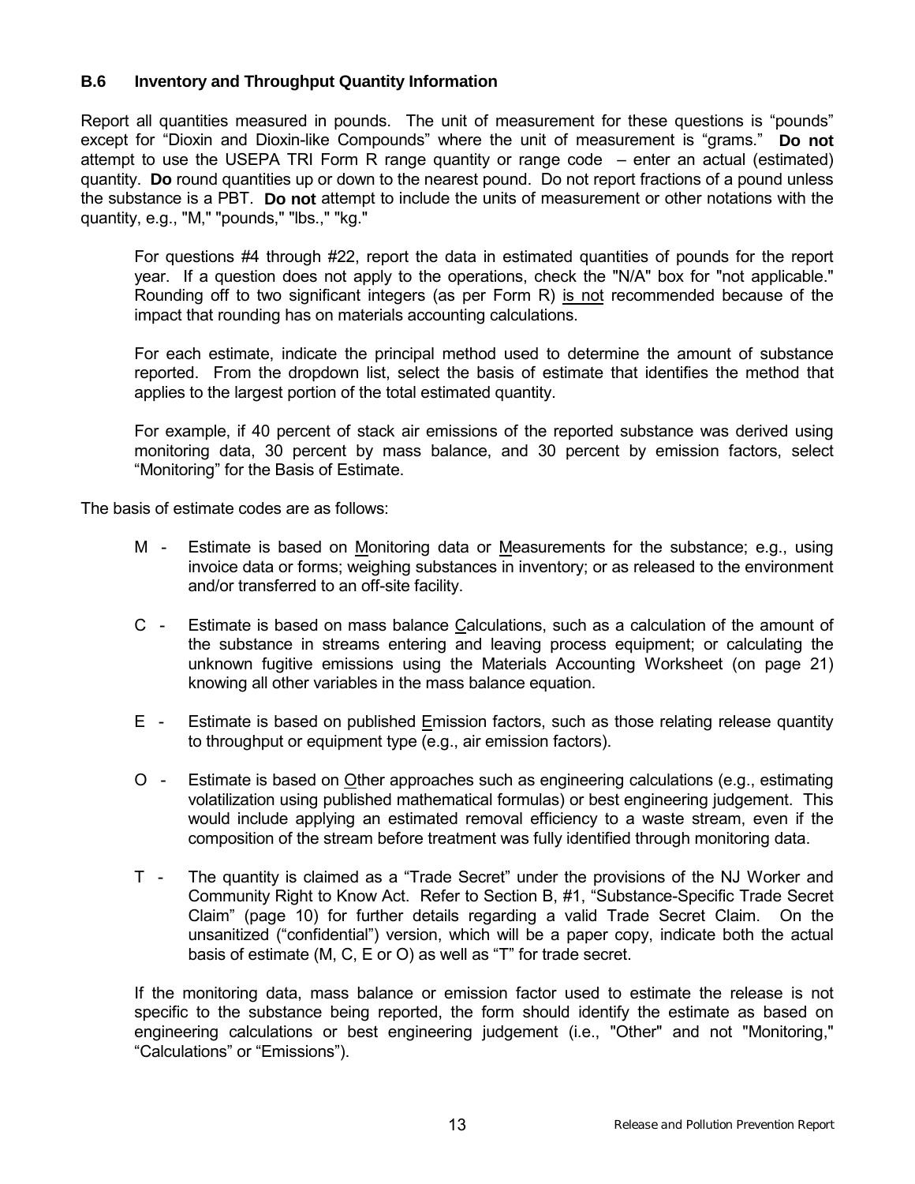### B.6 Inventory and Throughput Quantity Information

Report all quantities measured in pounds. The unit of measurement for these questions is "pounds" except for "Dioxin and Dioxin-like Compounds" where the unit of measurement is "grams." **Do not** attempt to use the USEPA TRI Form R range quantity or range code – enter an actual (estimated) quantity. **Do** round quantities up or down to the nearest pound. Do not report fractions of a pound unless the substance is a PBT. **Do not** attempt to include the units of measurement or other notations with the quantity, e.g., "M," "pounds," "lbs.," "kg."

For questions #4 through #22, report the data in estimated quantities of pounds for the report year. If a question does not apply to the operations, check the "N/A" box for "not applicable." Rounding off to two significant integers (as per Form R) is not recommended because of the impact that rounding has on materials accounting calculations.

For each estimate, indicate the principal method used to determine the amount of substance reported. From the dropdown list, select the basis of estimate that identifies the method that applies to the largest portion of the total estimated quantity.

For example, if 40 percent of stack air emissions of the reported substance was derived using monitoring data, 30 percent by mass balance, and 30 percent by emission factors, select "Monitoring" for the Basis of Estimate.

The basis of estimate codes are as follows:

- M - Estimate is based on Monitoring data or Measurements for the substance; e.g., using invoice data or forms; weighing substances in inventory; or as released to the environment and/or transferred to an off-site facility.

- C - Estimate is based on mass balance Calculations, such as a calculation of the amount of the substance in streams entering and leaving process equipment; or calculating the unknown fugitive emissions using the Materials Accounting Worksheet (on page 21) knowing all other variables in the mass balance equation.

- E - Estimate is based on published Emission factors, such as those relating release quantity to throughput or equipment type (e.g., air emission factors).

- O - Estimate is based on Other approaches such as engineering calculations (e.g., estimating volatilization using published mathematical formulas) or best engineering judgement. This would include applying an estimated removal efficiency to a waste stream, even if the composition of the stream before treatment was fully identified through monitoring data.

- T - The quantity is claimed as a "Trade Secret" under the provisions of the NJ Worker and Community Right to Know Act. Refer to Section B, #1, "Substance-Specific Trade Secret Claim" (page 10) for further details regarding a valid Trade Secret Claim. On the unsanitized ("confidential") version, which will be a paper copy, indicate both the actual basis of estimate (M, C, E or O) as well as "T" for trade secret.

If the monitoring data, mass balance or emission factor used to estimate the release is not specific to the substance being reported, the form should identify the estimate as based on engineering calculations or best engineering judgement (i.e., "Other" and not "Monitoring," "Calculations" or "Emissions").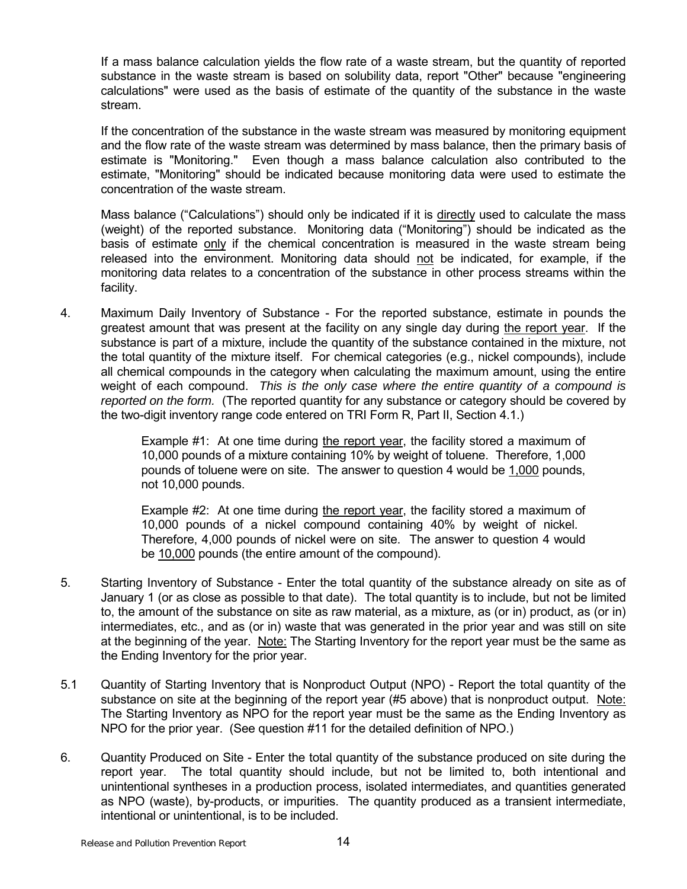If a mass balance calculation yields the flow rate of a waste stream, but the quantity of reported substance in the waste stream is based on solubility data, report "Other" because "engineering calculations" were used as the basis of estimate of the quantity of the substance in the waste stream.

If the concentration of the substance in the waste stream was measured by monitoring equipment and the flow rate of the waste stream was determined by mass balance, then the primary basis of estimate is "Monitoring." Even though a mass balance calculation also contributed to the estimate, "Monitoring" should be indicated because monitoring data were used to estimate the concentration of the waste stream.

Mass balance ("Calculations") should only be indicated if it is directly used to calculate the mass (weight) of the reported substance. Monitoring data ("Monitoring") should be indicated as the basis of estimate only if the chemical concentration is measured in the waste stream being released into the environment. Monitoring data should not be indicated, for example, if the monitoring data relates to a concentration of the substance in other process streams within the facility.

4. Maximum Daily Inventory of Substance - For the reported substance, estimate in pounds the greatest amount that was present at the facility on any single day during the report year. If the substance is part of a mixture, include the quantity of the substance contained in the mixture, not the total quantity of the mixture itself. For chemical categories (e.g., nickel compounds), include all chemical compounds in the category when calculating the maximum amount, using the entire weight of each compound. *This is the only case where the entire quantity of a compound is reported on the form.* (The reported quantity for any substance or category should be covered by the two-digit inventory range code entered on TRI Form R, Part II, Section 4.1.)

    Example #1: At one time during the report year, the facility stored a maximum of 10,000 pounds of a mixture containing 10% by weight of toluene. Therefore, 1,000 pounds of toluene were on site. The answer to question 4 would be 1,000 pounds, not 10,000 pounds.

    Example #2: At one time during the report year, the facility stored a maximum of 10,000 pounds of a nickel compound containing 40% by weight of nickel. Therefore, 4,000 pounds of nickel were on site. The answer to question 4 would be 10,000 pounds (the entire amount of the compound).

5. Starting Inventory of Substance - Enter the total quantity of the substance already on site as of January 1 (or as close as possible to that date). The total quantity is to include, but not be limited to, the amount of the substance on site as raw material, as a mixture, as (or in) product, as (or in) intermediates, etc., and as (or in) waste that was generated in the prior year and was still on site at the beginning of the year. Note: The Starting Inventory for the report year must be the same as the Ending Inventory for the prior year.

5.1 Quantity of Starting Inventory that is Nonproduct Output (NPO) - Report the total quantity of the substance on site at the beginning of the report year (#5 above) that is nonproduct output. Note: The Starting Inventory as NPO for the report year must be the same as the Ending Inventory as NPO for the prior year. (See question #11 for the detailed definition of NPO.)

6. Quantity Produced on Site - Enter the total quantity of the substance produced on site during the report year. The total quantity should include, but not be limited to, both intentional and unintentional syntheses in a production process, isolated intermediates, and quantities generated as NPO (waste), by-products, or impurities. The quantity produced as a transient intermediate, intentional or unintentional, is to be included.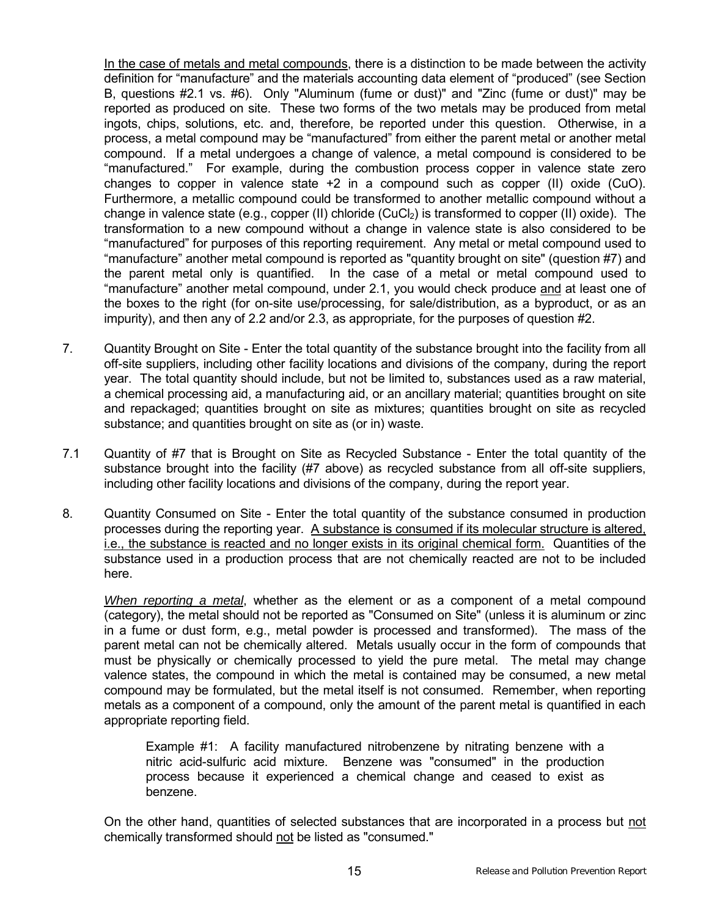In the case of metals and metal compounds, there is a distinction to be made between the activity definition for "manufacture" and the materials accounting data element of "produced" (see Section B, questions #2.1 vs. #6). Only "Aluminum (fume or dust)" and "Zinc (fume or dust)" may be reported as produced on site. These two forms of the two metals may be produced from metal ingots, chips, solutions, etc. and, therefore, be reported under this question. Otherwise, in a process, a metal compound may be "manufactured" from either the parent metal or another metal compound. If a metal undergoes a change of valence, a metal compound is considered to be "manufactured." For example, during the combustion process copper in valence state zero changes to copper in valence state +2 in a compound such as copper (II) oxide (CuO). Furthermore, a metallic compound could be transformed to another metallic compound without a change in valence state (e.g., copper (II) chloride ($CuCl_2$) is transformed to copper (II) oxide). The transformation to a new compound without a change in valence state is also considered to be "manufactured" for purposes of this reporting requirement. Any metal or metal compound used to "manufacture" another metal compound is reported as "quantity brought on site" (question #7) and the parent metal only is quantified. In the case of a metal or metal compound used to "manufacture" another metal compound, under 2.1, you would check produce and at least one of the boxes to the right (for on-site use/processing, for sale/distribution, as a byproduct, or as an impurity), and then any of 2.2 and/or 2.3, as appropriate, for the purposes of question #2.

7. Quantity Brought on Site - Enter the total quantity of the substance brought into the facility from all off-site suppliers, including other facility locations and divisions of the company, during the report year. The total quantity should include, but not be limited to, substances used as a raw material, a chemical processing aid, a manufacturing aid, or an ancillary material; quantities brought on site and repackaged; quantities brought on site as mixtures; quantities brought on site as recycled substance; and quantities brought on site as (or in) waste.

7.1 Quantity of #7 that is Brought on Site as Recycled Substance - Enter the total quantity of the substance brought into the facility (#7 above) as recycled substance from all off-site suppliers, including other facility locations and divisions of the company, during the report year.

8. Quantity Consumed on Site - Enter the total quantity of the substance consumed in production processes during the reporting year. A substance is consumed if its molecular structure is altered, i.e., the substance is reacted and no longer exists in its original chemical form. Quantities of the substance used in a production process that are not chemically reacted are not to be included here.

*When reporting a metal*, whether as the element or as a component of a metal compound (category), the metal should not be reported as "Consumed on Site" (unless it is aluminum or zinc in a fume or dust form, e.g., metal powder is processed and transformed). The mass of the parent metal can not be chemically altered. Metals usually occur in the form of compounds that must be physically or chemically processed to yield the pure metal. The metal may change valence states, the compound in which the metal is contained may be consumed, a new metal compound may be formulated, but the metal itself is not consumed. Remember, when reporting metals as a component of a compound, only the amount of the parent metal is quantified in each appropriate reporting field.

> Example #1: A facility manufactured nitrobenzene by nitrating benzene with a nitric acid-sulfuric acid mixture. Benzene was "consumed" in the production process because it experienced a chemical change and ceased to exist as benzene.

On the other hand, quantities of selected substances that are incorporated in a process but not chemically transformed should not be listed as "consumed."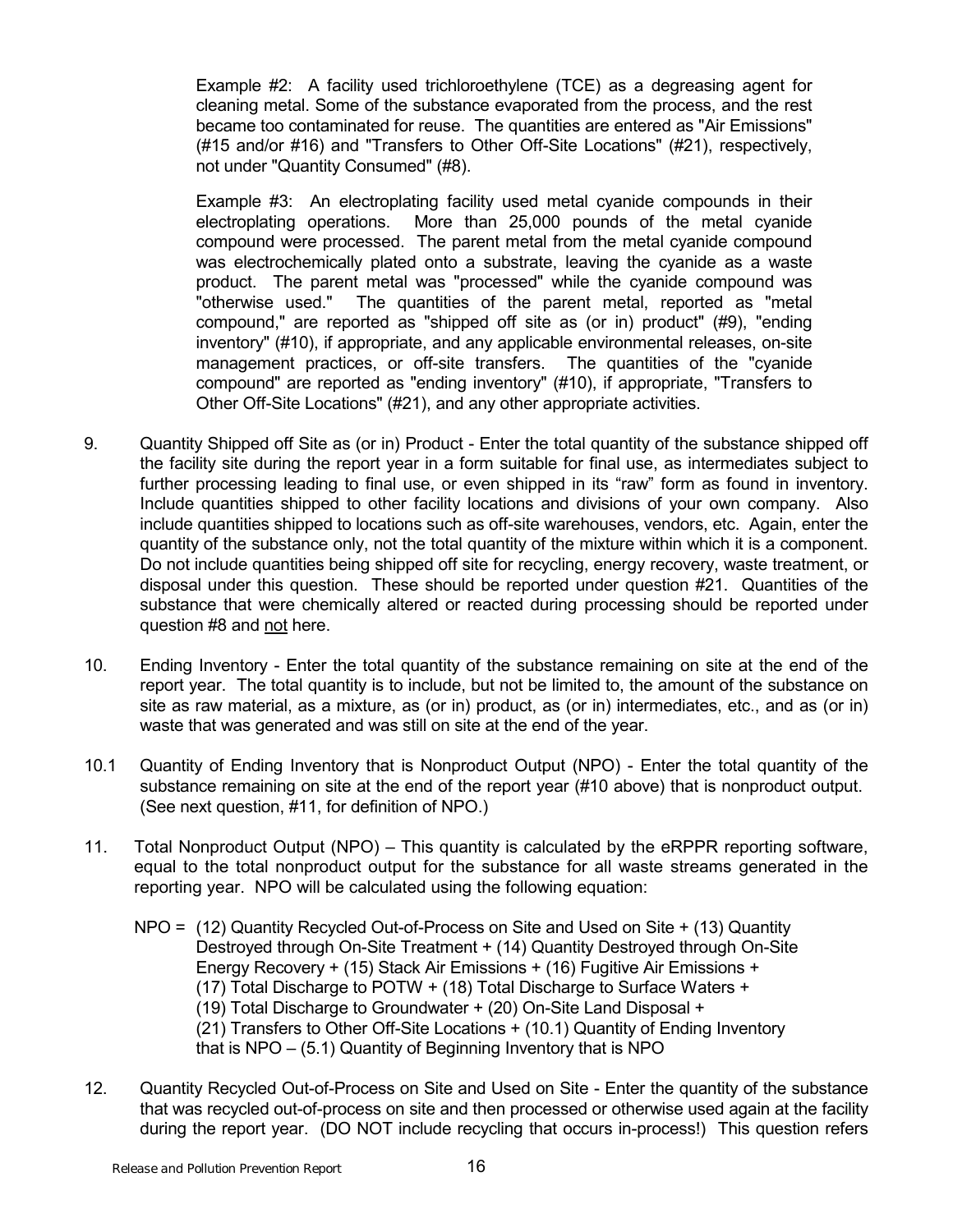Example #2: A facility used trichloroethylene (TCE) as a degreasing agent for cleaning metal. Some of the substance evaporated from the process, and the rest became too contaminated for reuse. The quantities are entered as "Air Emissions" (#15 and/or #16) and "Transfers to Other Off-Site Locations" (#21), respectively, not under "Quantity Consumed" (#8).

Example #3: An electroplating facility used metal cyanide compounds in their electroplating operations. More than 25,000 pounds of the metal cyanide compound were processed. The parent metal from the metal cyanide compound was electrochemically plated onto a substrate, leaving the cyanide as a waste product. The parent metal was "processed" while the cyanide compound was "otherwise used." The quantities of the parent metal, reported as "metal compound," are reported as "shipped off site as (or in) product" (#9), "ending inventory" (#10), if appropriate, and any applicable environmental releases, on-site management practices, or off-site transfers. The quantities of the "cyanide compound" are reported as "ending inventory" (#10), if appropriate, "Transfers to Other Off-Site Locations" (#21), and any other appropriate activities.

9. Quantity Shipped off Site as (or in) Product - Enter the total quantity of the substance shipped off the facility site during the report year in a form suitable for final use, as intermediates subject to further processing leading to final use, or even shipped in its "raw" form as found in inventory. Include quantities shipped to other facility locations and divisions of your own company. Also include quantities shipped to locations such as off-site warehouses, vendors, etc. Again, enter the quantity of the substance only, not the total quantity of the mixture within which it is a component. Do not include quantities being shipped off site for recycling, energy recovery, waste treatment, or disposal under this question. These should be reported under question #21. Quantities of the substance that were chemically altered or reacted during processing should be reported under question #8 and <u>not</u> here.

10. Ending Inventory - Enter the total quantity of the substance remaining on site at the end of the report year. The total quantity is to include, but not be limited to, the amount of the substance on site as raw material, as a mixture, as (or in) product, as (or in) intermediates, etc., and as (or in) waste that was generated and was still on site at the end of the year.

10.1 Quantity of Ending Inventory that is Nonproduct Output (NPO) - Enter the total quantity of the substance remaining on site at the end of the report year (#10 above) that is nonproduct output. (See next question, #11, for definition of NPO.)

11. Total Nonproduct Output (NPO) – This quantity is calculated by the eRPPR reporting software, equal to the total nonproduct output for the substance for all waste streams generated in the reporting year. NPO will be calculated using the following equation:

NPO = (12) Quantity Recycled Out-of-Process on Site and Used on Site + (13) Quantity Destroyed through On-Site Treatment + (14) Quantity Destroyed through On-Site Energy Recovery + (15) Stack Air Emissions + (16) Fugitive Air Emissions + (17) Total Discharge to POTW + (18) Total Discharge to Surface Waters + (19) Total Discharge to Groundwater + (20) On-Site Land Disposal + (21) Transfers to Other Off-Site Locations + (10.1) Quantity of Ending Inventory that is NPO – (5.1) Quantity of Beginning Inventory that is NPO

12. Quantity Recycled Out-of-Process on Site and Used on Site - Enter the quantity of the substance that was recycled out-of-process on site and then processed or otherwise used again at the facility during the report year. (DO NOT include recycling that occurs in-process!) This question refers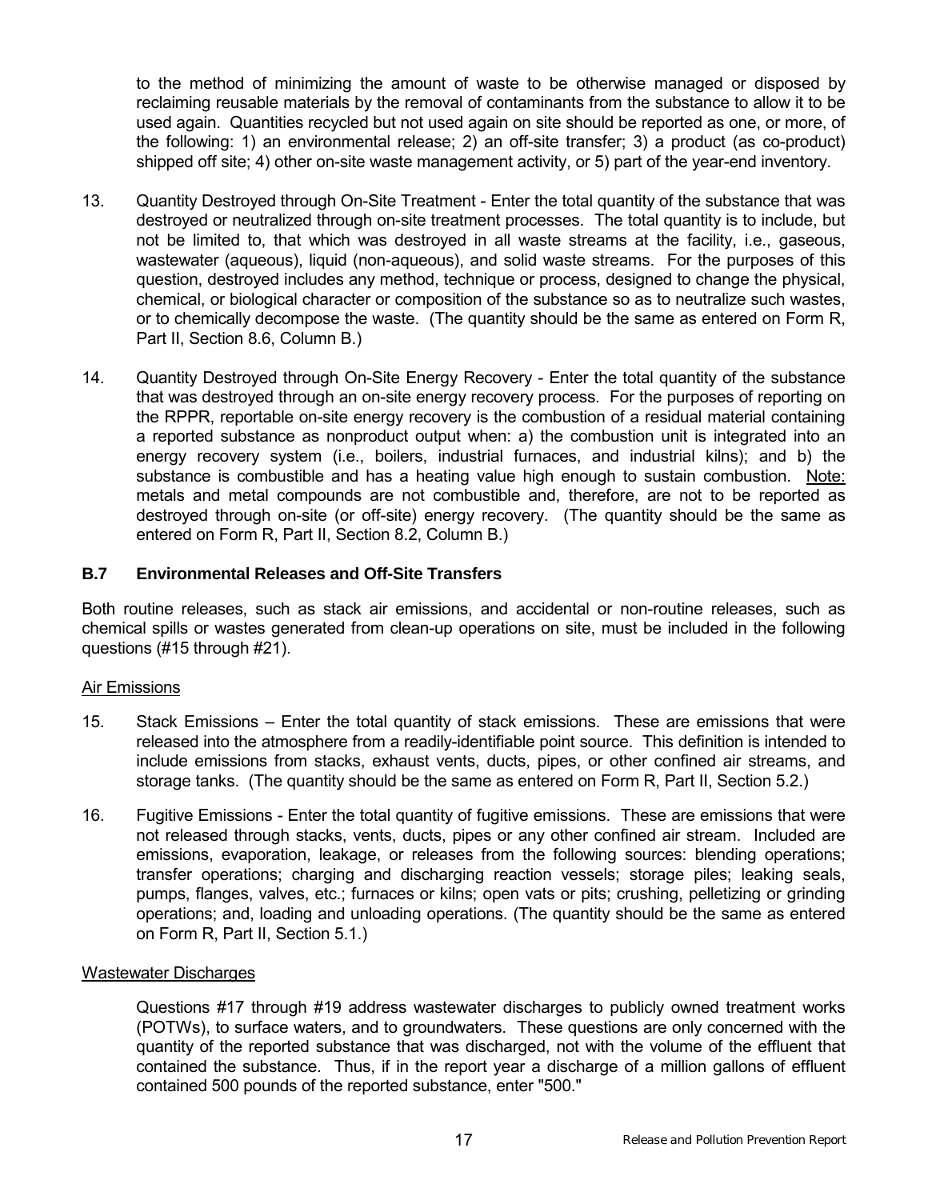to the method of minimizing the amount of waste to be otherwise managed or disposed by reclaiming reusable materials by the removal of contaminants from the substance to allow it to be used again. Quantities recycled but not used again on site should be reported as one, or more, of the following: 1) an environmental release; 2) an off-site transfer; 3) a product (as co-product) shipped off site; 4) other on-site waste management activity, or 5) part of the year-end inventory.

13. Quantity Destroyed through On-Site Treatment - Enter the total quantity of the substance that was destroyed or neutralized through on-site treatment processes. The total quantity is to include, but not be limited to, that which was destroyed in all waste streams at the facility, i.e., gaseous, wastewater (aqueous), liquid (non-aqueous), and solid waste streams. For the purposes of this question, destroyed includes any method, technique or process, designed to change the physical, chemical, or biological character or composition of the substance so as to neutralize such wastes, or to chemically decompose the waste. (The quantity should be the same as entered on Form R, Part II, Section 8.6, Column B.)

14. Quantity Destroyed through On-Site Energy Recovery - Enter the total quantity of the substance that was destroyed through an on-site energy recovery process. For the purposes of reporting on the RPPR, reportable on-site energy recovery is the combustion of a residual material containing a reported substance as nonproduct output when: a) the combustion unit is integrated into an energy recovery system (i.e., boilers, industrial furnaces, and industrial kilns); and b) the substance is combustible and has a heating value high enough to sustain combustion. <u>Note:</u> metals and metal compounds are not combustible and, therefore, are not to be reported as destroyed through on-site (or off-site) energy recovery. (The quantity should be the same as entered on Form R, Part II, Section 8.2, Column B.)

### B.7 Environmental Releases and Off-Site Transfers

Both routine releases, such as stack air emissions, and accidental or non-routine releases, such as chemical spills or wastes generated from clean-up operations on site, must be included in the following questions (#15 through #21).

<u>Air Emissions</u>

15. Stack Emissions – Enter the total quantity of stack emissions. These are emissions that were released into the atmosphere from a readily-identifiable point source. This definition is intended to include emissions from stacks, exhaust vents, ducts, pipes, or other confined air streams, and storage tanks. (The quantity should be the same as entered on Form R, Part II, Section 5.2.)

16. Fugitive Emissions - Enter the total quantity of fugitive emissions. These are emissions that were not released through stacks, vents, ducts, pipes or any other confined air stream. Included are emissions, evaporation, leakage, or releases from the following sources: blending operations; transfer operations; charging and discharging reaction vessels; storage piles; leaking seals, pumps, flanges, valves, etc.; furnaces or kilns; open vats or pits; crushing, pelletizing or grinding operations; and, loading and unloading operations. (The quantity should be the same as entered on Form R, Part II, Section 5.1.)

<u>Wastewater Discharges</u>

Questions #17 through #19 address wastewater discharges to publicly owned treatment works (POTWs), to surface waters, and to groundwaters. These questions are only concerned with the quantity of the reported substance that was discharged, not with the volume of the effluent that contained the substance. Thus, if in the report year a discharge of a million gallons of effluent contained 500 pounds of the reported substance, enter "500."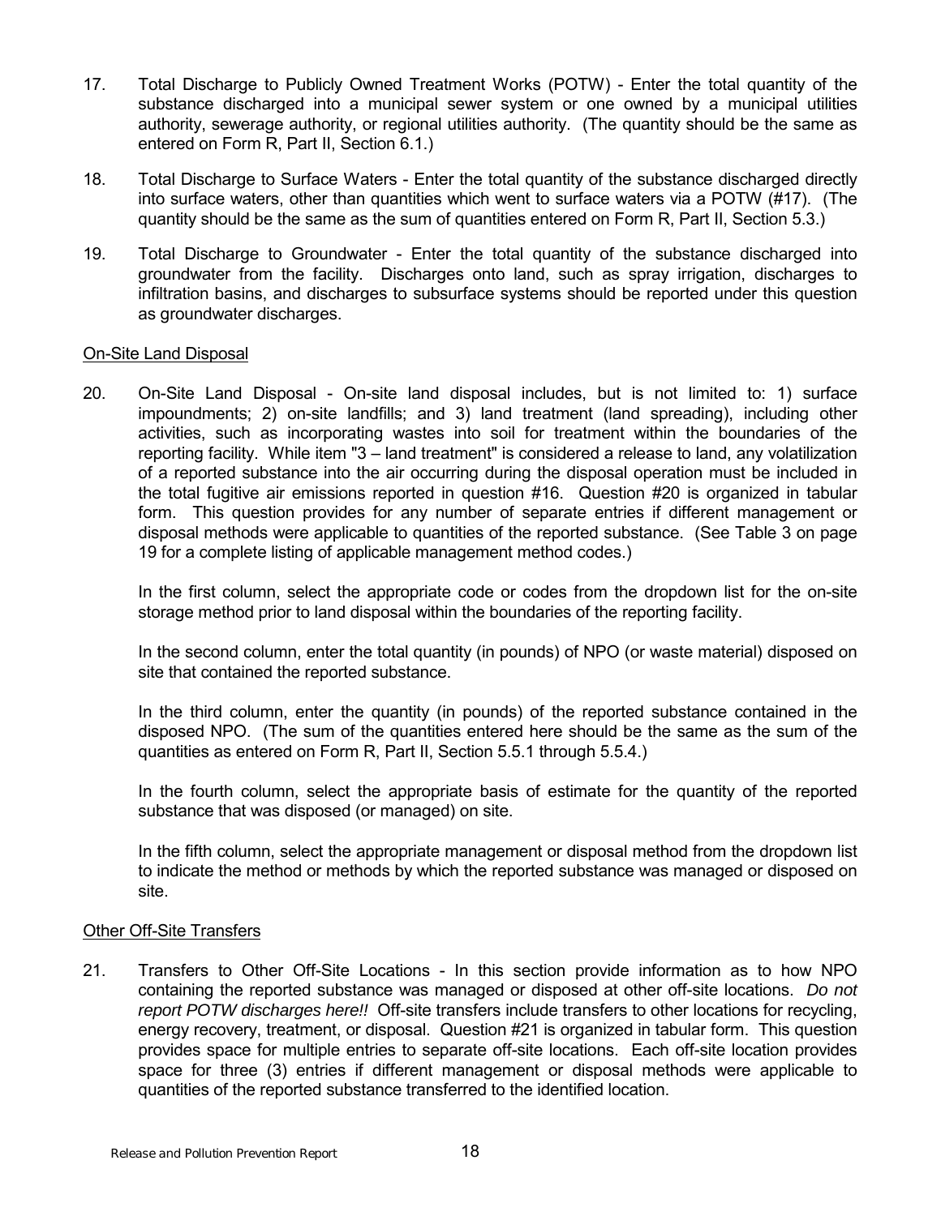17. Total Discharge to Publicly Owned Treatment Works (POTW) - Enter the total quantity of the substance discharged into a municipal sewer system or one owned by a municipal utilities authority, sewerage authority, or regional utilities authority. (The quantity should be the same as entered on Form R, Part II, Section 6.1.)

18. Total Discharge to Surface Waters - Enter the total quantity of the substance discharged directly into surface waters, other than quantities which went to surface waters via a POTW (#17). (The quantity should be the same as the sum of quantities entered on Form R, Part II, Section 5.3.)

19. Total Discharge to Groundwater - Enter the total quantity of the substance discharged into groundwater from the facility. Discharges onto land, such as spray irrigation, discharges to infiltration basins, and discharges to subsurface systems should be reported under this question as groundwater discharges.

<u>On-Site Land Disposal</u>

20. On-Site Land Disposal - On-site land disposal includes, but is not limited to: 1) surface impoundments; 2) on-site landfills; and 3) land treatment (land spreading), including other activities, such as incorporating wastes into soil for treatment within the boundaries of the reporting facility. While item "3 – land treatment" is considered a release to land, any volatilization of a reported substance into the air occurring during the disposal operation must be included in the total fugitive air emissions reported in question #16. Question #20 is organized in tabular form. This question provides for any number of separate entries if different management or disposal methods were applicable to quantities of the reported substance. (See Table 3 on page 19 for a complete listing of applicable management method codes.)

    In the first column, select the appropriate code or codes from the dropdown list for the on-site storage method prior to land disposal within the boundaries of the reporting facility.

    In the second column, enter the total quantity (in pounds) of NPO (or waste material) disposed on site that contained the reported substance.

    In the third column, enter the quantity (in pounds) of the reported substance contained in the disposed NPO. (The sum of the quantities entered here should be the same as the sum of the quantities as entered on Form R, Part II, Section 5.5.1 through 5.5.4.)

    In the fourth column, select the appropriate basis of estimate for the quantity of the reported substance that was disposed (or managed) on site.

    In the fifth column, select the appropriate management or disposal method from the dropdown list to indicate the method or methods by which the reported substance was managed or disposed on site.

<u>Other Off-Site Transfers</u>

21. Transfers to Other Off-Site Locations - In this section provide information as to how NPO containing the reported substance was managed or disposed at other off-site locations. *Do not report POTW discharges here!!* Off-site transfers include transfers to other locations for recycling, energy recovery, treatment, or disposal. Question #21 is organized in tabular form. This question provides space for multiple entries to separate off-site locations. Each off-site location provides space for three (3) entries if different management or disposal methods were applicable to quantities of the reported substance transferred to the identified location.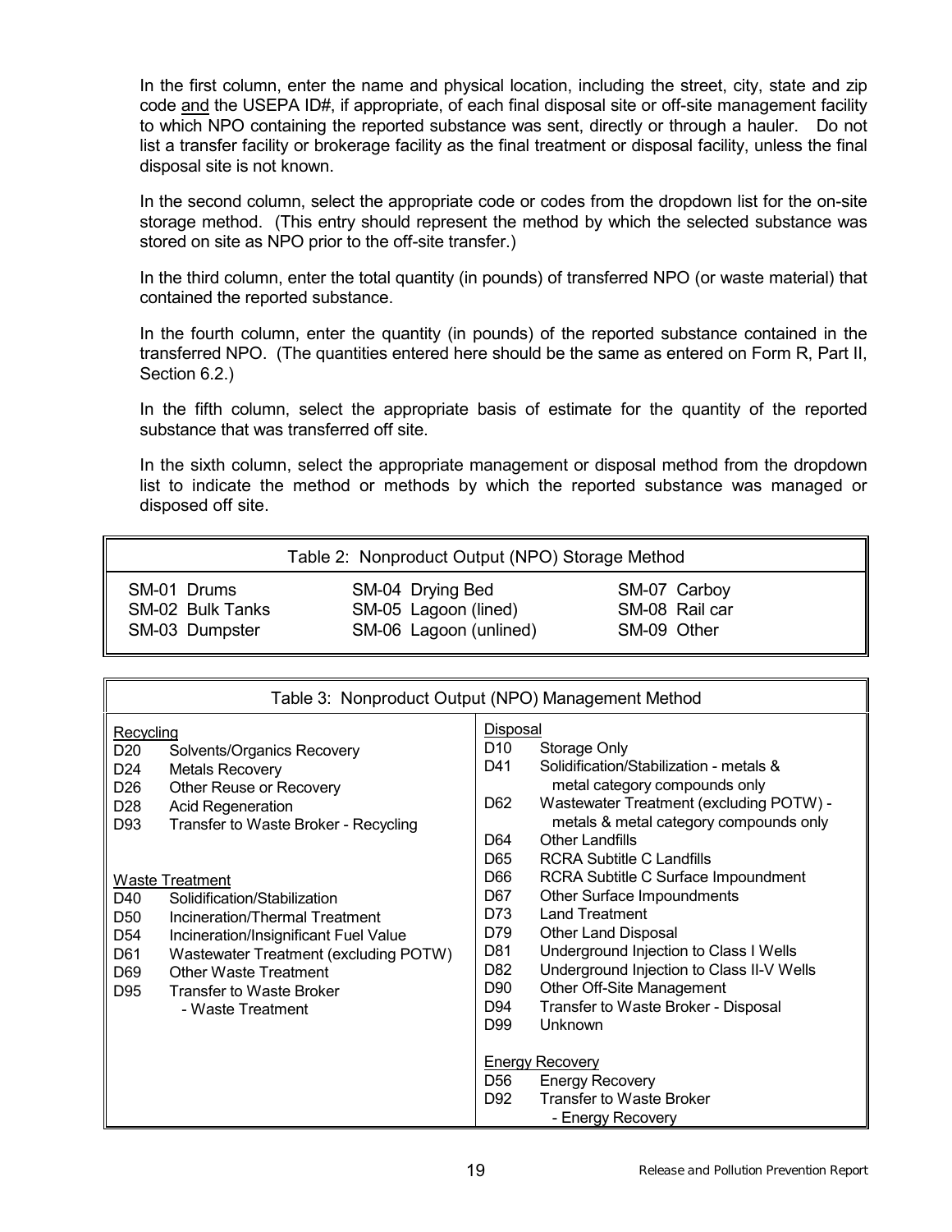In the first column, enter the name and physical location, including the street, city, state and zip code <u>and</u> the USEPA ID#, if appropriate, of each final disposal site or off-site management facility to which NPO containing the reported substance was sent, directly or through a hauler. Do not list a transfer facility or brokerage facility as the final treatment or disposal facility, unless the final disposal site is not known.

In the second column, select the appropriate code or codes from the dropdown list for the on-site storage method. (This entry should represent the method by which the selected substance was stored on site as NPO prior to the off-site transfer.)

In the third column, enter the total quantity (in pounds) of transferred NPO (or waste material) that contained the reported substance.

In the fourth column, enter the quantity (in pounds) of the reported substance contained in the transferred NPO. (The quantities entered here should be the same as entered on Form R, Part II, Section 6.2.)

In the fifth column, select the appropriate basis of estimate for the quantity of the reported substance that was transferred off site.

In the sixth column, select the appropriate management or disposal method from the dropdown list to indicate the method or methods by which the reported substance was managed or disposed off site.

| Table 2: Nonproduct Output (NPO) Storage Method | | |
|---|---|---|
| SM-01 Drums | SM-04 Drying Bed | SM-07 Carboy |
| SM-02 Bulk Tanks | SM-05 Lagoon (lined) | SM-08 Rail car |
| SM-03 Dumpster | SM-06 Lagoon (unlined) | SM-09 Other |

**Table 3: Nonproduct Output (NPO) Management Method**

| Code | Method |
|---|---|
| **Recycling** | |
| D20 | Solvents/Organics Recovery |
| D24 | Metals Recovery |
| D26 | Other Reuse or Recovery |
| D28 | Acid Regeneration |
| D93 | Transfer to Waste Broker - Recycling |
| **Waste Treatment** | |
| D40 | Solidification/Stabilization |
| D50 | Incineration/Thermal Treatment |
| D54 | Incineration/Insignificant Fuel Value |
| D61 | Wastewater Treatment (excluding POTW) |
| D69 | Other Waste Treatment |
| D95 | Transfer to Waste Broker - Waste Treatment |
| **Disposal** | |
| D10 | Storage Only |
| D41 | Solidification/Stabilization - metals & metal category compounds only |
| D62 | Wastewater Treatment (excluding POTW) - metals & metal category compounds only |
| D64 | Other Landfills |
| D65 | RCRA Subtitle C Landfills |
| D66 | RCRA Subtitle C Surface Impoundment |
| D67 | Other Surface Impoundments |
| D73 | Land Treatment |
| D79 | Other Land Disposal |
| D81 | Underground Injection to Class I Wells |
| D82 | Underground Injection to Class II-V Wells |
| D90 | Other Off-Site Management |
| D94 | Transfer to Waste Broker - Disposal |
| D99 | Unknown |
| **Energy Recovery** | |
| D56 | Energy Recovery |
| D92 | Transfer to Waste Broker - Energy Recovery |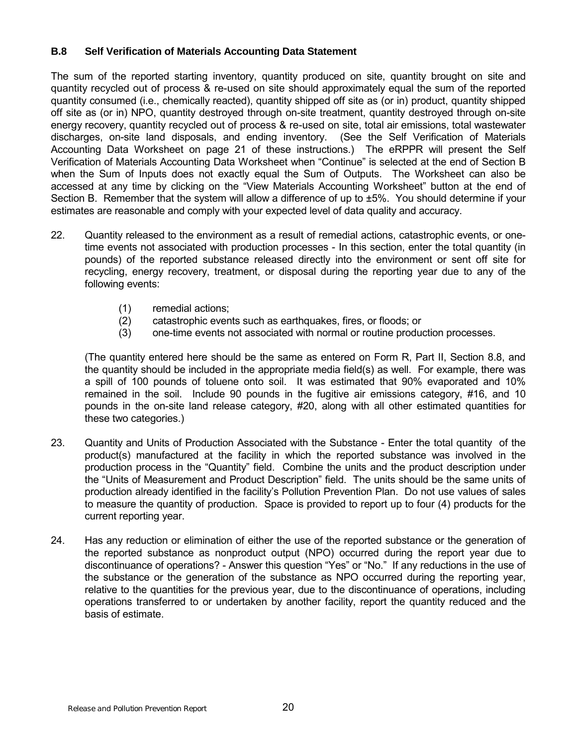### B.8 Self Verification of Materials Accounting Data Statement

The sum of the reported starting inventory, quantity produced on site, quantity brought on site and quantity recycled out of process & re-used on site should approximately equal the sum of the reported quantity consumed (i.e., chemically reacted), quantity shipped off site as (or in) product, quantity shipped off site as (or in) NPO, quantity destroyed through on-site treatment, quantity destroyed through on-site energy recovery, quantity recycled out of process & re-used on site, total air emissions, total wastewater discharges, on-site land disposals, and ending inventory. (See the Self Verification of Materials Accounting Data Worksheet on page 21 of these instructions.) The eRPPR will present the Self Verification of Materials Accounting Data Worksheet when "Continue" is selected at the end of Section B when the Sum of Inputs does not exactly equal the Sum of Outputs. The Worksheet can also be accessed at any time by clicking on the "View Materials Accounting Worksheet" button at the end of Section B. Remember that the system will allow a difference of up to ±5%. You should determine if your estimates are reasonable and comply with your expected level of data quality and accuracy.

22. Quantity released to the environment as a result of remedial actions, catastrophic events, or one-time events not associated with production processes - In this section, enter the total quantity (in pounds) of the reported substance released directly into the environment or sent off site for recycling, energy recovery, treatment, or disposal during the reporting year due to any of the following events:

    (1) remedial actions;
    (2) catastrophic events such as earthquakes, fires, or floods; or
    (3) one-time events not associated with normal or routine production processes.

    (The quantity entered here should be the same as entered on Form R, Part II, Section 8.8, and the quantity should be included in the appropriate media field(s) as well. For example, there was a spill of 100 pounds of toluene onto soil. It was estimated that 90% evaporated and 10% remained in the soil. Include 90 pounds in the fugitive air emissions category, #16, and 10 pounds in the on-site land release category, #20, along with all other estimated quantities for these two categories.)

23. Quantity and Units of Production Associated with the Substance - Enter the total quantity of the product(s) manufactured at the facility in which the reported substance was involved in the production process in the "Quantity" field. Combine the units and the product description under the "Units of Measurement and Product Description" field. The units should be the same units of production already identified in the facility's Pollution Prevention Plan. Do not use values of sales to measure the quantity of production. Space is provided to report up to four (4) products for the current reporting year.

24. Has any reduction or elimination of either the use of the reported substance or the generation of the reported substance as nonproduct output (NPO) occurred during the report year due to discontinuance of operations? - Answer this question "Yes" or "No." If any reductions in the use of the substance or the generation of the substance as NPO occurred during the reporting year, relative to the quantities for the previous year, due to the discontinuance of operations, including operations transferred to or undertaken by another facility, report the quantity reduced and the basis of estimate.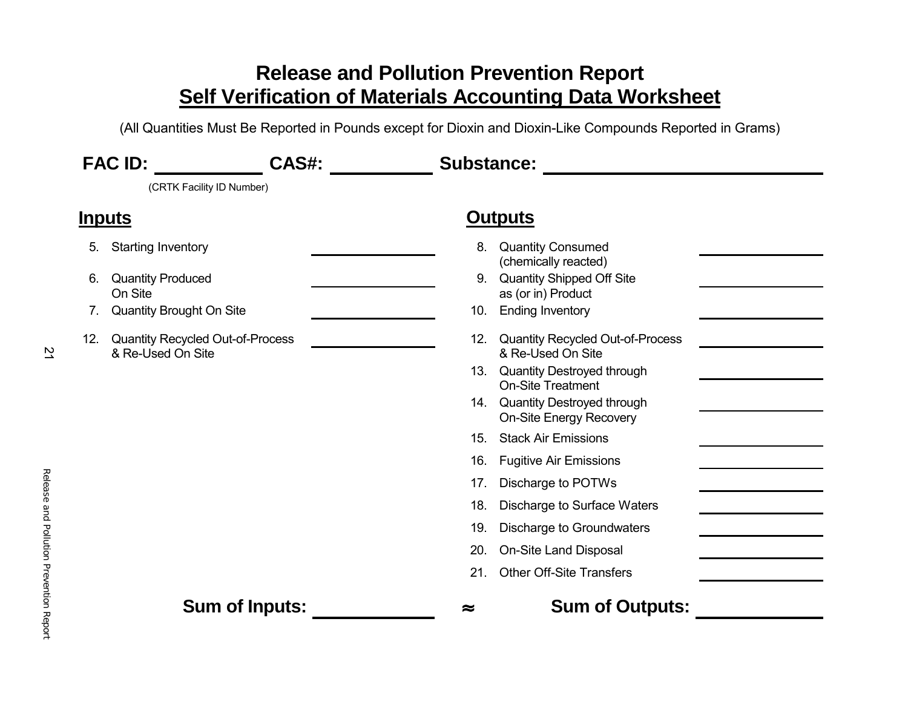# Release and Pollution Prevention Report

## Self Verification of Materials Accounting Data Worksheet

(All Quantities Must Be Reported in Pounds except for Dioxin and Dioxin-Like Compounds Reported in Grams)

**FAC ID:** \_\_\_\_\_\_\_\_\_\_ **CAS#:** \_\_\_\_\_\_\_\_\_\_ **Substance:** \_\_\_\_\_\_\_\_\_\_\_\_\_\_\_\_\_\_\_\_

(CRTK Facility ID Number)

| **Inputs** | | **Outputs** | |
|---|---|---|---|
| 5. Starting Inventory | \_\_\_\_\_\_\_\_ | 8. Quantity Consumed (chemically reacted) | \_\_\_\_\_\_\_\_ |
| 6. Quantity Produced On Site | \_\_\_\_\_\_\_\_ | 9. Quantity Shipped Off Site as (or in) Product | \_\_\_\_\_\_\_\_ |
| 7. Quantity Brought On Site | \_\_\_\_\_\_\_\_ | 10. Ending Inventory | \_\_\_\_\_\_\_\_ |
| 12. Quantity Recycled Out-of-Process & Re-Used On Site | \_\_\_\_\_\_\_\_ | 12. Quantity Recycled Out-of-Process & Re-Used On Site | \_\_\_\_\_\_\_\_ |
| | | 13. Quantity Destroyed through On-Site Treatment | \_\_\_\_\_\_\_\_ |
| | | 14. Quantity Destroyed through On-Site Energy Recovery | \_\_\_\_\_\_\_\_ |
| | | 15. Stack Air Emissions | \_\_\_\_\_\_\_\_ |
| | | 16. Fugitive Air Emissions | \_\_\_\_\_\_\_\_ |
| | | 17. Discharge to POTWs | \_\_\_\_\_\_\_\_ |
| | | 18. Discharge to Surface Waters | \_\_\_\_\_\_\_\_ |
| | | 19. Discharge to Groundwaters | \_\_\_\_\_\_\_\_ |
| | | 20. On-Site Land Disposal | \_\_\_\_\_\_\_\_ |
| | | 21. Other Off-Site Transfers | \_\_\_\_\_\_\_\_ |

**Sum of Inputs:** \_\_\_\_\_\_\_\_ $\approx$ **Sum of Outputs:** \_\_\_\_\_\_\_\_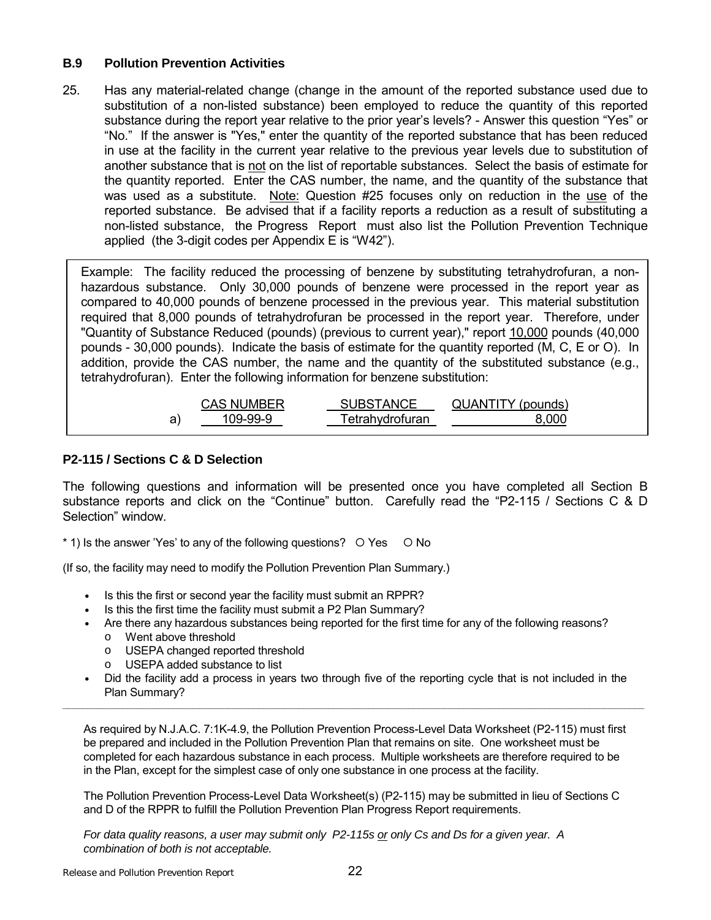### B.9 Pollution Prevention Activities

25. Has any material-related change (change in the amount of the reported substance used due to substitution of a non-listed substance) been employed to reduce the quantity of this reported substance during the report year relative to the prior year's levels? - Answer this question "Yes" or "No." If the answer is "Yes," enter the quantity of the reported substance that has been reduced in use at the facility in the current year relative to the previous year levels due to substitution of another substance that is <u>not</u> on the list of reportable substances. Select the basis of estimate for the quantity reported. Enter the CAS number, the name, and the quantity of the substance that was used as a substitute. <u>Note:</u> Question #25 focuses only on reduction in the <u>use</u> of the reported substance. Be advised that if a facility reports a reduction as a result of substituting a non-listed substance, the Progress Report must also list the Pollution Prevention Technique applied (the 3-digit codes per Appendix E is "W42").

> Example: The facility reduced the processing of benzene by substituting tetrahydrofuran, a non-hazardous substance. Only 30,000 pounds of benzene were processed in the report year as compared to 40,000 pounds of benzene processed in the previous year. This material substitution required that 8,000 pounds of tetrahydrofuran be processed in the report year. Therefore, under "Quantity of Substance Reduced (pounds) (previous to current year)," report <u>10,000</u> pounds (40,000 pounds - 30,000 pounds). Indicate the basis of estimate for the quantity reported (M, C, E or O). In addition, provide the CAS number, the name and the quantity of the substituted substance (e.g., tetrahydrofuran). Enter the following information for benzene substitution:
>
> | | CAS NUMBER | SUBSTANCE | QUANTITY (pounds) |
> |---|---|---|---|
> | a) | 109-99-9 | Tetrahydrofuran | 8,000 |

### P2-115 / Sections C & D Selection

The following questions and information will be presented once you have completed all Section B substance reports and click on the "Continue" button. Carefully read the "P2-115 / Sections C & D Selection" window.

* 1) Is the answer 'Yes' to any of the following questions? ○ Yes ○ No

(If so, the facility may need to modify the Pollution Prevention Plan Summary.)

- Is this the first or second year the facility must submit an RPPR?
- Is this the first time the facility must submit a P2 Plan Summary?
- Are there any hazardous substances being reported for the first time for any of the following reasons?
  - Went above threshold
  - USEPA changed reported threshold
  - USEPA added substance to list
- Did the facility add a process in years two through five of the reporting cycle that is not included in the Plan Summary?

---

As required by N.J.A.C. 7:1K-4.9, the Pollution Prevention Process-Level Data Worksheet (P2-115) must first be prepared and included in the Pollution Prevention Plan that remains on site. One worksheet must be completed for each hazardous substance in each process. Multiple worksheets are therefore required to be in the Plan, except for the simplest case of only one substance in one process at the facility.

The Pollution Prevention Process-Level Data Worksheet(s) (P2-115) may be submitted in lieu of Sections C and D of the RPPR to fulfill the Pollution Prevention Plan Progress Report requirements.

*For data quality reasons, a user may submit only P2-115s <u>or</u> only Cs and Ds for a given year. A combination of both is not acceptable.*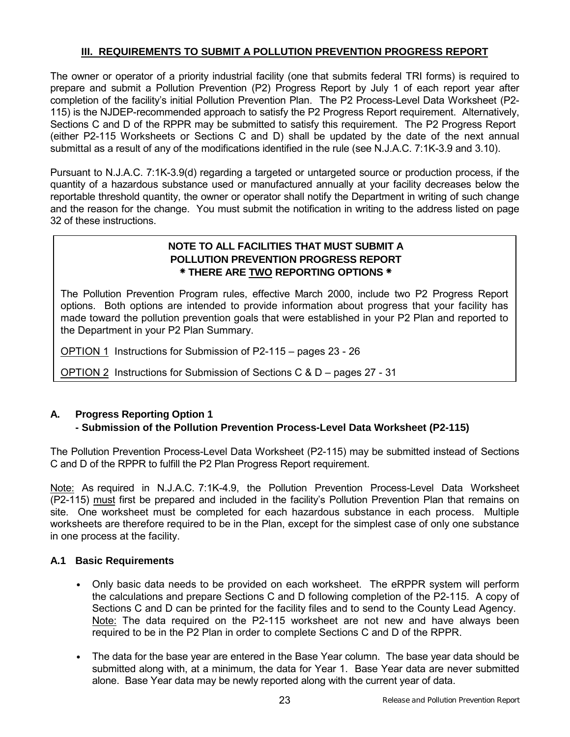## III. REQUIREMENTS TO SUBMIT A POLLUTION PREVENTION PROGRESS REPORT

The owner or operator of a priority industrial facility (one that submits federal TRI forms) is required to prepare and submit a Pollution Prevention (P2) Progress Report by July 1 of each report year after completion of the facility's initial Pollution Prevention Plan. The P2 Process-Level Data Worksheet (P2-115) is the NJDEP-recommended approach to satisfy the P2 Progress Report requirement. Alternatively, Sections C and D of the RPPR may be submitted to satisfy this requirement. The P2 Progress Report (either P2-115 Worksheets or Sections C and D) shall be updated by the date of the next annual submittal as a result of any of the modifications identified in the rule (see N.J.A.C. 7:1K-3.9 and 3.10).

Pursuant to N.J.A.C. 7:1K-3.9(d) regarding a targeted or untargeted source or production process, if the quantity of a hazardous substance used or manufactured annually at your facility decreases below the reportable threshold quantity, the owner or operator shall notify the Department in writing of such change and the reason for the change. You must submit the notification in writing to the address listed on page 32 of these instructions.

> **NOTE TO ALL FACILITIES THAT MUST SUBMIT A POLLUTION PREVENTION PROGRESS REPORT**
> **∗ THERE ARE <u>TWO</u> REPORTING OPTIONS ∗**
>
> The Pollution Prevention Program rules, effective March 2000, include two P2 Progress Report options. Both options are intended to provide information about progress that your facility has made toward the pollution prevention goals that were established in your P2 Plan and reported to the Department in your P2 Plan Summary.
>
> <u>OPTION 1</u> Instructions for Submission of P2-115 – pages 23 - 26
>
> <u>OPTION 2</u> Instructions for Submission of Sections C & D – pages 27 - 31

### A. Progress Reporting Option 1 - Submission of the Pollution Prevention Process-Level Data Worksheet (P2-115)

The Pollution Prevention Process-Level Data Worksheet (P2-115) may be submitted instead of Sections C and D of the RPPR to fulfill the P2 Plan Progress Report requirement.

<u>Note:</u> As required in N.J.A.C. 7:1K-4.9, the Pollution Prevention Process-Level Data Worksheet (P2-115) <u>must</u> first be prepared and included in the facility's Pollution Prevention Plan that remains on site. One worksheet must be completed for each hazardous substance in each process. Multiple worksheets are therefore required to be in the Plan, except for the simplest case of only one substance in one process at the facility.

### A.1 Basic Requirements

- Only basic data needs to be provided on each worksheet. The eRPPR system will perform the calculations and prepare Sections C and D following completion of the P2-115. A copy of Sections C and D can be printed for the facility files and to send to the County Lead Agency. <u>Note:</u> The data required on the P2-115 worksheet are not new and have always been required to be in the P2 Plan in order to complete Sections C and D of the RPPR.
- The data for the base year are entered in the Base Year column. The base year data should be submitted along with, at a minimum, the data for Year 1. Base Year data are never submitted alone. Base Year data may be newly reported along with the current year of data.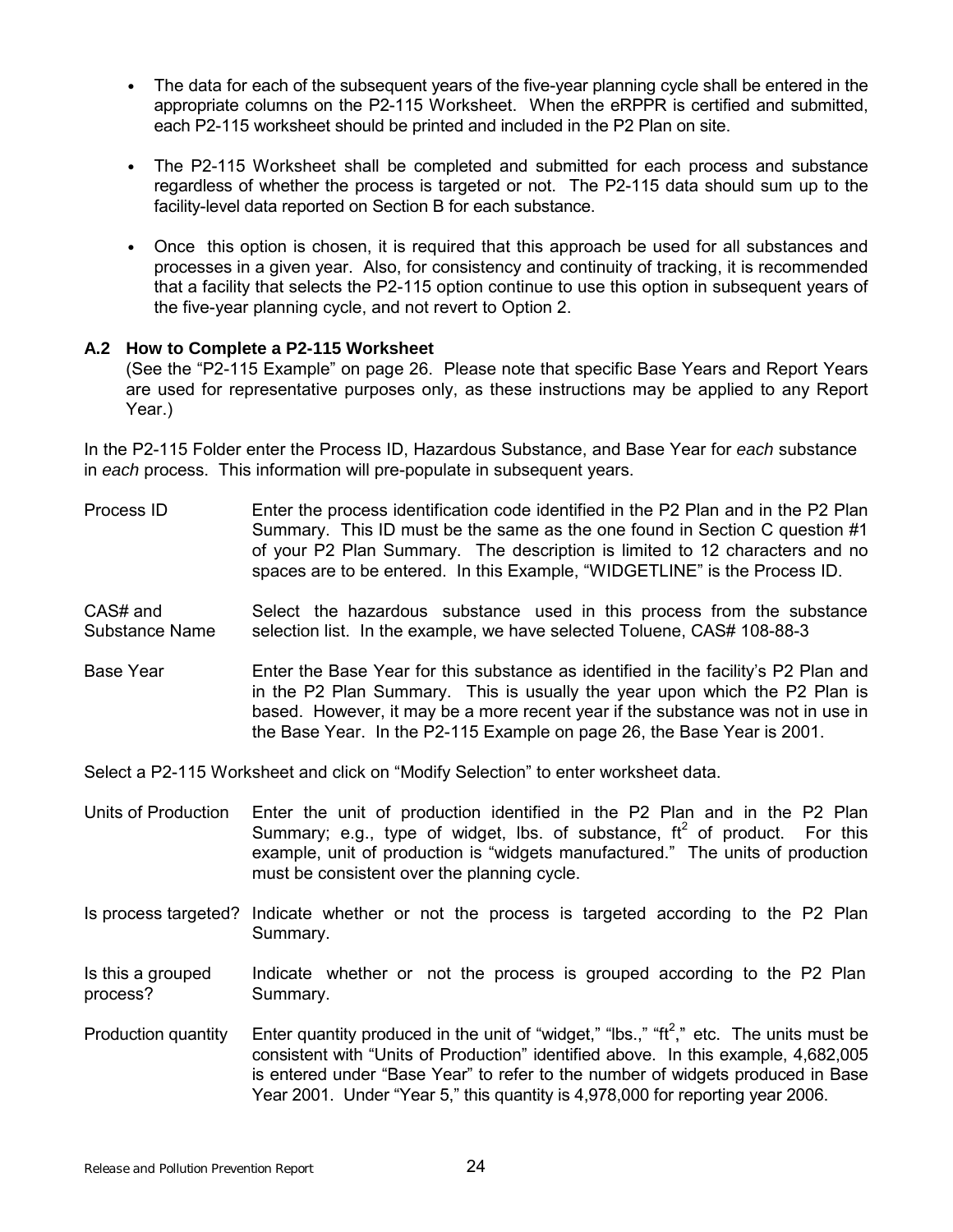- The data for each of the subsequent years of the five-year planning cycle shall be entered in the appropriate columns on the P2-115 Worksheet. When the eRPPR is certified and submitted, each P2-115 worksheet should be printed and included in the P2 Plan on site.

- The P2-115 Worksheet shall be completed and submitted for each process and substance regardless of whether the process is targeted or not. The P2-115 data should sum up to the facility-level data reported on Section B for each substance.

- Once this option is chosen, it is required that this approach be used for all substances and processes in a given year. Also, for consistency and continuity of tracking, it is recommended that a facility that selects the P2-115 option continue to use this option in subsequent years of the five-year planning cycle, and not revert to Option 2.

### A.2 How to Complete a P2-115 Worksheet

(See the "P2-115 Example" on page 26. Please note that specific Base Years and Report Years are used for representative purposes only, as these instructions may be applied to any Report Year.)

In the P2-115 Folder enter the Process ID, Hazardous Substance, and Base Year for *each* substance in *each* process. This information will pre-populate in subsequent years.

**Process ID** — Enter the process identification code identified in the P2 Plan and in the P2 Plan Summary. This ID must be the same as the one found in Section C question #1 of your P2 Plan Summary. The description is limited to 12 characters and no spaces are to be entered. In this Example, "WIDGETLINE" is the Process ID.

**CAS# and Substance Name** — Select the hazardous substance used in this process from the substance selection list. In the example, we have selected Toluene, CAS# 108-88-3

**Base Year** — Enter the Base Year for this substance as identified in the facility's P2 Plan and in the P2 Plan Summary. This is usually the year upon which the P2 Plan is based. However, it may be a more recent year if the substance was not in use in the Base Year. In the P2-115 Example on page 26, the Base Year is 2001.

Select a P2-115 Worksheet and click on "Modify Selection" to enter worksheet data.

**Units of Production** — Enter the unit of production identified in the P2 Plan and in the P2 Plan Summary; e.g., type of widget, lbs. of substance, $ft^2$ of product. For this example, unit of production is "widgets manufactured." The units of production must be consistent over the planning cycle.

**Is process targeted?** — Indicate whether or not the process is targeted according to the P2 Plan Summary.

**Is this a grouped process?** — Indicate whether or not the process is grouped according to the P2 Plan Summary.

**Production quantity** — Enter quantity produced in the unit of "widget," "lbs.," "$ft^2$," etc. The units must be consistent with "Units of Production" identified above. In this example, 4,682,005 is entered under "Base Year" to refer to the number of widgets produced in Base Year 2001. Under "Year 5," this quantity is 4,978,000 for reporting year 2006.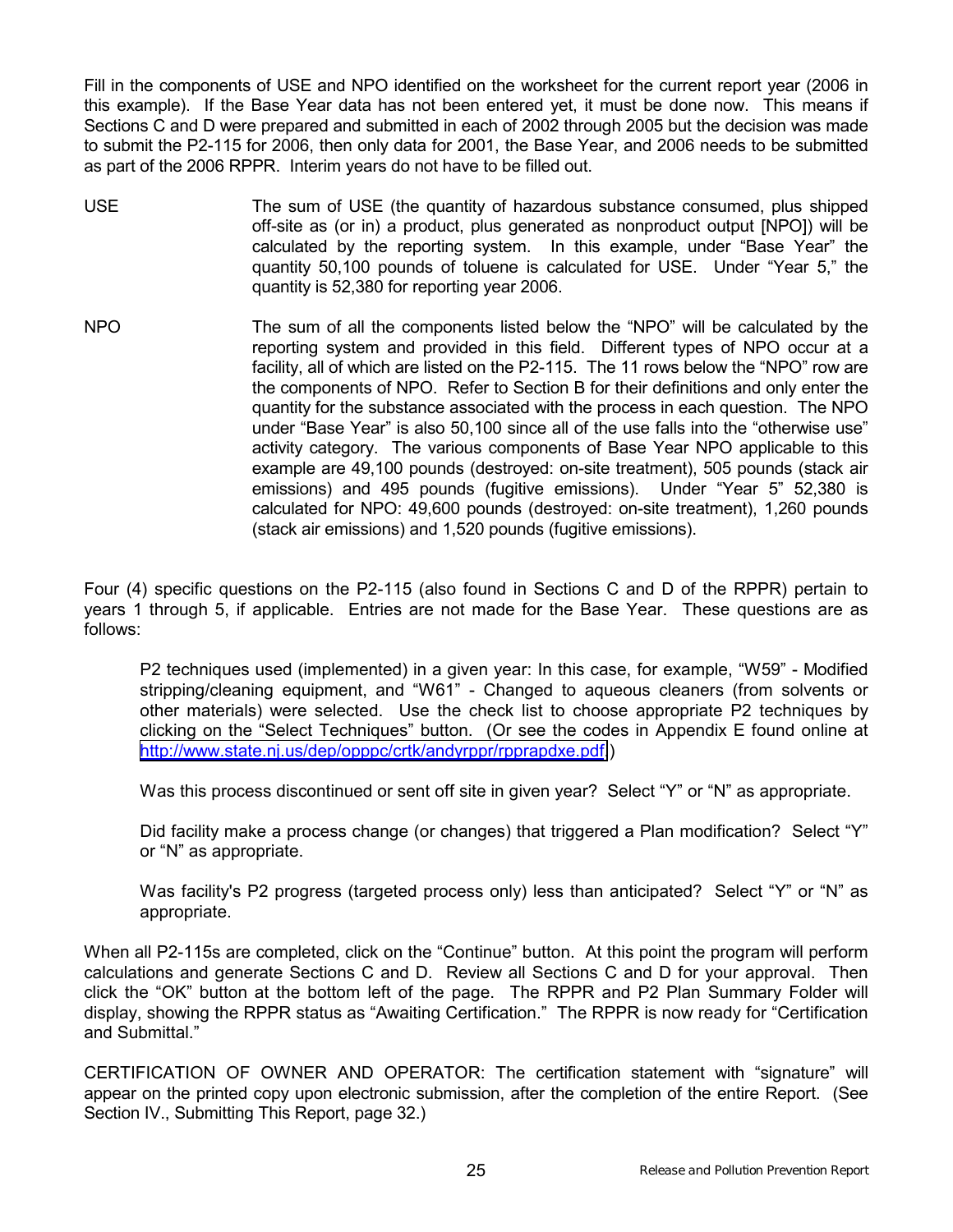Fill in the components of USE and NPO identified on the worksheet for the current report year (2006 in this example). If the Base Year data has not been entered yet, it must be done now. This means if Sections C and D were prepared and submitted in each of 2002 through 2005 but the decision was made to submit the P2-115 for 2006, then only data for 2001, the Base Year, and 2006 needs to be submitted as part of the 2006 RPPR. Interim years do not have to be filled out.

USE — The sum of USE (the quantity of hazardous substance consumed, plus shipped off-site as (or in) a product, plus generated as nonproduct output [NPO]) will be calculated by the reporting system. In this example, under "Base Year" the quantity 50,100 pounds of toluene is calculated for USE. Under "Year 5," the quantity is 52,380 for reporting year 2006.

NPO — The sum of all the components listed below the "NPO" will be calculated by the reporting system and provided in this field. Different types of NPO occur at a facility, all of which are listed on the P2-115. The 11 rows below the "NPO" row are the components of NPO. Refer to Section B for their definitions and only enter the quantity for the substance associated with the process in each question. The NPO under "Base Year" is also 50,100 since all of the use falls into the "otherwise use" activity category. The various components of Base Year NPO applicable to this example are 49,100 pounds (destroyed: on-site treatment), 505 pounds (stack air emissions) and 495 pounds (fugitive emissions). Under "Year 5" 52,380 is calculated for NPO: 49,600 pounds (destroyed: on-site treatment), 1,260 pounds (stack air emissions) and 1,520 pounds (fugitive emissions).

Four (4) specific questions on the P2-115 (also found in Sections C and D of the RPPR) pertain to years 1 through 5, if applicable. Entries are not made for the Base Year. These questions are as follows:

> P2 techniques used (implemented) in a given year: In this case, for example, "W59" - Modified stripping/cleaning equipment, and "W61" - Changed to aqueous cleaners (from solvents or other materials) were selected. Use the check list to choose appropriate P2 techniques by clicking on the "Select Techniques" button. (Or see the codes in Appendix E found online at [http://www.state.nj.us/dep/opppc/crtk/andyrppr/rpprapdxe.pdf](http://www.state.nj.us/dep/opppc/crtk/andyrppr/rpprapdxe.pdf).)
>
> Was this process discontinued or sent off site in given year? Select "Y" or "N" as appropriate.
>
> Did facility make a process change (or changes) that triggered a Plan modification? Select "Y" or "N" as appropriate.
>
> Was facility's P2 progress (targeted process only) less than anticipated? Select "Y" or "N" as appropriate.

When all P2-115s are completed, click on the "Continue" button. At this point the program will perform calculations and generate Sections C and D. Review all Sections C and D for your approval. Then click the "OK" button at the bottom left of the page. The RPPR and P2 Plan Summary Folder will display, showing the RPPR status as "Awaiting Certification." The RPPR is now ready for "Certification and Submittal."

CERTIFICATION OF OWNER AND OPERATOR: The certification statement with "signature" will appear on the printed copy upon electronic submission, after the completion of the entire Report. (See Section IV., Submitting This Report, page 32.)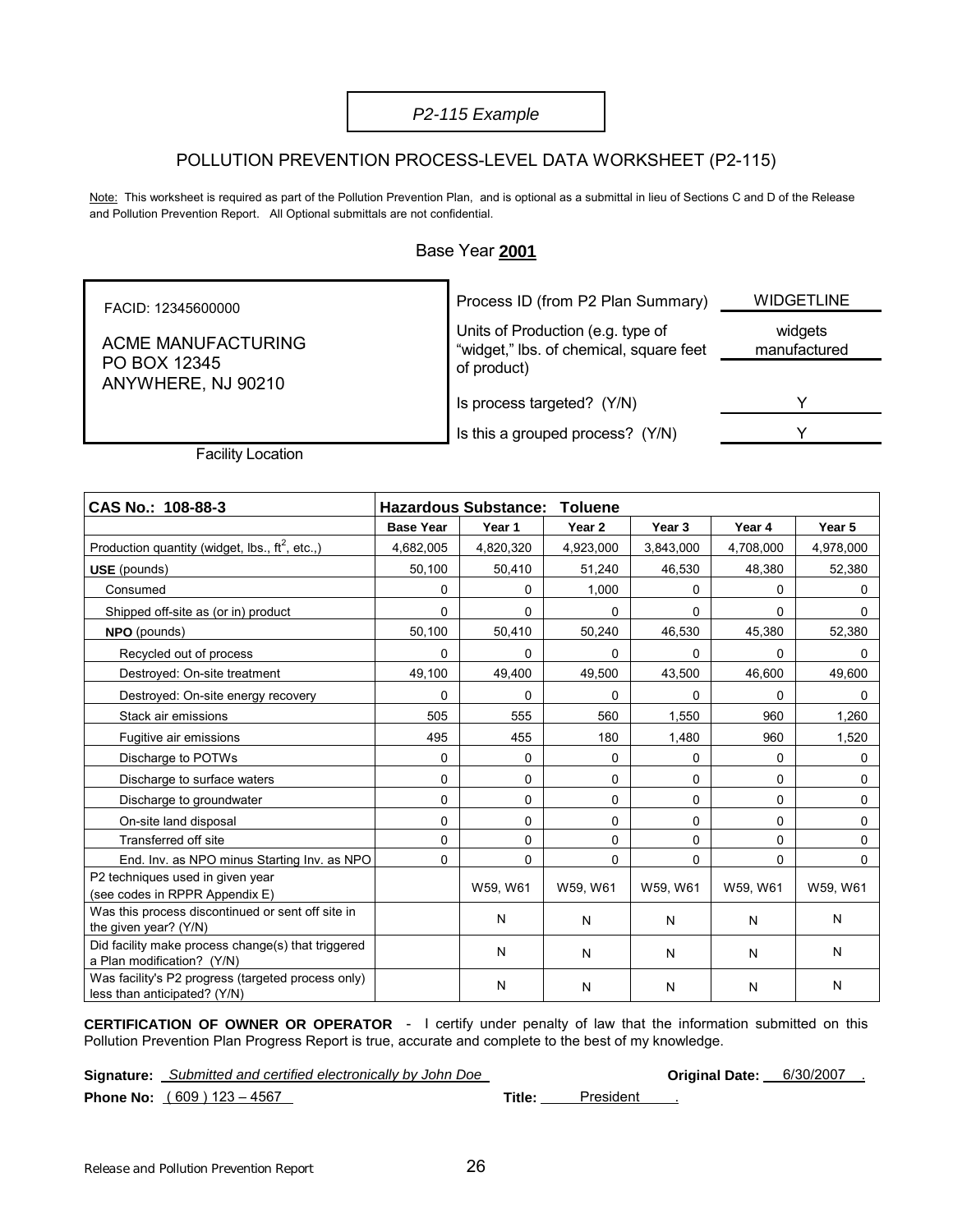*P2-115 Example*

## POLLUTION PREVENTION PROCESS-LEVEL DATA WORKSHEET (P2-115)

Note: This worksheet is required as part of the Pollution Prevention Plan, and is optional as a submittal in lieu of Sections C and D of the Release and Pollution Prevention Report. All Optional submittals are not confidential.

Base Year **2001**

FACID: 12345600000

ACME MANUFACTURING
PO BOX 12345
ANYWHERE, NJ 90210

Facility Location

| | |
|---|---|
| Process ID (from P2 Plan Summary) | WIDGETLINE |
| Units of Production (e.g. type of "widget," lbs. of chemical, square feet of product) | widgets manufactured |
| Is process targeted? (Y/N) | Y |
| Is this a grouped process? (Y/N) | Y |

| CAS No.: 108-88-3 | Hazardous Substance: Toluene | | | | | |
|---|---|---|---|---|---|---|
| | **Base Year** | **Year 1** | **Year 2** | **Year 3** | **Year 4** | **Year 5** |
| Production quantity (widget, lbs., $ft^2$, etc.,) | 4,682,005 | 4,820,320 | 4,923,000 | 3,843,000 | 4,708,000 | 4,978,000 |
| **USE** (pounds) | 50,100 | 50,410 | 51,240 | 46,530 | 48,380 | 52,380 |
| Consumed | 0 | 0 | 1,000 | 0 | 0 | 0 |
| Shipped off-site as (or in) product | 0 | 0 | 0 | 0 | 0 | 0 |
| **NPO** (pounds) | 50,100 | 50,410 | 50,240 | 46,530 | 45,380 | 52,380 |
| Recycled out of process | 0 | 0 | 0 | 0 | 0 | 0 |
| Destroyed: On-site treatment | 49,100 | 49,400 | 49,500 | 43,500 | 46,600 | 49,600 |
| Destroyed: On-site energy recovery | 0 | 0 | 0 | 0 | 0 | 0 |
| Stack air emissions | 505 | 555 | 560 | 1,550 | 960 | 1,260 |
| Fugitive air emissions | 495 | 455 | 180 | 1,480 | 960 | 1,520 |
| Discharge to POTWs | 0 | 0 | 0 | 0 | 0 | 0 |
| Discharge to surface waters | 0 | 0 | 0 | 0 | 0 | 0 |
| Discharge to groundwater | 0 | 0 | 0 | 0 | 0 | 0 |
| On-site land disposal | 0 | 0 | 0 | 0 | 0 | 0 |
| Transferred off site | 0 | 0 | 0 | 0 | 0 | 0 |
| End. Inv. as NPO minus Starting Inv. as NPO | 0 | 0 | 0 | 0 | 0 | 0 |
| P2 techniques used in given year (see codes in RPPR Appendix E) | | W59, W61 | W59, W61 | W59, W61 | W59, W61 | W59, W61 |
| Was this process discontinued or sent off site in the given year? (Y/N) | | N | N | N | N | N |
| Did facility make process change(s) that triggered a Plan modification? (Y/N) | | N | N | N | N | N |
| Was facility's P2 progress (targeted process only) less than anticipated? (Y/N) | | N | N | N | N | N |

**CERTIFICATION OF OWNER OR OPERATOR** - I certify under penalty of law that the information submitted on this Pollution Prevention Plan Progress Report is true, accurate and complete to the best of my knowledge.

**Signature:** *Submitted and certified electronically by John Doe* **Original Date:** 6/30/2007

**Phone No:** (609) 123 – 4567 **Title:** President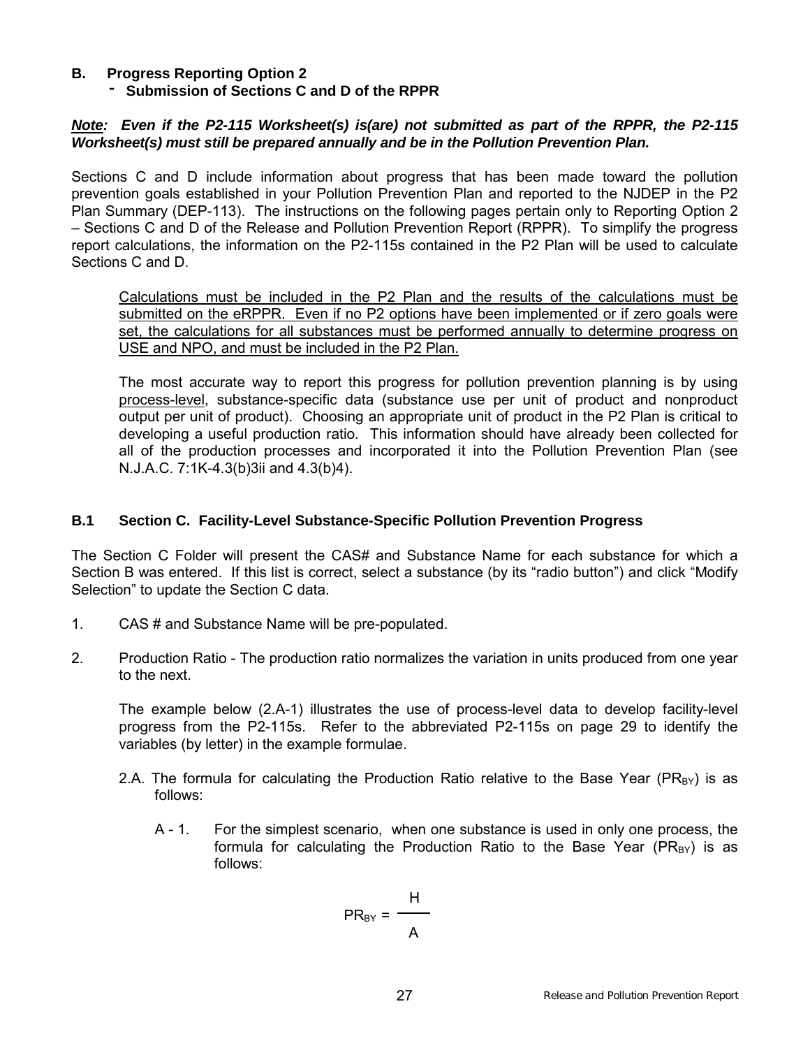## B. Progress Reporting Option 2
### - Submission of Sections C and D of the RPPR

***Note:*** ***Even if the P2-115 Worksheet(s) is(are) not submitted as part of the RPPR, the P2-115 Worksheet(s) must still be prepared annually and be in the Pollution Prevention Plan.***

Sections C and D include information about progress that has been made toward the pollution prevention goals established in your Pollution Prevention Plan and reported to the NJDEP in the P2 Plan Summary (DEP-113). The instructions on the following pages pertain only to Reporting Option 2 – Sections C and D of the Release and Pollution Prevention Report (RPPR). To simplify the progress report calculations, the information on the P2-115s contained in the P2 Plan will be used to calculate Sections C and D.

<u>Calculations must be included in the P2 Plan and the results of the calculations must be submitted on the eRPPR. Even if no P2 options have been implemented or if zero goals were set, the calculations for all substances must be performed annually to determine progress on USE and NPO, and must be included in the P2 Plan.</u>

The most accurate way to report this progress for pollution prevention planning is by using <u>process-level</u>, substance-specific data (substance use per unit of product and nonproduct output per unit of product). Choosing an appropriate unit of product in the P2 Plan is critical to developing a useful production ratio. This information should have already been collected for all of the production processes and incorporated it into the Pollution Prevention Plan (see N.J.A.C. 7:1K-4.3(b)3ii and 4.3(b)4).

### B.1 Section C. Facility-Level Substance-Specific Pollution Prevention Progress

The Section C Folder will present the CAS# and Substance Name for each substance for which a Section B was entered. If this list is correct, select a substance (by its “radio button”) and click “Modify Selection” to update the Section C data.

1. CAS # and Substance Name will be pre-populated.

2. Production Ratio - The production ratio normalizes the variation in units produced from one year to the next.

   The example below (2.A-1) illustrates the use of process-level data to develop facility-level progress from the P2-115s. Refer to the abbreviated P2-115s on page 29 to identify the variables (by letter) in the example formulae.

   2.A. The formula for calculating the Production Ratio relative to the Base Year ($PR_{BY}$) is as follows:

   A - 1. For the simplest scenario, when one substance is used in only one process, the formula for calculating the Production Ratio to the Base Year ($PR_{BY}$) is as follows:

$$PR_{BY} = \frac{H}{A}$$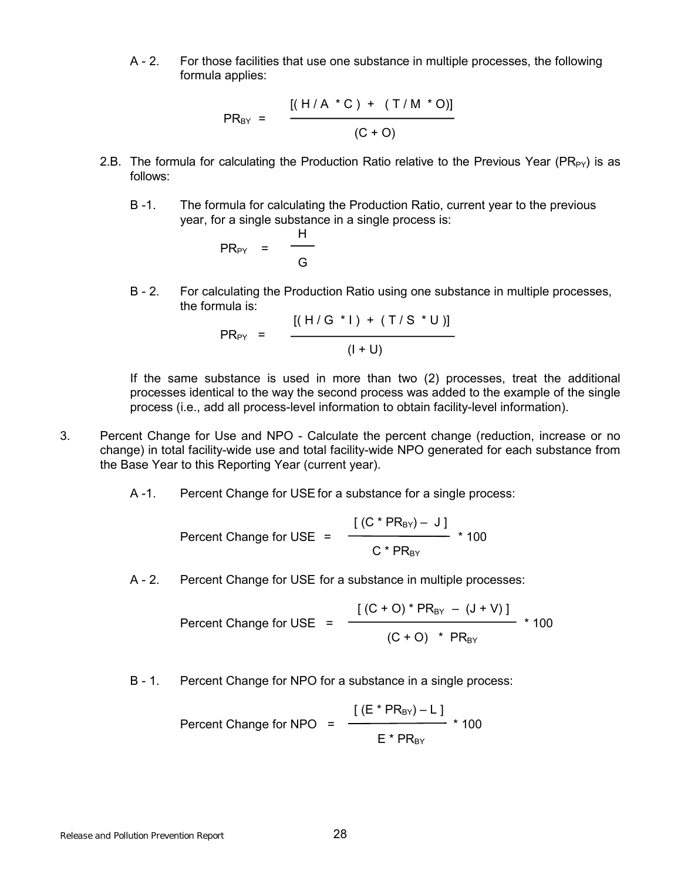A - 2. For those facilities that use one substance in multiple processes, the following formula applies:

$$PR_{BY} = \frac{[(H / A * C) + (T / M * O)]}{(C + O)}$$

2.B. The formula for calculating the Production Ratio relative to the Previous Year ($PR_{PY}$) is as follows:

B -1. The formula for calculating the Production Ratio, current year to the previous year, for a single substance in a single process is:

$$PR_{PY} = \frac{H}{G}$$

B - 2. For calculating the Production Ratio using one substance in multiple processes, the formula is:

$$PR_{PY} = \frac{[(H / G * I) + (T / S * U)]}{(I + U)}$$

If the same substance is used in more than two (2) processes, treat the additional processes identical to the way the second process was added to the example of the single process (i.e., add all process-level information to obtain facility-level information).

3. Percent Change for Use and NPO - Calculate the percent change (reduction, increase or no change) in total facility-wide use and total facility-wide NPO generated for each substance from the Base Year to this Reporting Year (current year).

A -1. Percent Change for USE for a substance for a single process:

$$\text{Percent Change for USE} = \frac{[(C * PR_{BY}) - J]}{C * PR_{BY}} * 100$$

A - 2. Percent Change for USE for a substance in multiple processes:

$$\text{Percent Change for USE} = \frac{[(C + O) * PR_{BY} - (J + V)]}{(C + O) * PR_{BY}} * 100$$

B - 1. Percent Change for NPO for a substance in a single process:

$$\text{Percent Change for NPO} = \frac{[(E * PR_{BY}) - L]}{E * PR_{BY}} * 100$$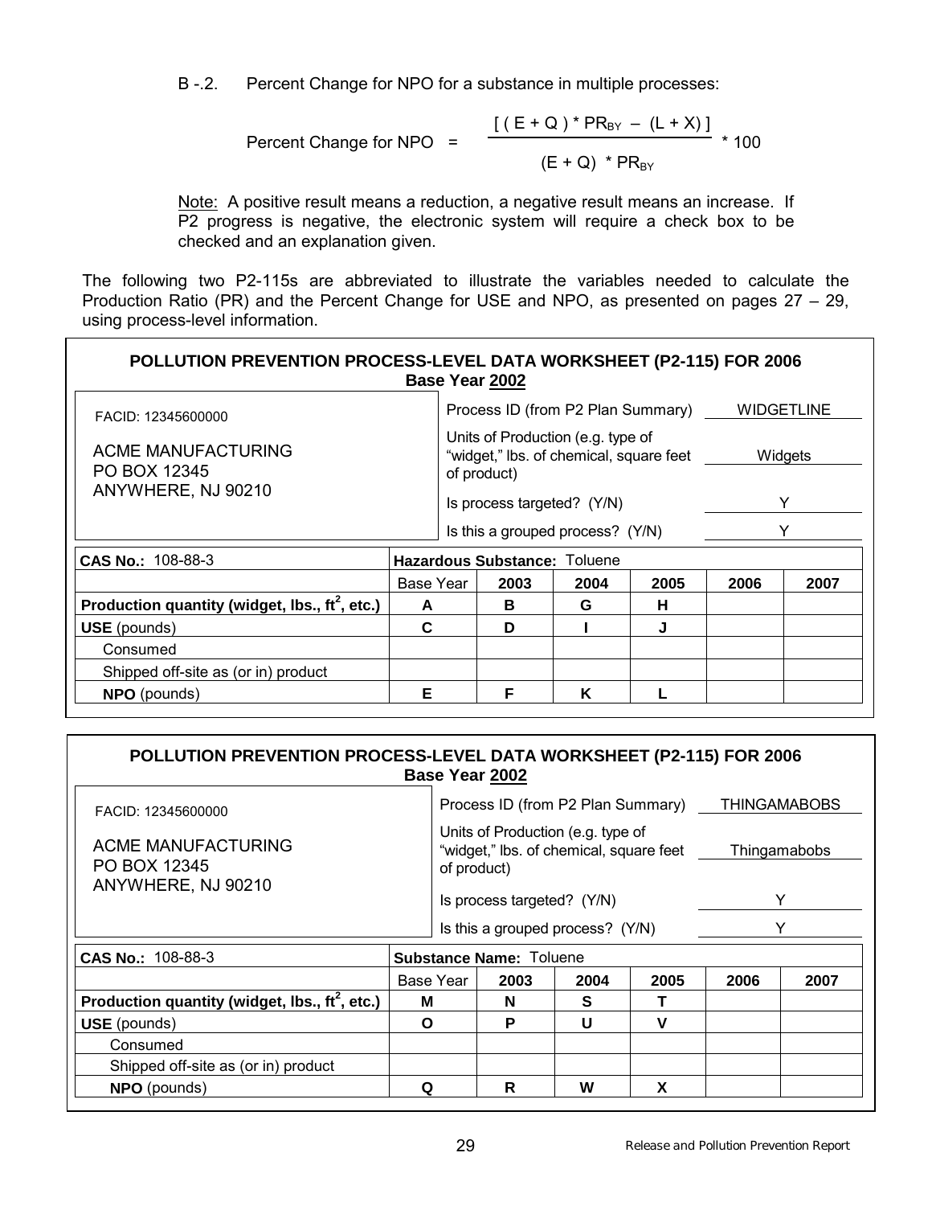B -.2. Percent Change for NPO for a substance in multiple processes:

$$\text{Percent Change for NPO} = \frac{[\,(E + Q) * PR_{BY} - (L + X)\,]}{(E + Q) * PR_{BY}} * 100$$

Note: A positive result means a reduction, a negative result means an increase. If P2 progress is negative, the electronic system will require a check box to be checked and an explanation given.

The following two P2-115s are abbreviated to illustrate the variables needed to calculate the Production Ratio (PR) and the Percent Change for USE and NPO, as presented on pages 27 – 29, using process-level information.

**POLLUTION PREVENTION PROCESS-LEVEL DATA WORKSHEET (P2-115) FOR 2006**
**Base Year 2002**

FACID: 12345600000

ACME MANUFACTURING
PO BOX 12345
ANYWHERE, NJ 90210

| | |
|---|---|
| Process ID (from P2 Plan Summary) | WIDGETLINE |
| Units of Production (e.g. type of "widget," lbs. of chemical, square feet of product) | Widgets |
| Is process targeted? (Y/N) | Y |
| Is this a grouped process? (Y/N) | Y |

| **CAS No.:** 108-88-3 | **Hazardous Substance:** Toluene | | | | | |
|---|---|---|---|---|---|---|
| | Base Year | 2003 | 2004 | 2005 | 2006 | 2007 |
| **Production quantity (widget, lbs., ft$^2$, etc.)** | A | B | G | H | | |
| **USE** (pounds) | C | D | I | J | | |
| Consumed | | | | | | |
| Shipped off-site as (or in) product | | | | | | |
| **NPO** (pounds) | E | F | K | L | | |

**POLLUTION PREVENTION PROCESS-LEVEL DATA WORKSHEET (P2-115) FOR 2006**
**Base Year 2002**

FACID: 12345600000

ACME MANUFACTURING
PO BOX 12345
ANYWHERE, NJ 90210

| | |
|---|---|
| Process ID (from P2 Plan Summary) | THINGAMABOBS |
| Units of Production (e.g. type of "widget," lbs. of chemical, square feet of product) | Thingamabobs |
| Is process targeted? (Y/N) | Y |
| Is this a grouped process? (Y/N) | Y |

| **CAS No.:** 108-88-3 | **Substance Name:** Toluene | | | | | |
|---|---|---|---|---|---|---|
| | Base Year | 2003 | 2004 | 2005 | 2006 | 2007 |
| **Production quantity (widget, lbs., ft$^2$, etc.)** | M | N | S | T | | |
| **USE** (pounds) | O | P | U | V | | |
| Consumed | | | | | | |
| Shipped off-site as (or in) product | | | | | | |
| **NPO** (pounds) | Q | R | W | X | | |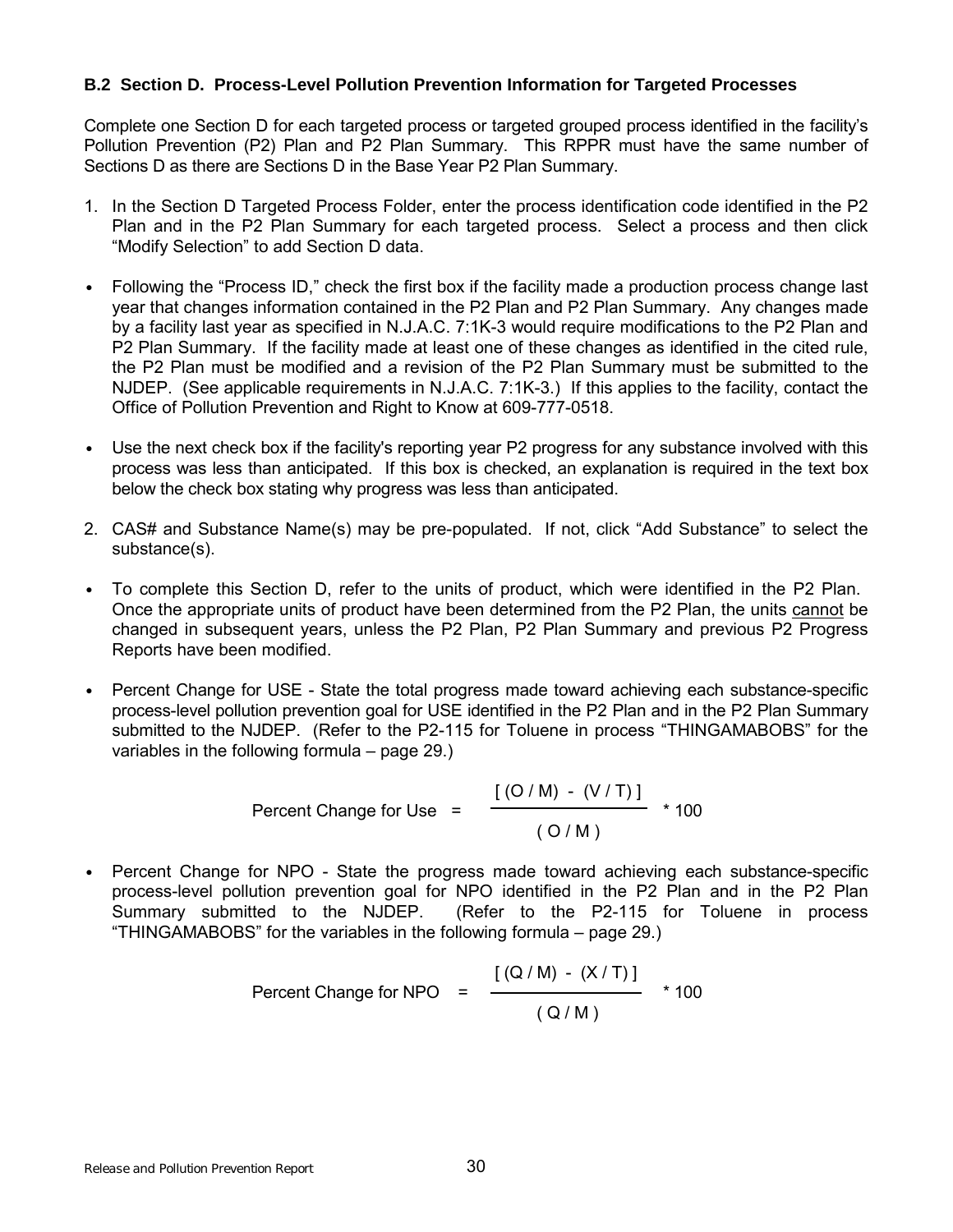### B.2 Section D. Process-Level Pollution Prevention Information for Targeted Processes

Complete one Section D for each targeted process or targeted grouped process identified in the facility's Pollution Prevention (P2) Plan and P2 Plan Summary. This RPPR must have the same number of Sections D as there are Sections D in the Base Year P2 Plan Summary.

1. In the Section D Targeted Process Folder, enter the process identification code identified in the P2 Plan and in the P2 Plan Summary for each targeted process. Select a process and then click "Modify Selection" to add Section D data.

- Following the "Process ID," check the first box if the facility made a production process change last year that changes information contained in the P2 Plan and P2 Plan Summary. Any changes made by a facility last year as specified in N.J.A.C. 7:1K-3 would require modifications to the P2 Plan and P2 Plan Summary. If the facility made at least one of these changes as identified in the cited rule, the P2 Plan must be modified and a revision of the P2 Plan Summary must be submitted to the NJDEP. (See applicable requirements in N.J.A.C. 7:1K-3.) If this applies to the facility, contact the Office of Pollution Prevention and Right to Know at 609-777-0518.

- Use the next check box if the facility's reporting year P2 progress for any substance involved with this process was less than anticipated. If this box is checked, an explanation is required in the text box below the check box stating why progress was less than anticipated.

2. CAS# and Substance Name(s) may be pre-populated. If not, click "Add Substance" to select the substance(s).

- To complete this Section D, refer to the units of product, which were identified in the P2 Plan. Once the appropriate units of product have been determined from the P2 Plan, the units <u>cannot</u> be changed in subsequent years, unless the P2 Plan, P2 Plan Summary and previous P2 Progress Reports have been modified.

- Percent Change for USE - State the total progress made toward achieving each substance-specific process-level pollution prevention goal for USE identified in the P2 Plan and in the P2 Plan Summary submitted to the NJDEP. (Refer to the P2-115 for Toluene in process "THINGAMABOBS" for the variables in the following formula – page 29.)

$$\text{Percent Change for Use} = \frac{[(O/M) - (V/T)]}{(O/M)} * 100$$

- Percent Change for NPO - State the progress made toward achieving each substance-specific process-level pollution prevention goal for NPO identified in the P2 Plan and in the P2 Plan Summary submitted to the NJDEP. (Refer to the P2-115 for Toluene in process "THINGAMABOBS" for the variables in the following formula – page 29.)

$$\text{Percent Change for NPO} = \frac{[(Q/M) - (X/T)]}{(Q/M)} * 100$$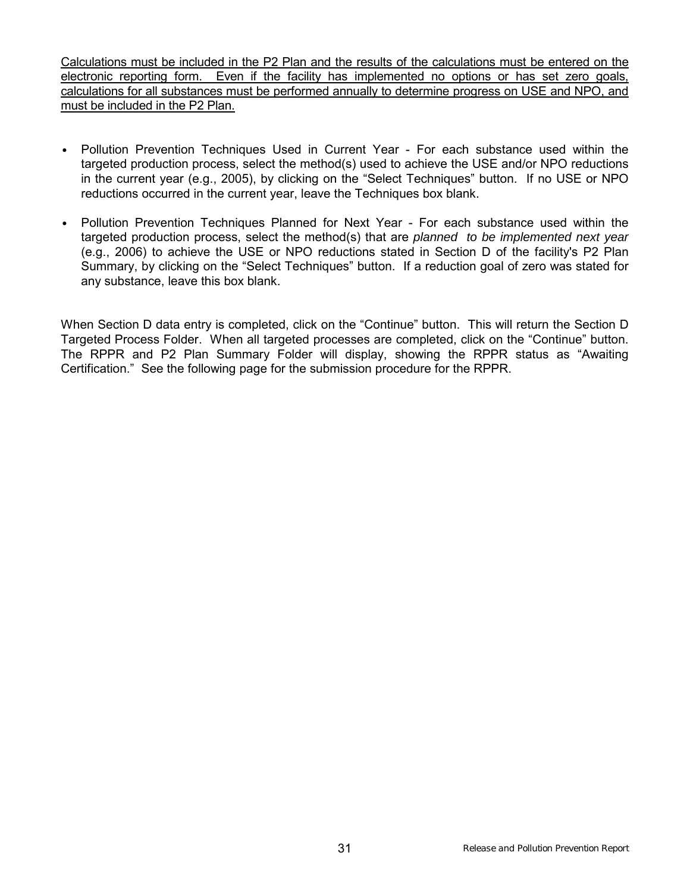<u>Calculations must be included in the P2 Plan and the results of the calculations must be entered on the electronic reporting form. Even if the facility has implemented no options or has set zero goals, calculations for all substances must be performed annually to determine progress on USE and NPO, and must be included in the P2 Plan.</u>

- Pollution Prevention Techniques Used in Current Year - For each substance used within the targeted production process, select the method(s) used to achieve the USE and/or NPO reductions in the current year (e.g., 2005), by clicking on the "Select Techniques" button. If no USE or NPO reductions occurred in the current year, leave the Techniques box blank.

- Pollution Prevention Techniques Planned for Next Year - For each substance used within the targeted production process, select the method(s) that are *planned to be implemented next year* (e.g., 2006) to achieve the USE or NPO reductions stated in Section D of the facility's P2 Plan Summary, by clicking on the "Select Techniques" button. If a reduction goal of zero was stated for any substance, leave this box blank.

When Section D data entry is completed, click on the "Continue" button. This will return the Section D Targeted Process Folder. When all targeted processes are completed, click on the "Continue" button. The RPPR and P2 Plan Summary Folder will display, showing the RPPR status as "Awaiting Certification." See the following page for the submission procedure for the RPPR.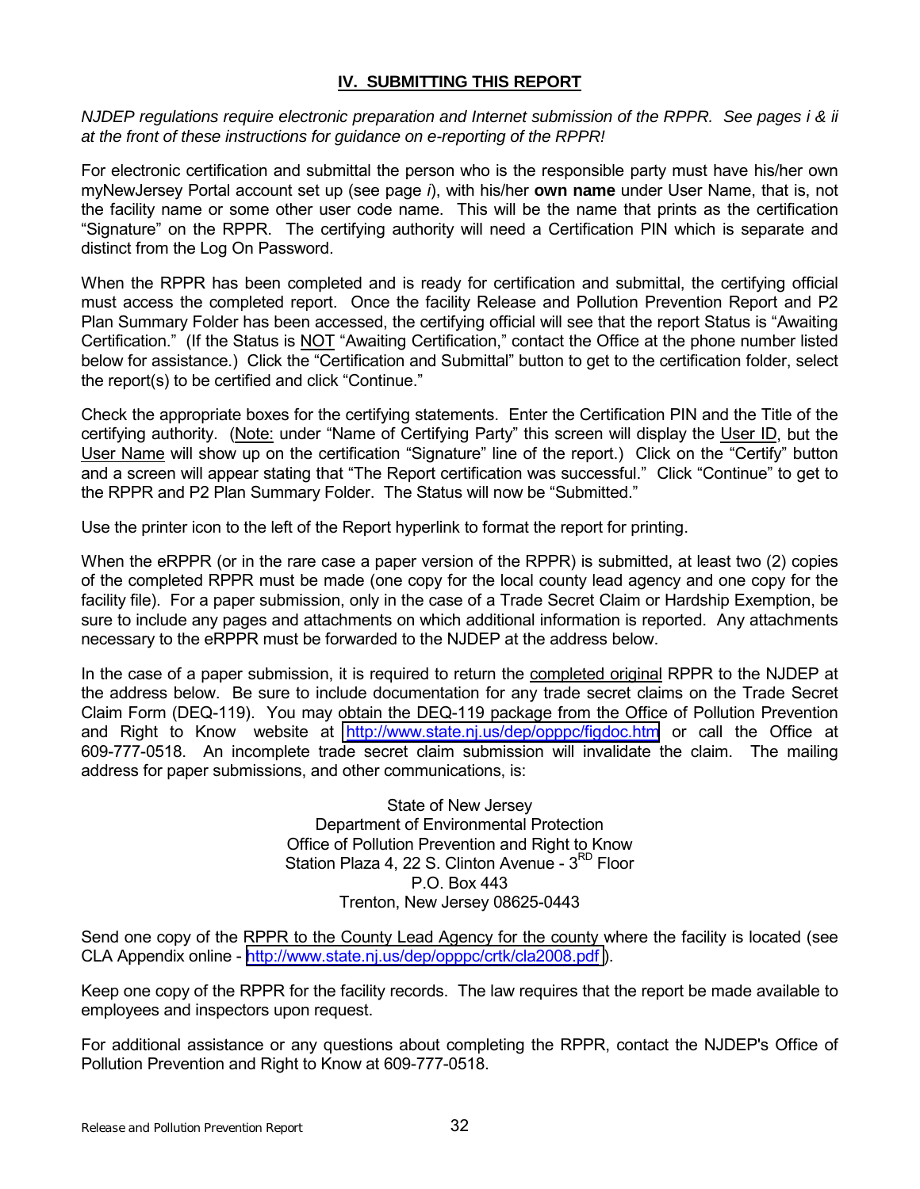## IV. SUBMITTING THIS REPORT

*NJDEP regulations require electronic preparation and Internet submission of the RPPR. See pages i & ii at the front of these instructions for guidance on e-reporting of the RPPR!*

For electronic certification and submittal the person who is the responsible party must have his/her own myNewJersey Portal account set up (see page *i*), with his/her **own name** under User Name, that is, not the facility name or some other user code name. This will be the name that prints as the certification "Signature" on the RPPR. The certifying authority will need a Certification PIN which is separate and distinct from the Log On Password.

When the RPPR has been completed and is ready for certification and submittal, the certifying official must access the completed report. Once the facility Release and Pollution Prevention Report and P2 Plan Summary Folder has been accessed, the certifying official will see that the report Status is "Awaiting Certification." (If the Status is NOT "Awaiting Certification," contact the Office at the phone number listed below for assistance.) Click the "Certification and Submittal" button to get to the certification folder, select the report(s) to be certified and click "Continue."

Check the appropriate boxes for the certifying statements. Enter the Certification PIN and the Title of the certifying authority. (Note: under "Name of Certifying Party" this screen will display the User ID, but the User Name will show up on the certification "Signature" line of the report.) Click on the "Certify" button and a screen will appear stating that "The Report certification was successful." Click "Continue" to get to the RPPR and P2 Plan Summary Folder. The Status will now be "Submitted."

Use the printer icon to the left of the Report hyperlink to format the report for printing.

When the eRPPR (or in the rare case a paper version of the RPPR) is submitted, at least two (2) copies of the completed RPPR must be made (one copy for the local county lead agency and one copy for the facility file). For a paper submission, only in the case of a Trade Secret Claim or Hardship Exemption, be sure to include any pages and attachments on which additional information is reported. Any attachments necessary to the eRPPR must be forwarded to the NJDEP at the address below.

In the case of a paper submission, it is required to return the completed original RPPR to the NJDEP at the address below. Be sure to include documentation for any trade secret claims on the Trade Secret Claim Form (DEQ-119). You may obtain the DEQ-119 package from the Office of Pollution Prevention and Right to Know website at http://www.state.nj.us/dep/opppc/figdoc.htm or call the Office at 609-777-0518. An incomplete trade secret claim submission will invalidate the claim. The mailing address for paper submissions, and other communications, is:

State of New Jersey
Department of Environmental Protection
Office of Pollution Prevention and Right to Know
Station Plaza 4, 22 S. Clinton Avenue - 3RD Floor
P.O. Box 443
Trenton, New Jersey 08625-0443

Send one copy of the RPPR to the County Lead Agency for the county where the facility is located (see CLA Appendix online - http://www.state.nj.us/dep/opppc/crtk/cla2008.pdf ).

Keep one copy of the RPPR for the facility records. The law requires that the report be made available to employees and inspectors upon request.

For additional assistance or any questions about completing the RPPR, contact the NJDEP's Office of Pollution Prevention and Right to Know at 609-777-0518.